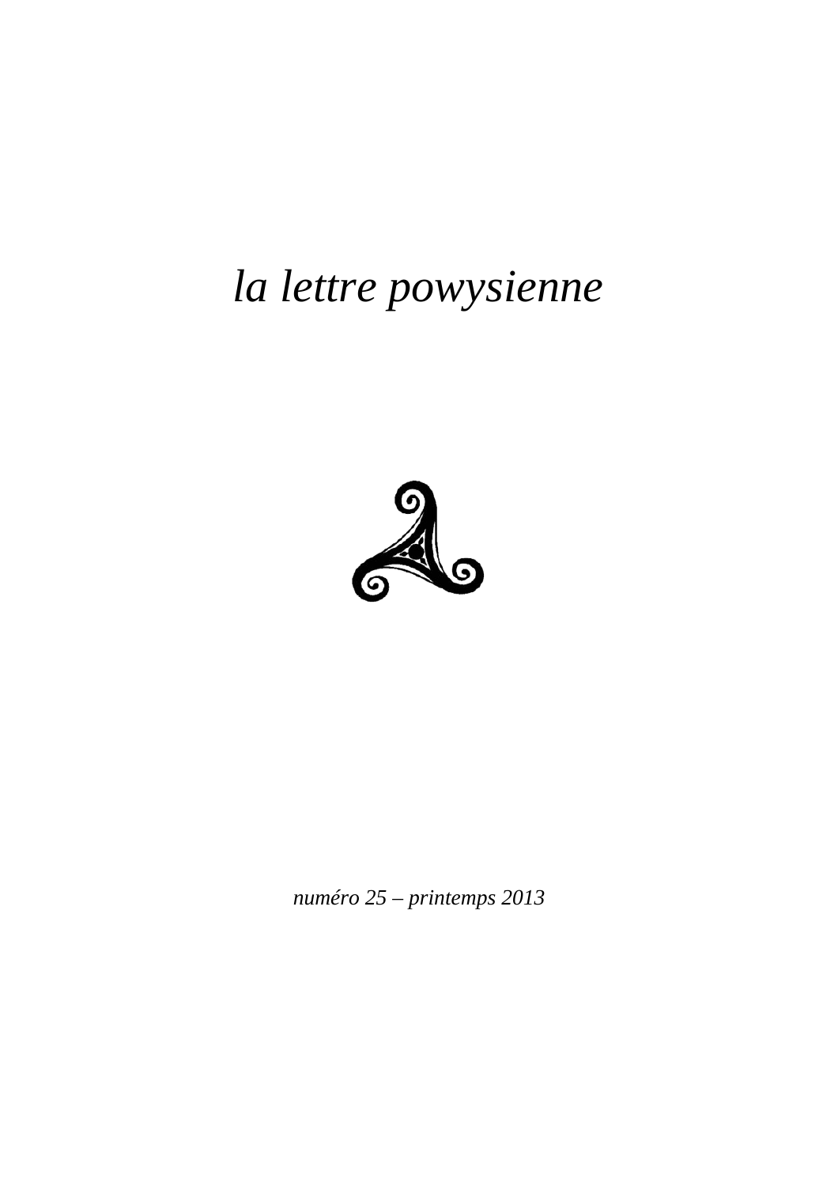# *la lettre powysienne*

*numéro 25 – printemps 2013*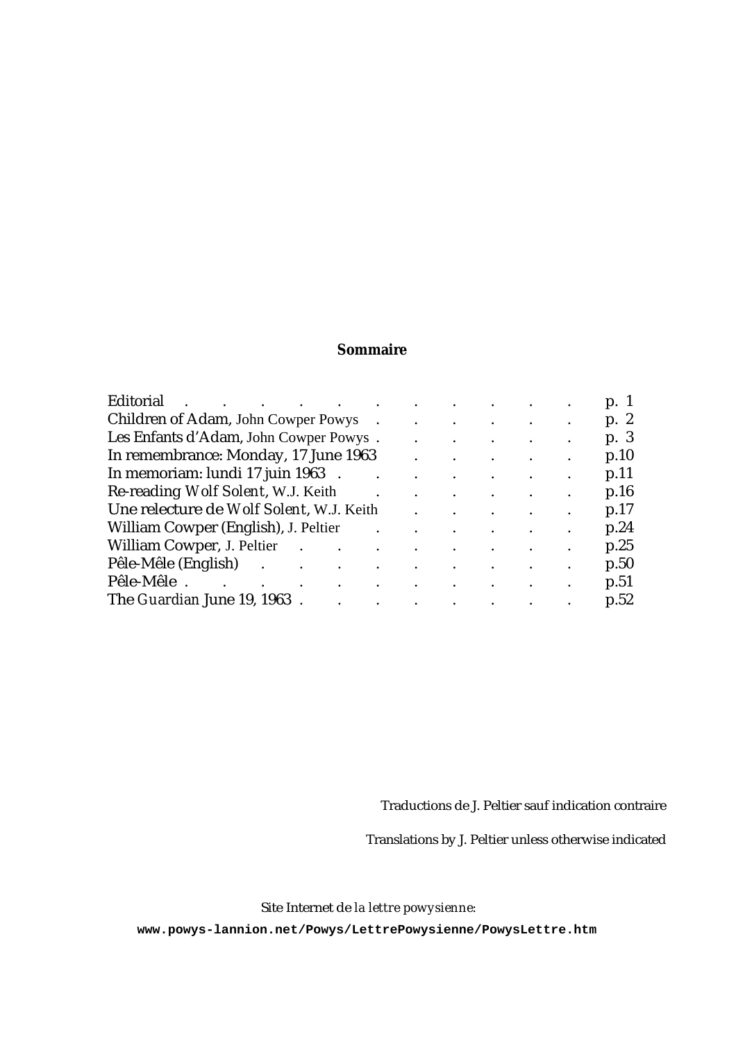## Sommaire

| | |
|---|---|
| Editorial | p. 1 |
| Children of Adam, John Cowper Powys | p. 2 |
| Les Enfants d'Adam, John Cowper Powys | p. 3 |
| In remembrance: Monday, 17 June 1963 | p.10 |
| In memoriam: lundi 17 juin 1963 | p.11 |
| Re-reading *Wolf Solent*, W.J. Keith | p.16 |
| Une relecture de *Wolf Solent*, W.J. Keith | p.17 |
| William Cowper (English), J. Peltier | p.24 |
| William Cowper, J. Peltier | p.25 |
| Pêle-Mêle (English) | p.50 |
| Pêle-Mêle | p.51 |
| The *Guardian* June 19, 1963 | p.52 |

Traductions de J. Peltier sauf indication contraire

Translations by J. Peltier unless otherwise indicated

Site Internet de *la lettre powysienne*:

**www.powys-lannion.net/Powys/LettrePowysienne/PowysLettre.htm**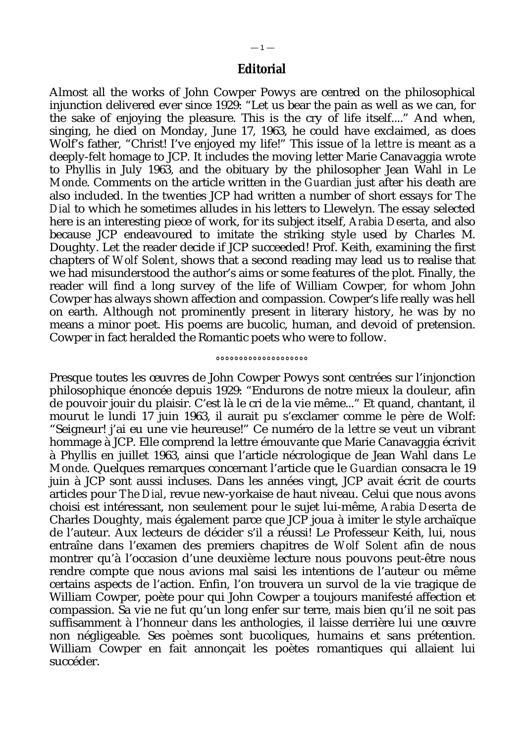## Editorial

Almost all the works of John Cowper Powys are centred on the philosophical injunction delivered ever since 1929: “Let us bear the pain as well as we can, for the sake of enjoying the pleasure. This is the cry of life itself....” And when, singing, he died on Monday, June 17, 1963, he could have exclaimed, as does Wolf’s father, “Christ! I’ve enjoyed my life!” This issue of *la lettre* is meant as a deeply-felt homage to JCP. It includes the moving letter Marie Canavaggia wrote to Phyllis in July 1963, and the obituary by the philosopher Jean Wahl in *Le Monde*. Comments on the article written in the *Guardian* just after his death are also included. In the twenties JCP had written a number of short essays for *The Dial* to which he sometimes alludes in his letters to Llewelyn. The essay selected here is an interesting piece of work, for its subject itself, *Arabia Deserta*, and also because JCP endeavoured to imitate the striking style used by Charles M. Doughty. Let the reader decide if JCP succeeded! Prof. Keith, examining the first chapters of *Wolf Solent*, shows that a second reading may lead us to realise that we had misunderstood the author’s aims or some features of the plot. Finally, the reader will find a long survey of the life of William Cowper, for whom John Cowper has always shown affection and compassion. Cowper’s life really was hell on earth. Although not prominently present in literary history, he was by no means a minor poet. His poems are bucolic, human, and devoid of pretension. Cowper in fact heralded the Romantic poets who were to follow.

°°°°°°°°°°°°°°°°°°°

Presque toutes les œuvres de John Cowper Powys sont centrées sur l’injonction philosophique énoncée depuis 1929: “Endurons de notre mieux la douleur, afin de pouvoir jouir du plaisir. C’est là le cri de la vie même...” Et quand, chantant, il mourut le lundi 17 juin 1963, il aurait pu s’exclamer comme le père de Wolf: “Seigneur! j’ai eu une vie heureuse!” Ce numéro de *la lettre* se veut un vibrant hommage à JCP. Elle comprend la lettre émouvante que Marie Canavaggia écrivit à Phyllis en juillet 1963, ainsi que l’article nécrologique de Jean Wahl dans *Le Monde*. Quelques remarques concernant l’article que le *Guardian* consacra le 19 juin à JCP sont aussi incluses. Dans les années vingt, JCP avait écrit de courts articles pour *The Dial*, revue new-yorkaise de haut niveau. Celui que nous avons choisi est intéressant, non seulement pour le sujet lui-même, *Arabia Deserta* de Charles Doughty, mais également parce que JCP joua à imiter le style archaïque de l’auteur. Aux lecteurs de décider s’il a réussi! Le Professeur Keith, lui, nous entraîne dans l’examen des premiers chapitres de *Wolf Solent* afin de nous montrer qu’à l’occasion d’une deuxième lecture nous pouvons peut-être nous rendre compte que nous avions mal saisi les intentions de l’auteur ou même certains aspects de l’action. Enfin, l’on trouvera un survol de la vie tragique de William Cowper, poète pour qui John Cowper a toujours manifesté affection et compassion. Sa vie ne fut qu’un long enfer sur terre, mais bien qu’il ne soit pas suffisamment à l’honneur dans les anthologies, il laisse derrière lui une œuvre non négligeable. Ses poèmes sont bucoliques, humains et sans prétention. William Cowper en fait annonçait les poètes romantiques qui allaient lui succéder.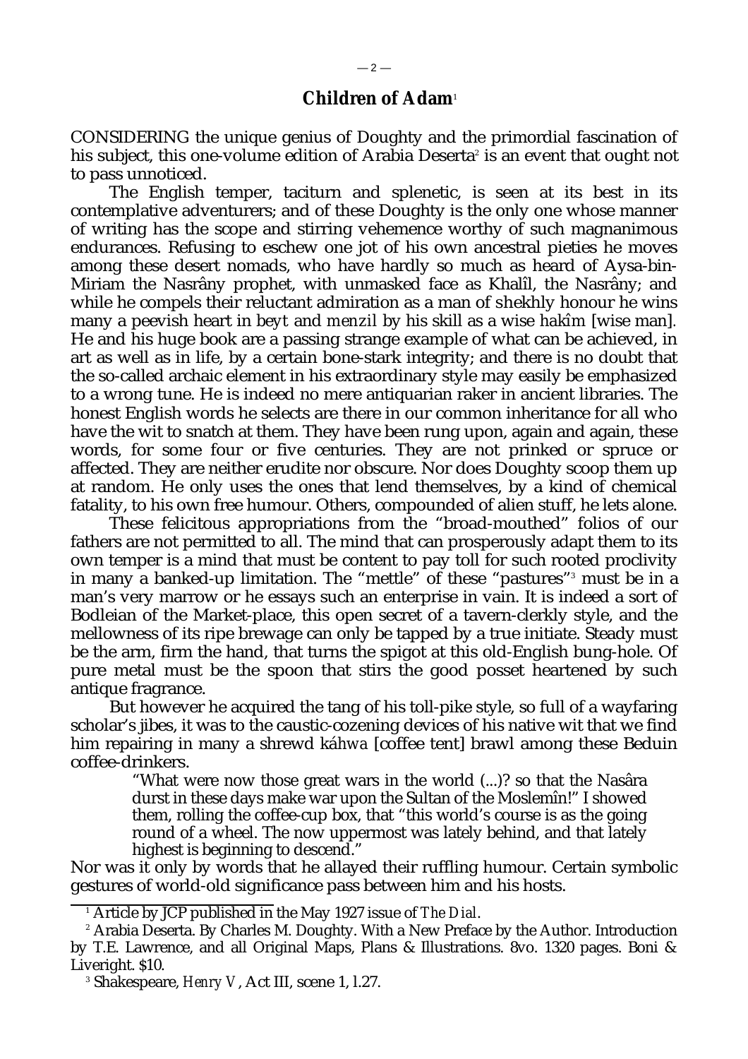## Children of Adam[1]

CONSIDERING the unique genius of Doughty and the primordial fascination of his subject, this one-volume edition of Arabia Deserta[2] is an event that ought not to pass unnoticed.

The English temper, taciturn and splenetic, is seen at its best in its contemplative adventurers; and of these Doughty is the only one whose manner of writing has the scope and stirring vehemence worthy of such magnanimous endurances. Refusing to eschew one jot of his own ancestral pieties he moves among these desert nomads, who have hardly so much as heard of Aysa-bin-Miriam the Nasrâny prophet, with unmasked face as Khalîl, the Nasrâny; and while he compels their reluctant admiration as a man of shekhly honour he wins many a peevish heart in *beyt* and *menzil* by his skill as a wise *hakîm* [wise man]. He and his huge book are a passing strange example of what can be achieved, in art as well as in life, by a certain bone-stark integrity; and there is no doubt that the so-called archaic element in his extraordinary style may easily be emphasized to a wrong tune. He is indeed no mere antiquarian raker in ancient libraries. The honest English words he selects are there in our common inheritance for all who have the wit to snatch at them. They have been rung upon, again and again, these words, for some four or five centuries. They are not prinked or spruce or affected. They are neither erudite nor obscure. Nor does Doughty scoop them up at random. He only uses the ones that lend themselves, by a kind of chemical fatality, to his own free humour. Others, compounded of alien stuff, he lets alone.

These felicitous appropriations from the "broad-mouthed" folios of our fathers are not permitted to all. The mind that can prosperously adapt them to its own temper is a mind that must be content to pay toll for such rooted proclivity in many a banked-up limitation. The "mettle" of these "pastures"[3] must be in a man's very marrow or he essays such an enterprise in vain. It is indeed a sort of Bodleian of the Market-place, this open secret of a tavern-clerkly style, and the mellowness of its ripe brewage can only be tapped by a true initiate. Steady must be the arm, firm the hand, that turns the spigot at this old-English bung-hole. Of pure metal must be the spoon that stirs the good posset heartened by such antique fragrance.

But however he acquired the tang of his toll-pike style, so full of a wayfaring scholar's jibes, it was to the caustic-cozening devices of his native wit that we find him repairing in many a shrewd *káhwa* [coffee tent] brawl among these Beduin coffee-drinkers.

> "What were now those great wars in the world (...)? so that the Nasâra durst in these days make war upon the Sultan of the Moslemîn!" I showed them, rolling the coffee-cup box, that "this world's course is as the going round of a wheel. The now uppermost was lately behind, and that lately highest is beginning to descend."

Nor was it only by words that he allayed their ruffling humour. Certain symbolic gestures of world-old significance pass between him and his hosts.

---

[1] Article by JCP published in the May 1927 issue of *The Dial*.

[2] Arabia Deserta. By Charles M. Doughty. With a New Preface by the Author. Introduction by T.E. Lawrence, and all Original Maps, Plans & Illustrations. 8vo. 1320 pages. Boni & Liveright. $10.

[3] Shakespeare, *Henry V*, Act III, scene 1, l.27.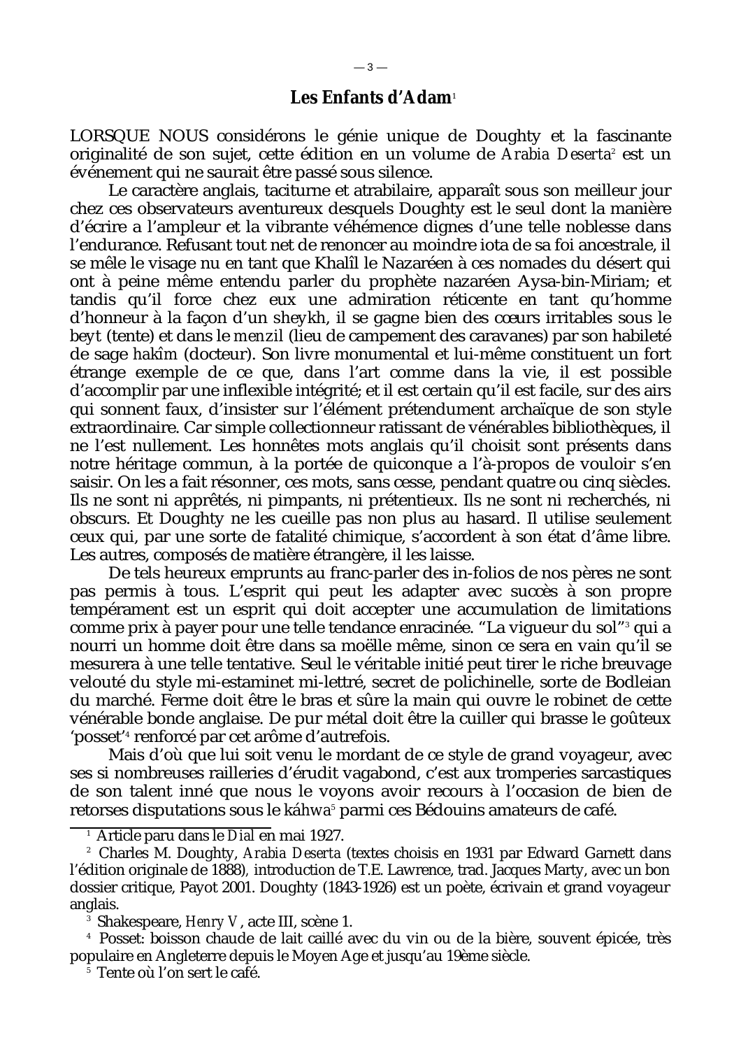## Les Enfants d'Adam[1]

LORSQUE NOUS considérons le génie unique de Doughty et la fascinante originalité de son sujet, cette édition en un volume de *Arabia Deserta*[2] est un événement qui ne saurait être passé sous silence.

Le caractère anglais, taciturne et atrabilaire, apparaît sous son meilleur jour chez ces observateurs aventureux desquels Doughty est le seul dont la manière d'écrire a l'ampleur et la vibrante véhémence dignes d'une telle noblesse dans l'endurance. Refusant tout net de renoncer au moindre iota de sa foi ancestrale, il se mêle le visage nu en tant que Khalîl le Nazaréen à ces nomades du désert qui ont à peine même entendu parler du prophète nazaréen Aysa-bin-Miriam; et tandis qu'il force chez eux une admiration réticente en tant qu'homme d'honneur à la façon d'un sheykh, il se gagne bien des cœurs irritables sous le *beyt* (tente) et dans le *menzil* (lieu de campement des caravanes) par son habileté de sage *hakîm* (docteur). Son livre monumental et lui-même constituent un fort étrange exemple de ce que, dans l'art comme dans la vie, il est possible d'accomplir par une inflexible intégrité; et il est certain qu'il est facile, sur des airs qui sonnent faux, d'insister sur l'élément prétendument archaïque de son style extraordinaire. Car simple collectionneur ratissant de vénérables bibliothèques, il ne l'est nullement. Les honnêtes mots anglais qu'il choisit sont présents dans notre héritage commun, à la portée de quiconque a l'à-propos de vouloir s'en saisir. On les a fait résonner, ces mots, sans cesse, pendant quatre ou cinq siècles. Ils ne sont ni apprêtés, ni pimpants, ni prétentieux. Ils ne sont ni recherchés, ni obscurs. Et Doughty ne les cueille pas non plus au hasard. Il utilise seulement ceux qui, par une sorte de fatalité chimique, s'accordent à son état d'âme libre. Les autres, composés de matière étrangère, il les laisse.

De tels heureux emprunts au franc-parler des in-folios de nos pères ne sont pas permis à tous. L'esprit qui peut les adapter avec succès à son propre tempérament est un esprit qui doit accepter une accumulation de limitations comme prix à payer pour une telle tendance enracinée. "La vigueur du sol"[3] qui a nourri un homme doit être dans sa moëlle même, sinon ce sera en vain qu'il se mesurera à une telle tentative. Seul le véritable initié peut tirer le riche breuvage velouté du style mi-estaminet mi-lettré, secret de polichinelle, sorte de Bodleian du marché. Ferme doit être le bras et sûre la main qui ouvre le robinet de cette vénérable bonde anglaise. De pur métal doit être la cuiller qui brasse le goûteux 'posset'[4] renforcé par cet arôme d'autrefois.

Mais d'où que lui soit venu le mordant de ce style de grand voyageur, avec ses si nombreuses railleries d'érudit vagabond, c'est aux tromperies sarcastiques de son talent inné que nous le voyons avoir recours à l'occasion de bien de retorses disputations sous le *káhwa*[5] parmi ces Bédouins amateurs de café.

---

[1] Article paru dans le *Dial* en mai 1927.

[2] Charles M. Doughty, *Arabia Deserta* (textes choisis en 1931 par Edward Garnett dans l'édition originale de 1888), introduction de T.E. Lawrence, trad. Jacques Marty, avec un bon dossier critique, Payot 2001. Doughty (1843-1926) est un poète, écrivain et grand voyageur anglais.

[3] Shakespeare, *Henry V*, acte III, scène 1.

[4] Posset: boisson chaude de lait caillé avec du vin ou de la bière, souvent épicée, très populaire en Angleterre depuis le Moyen Age et jusqu'au 19ème siècle.

[5] Tente où l'on sert le café.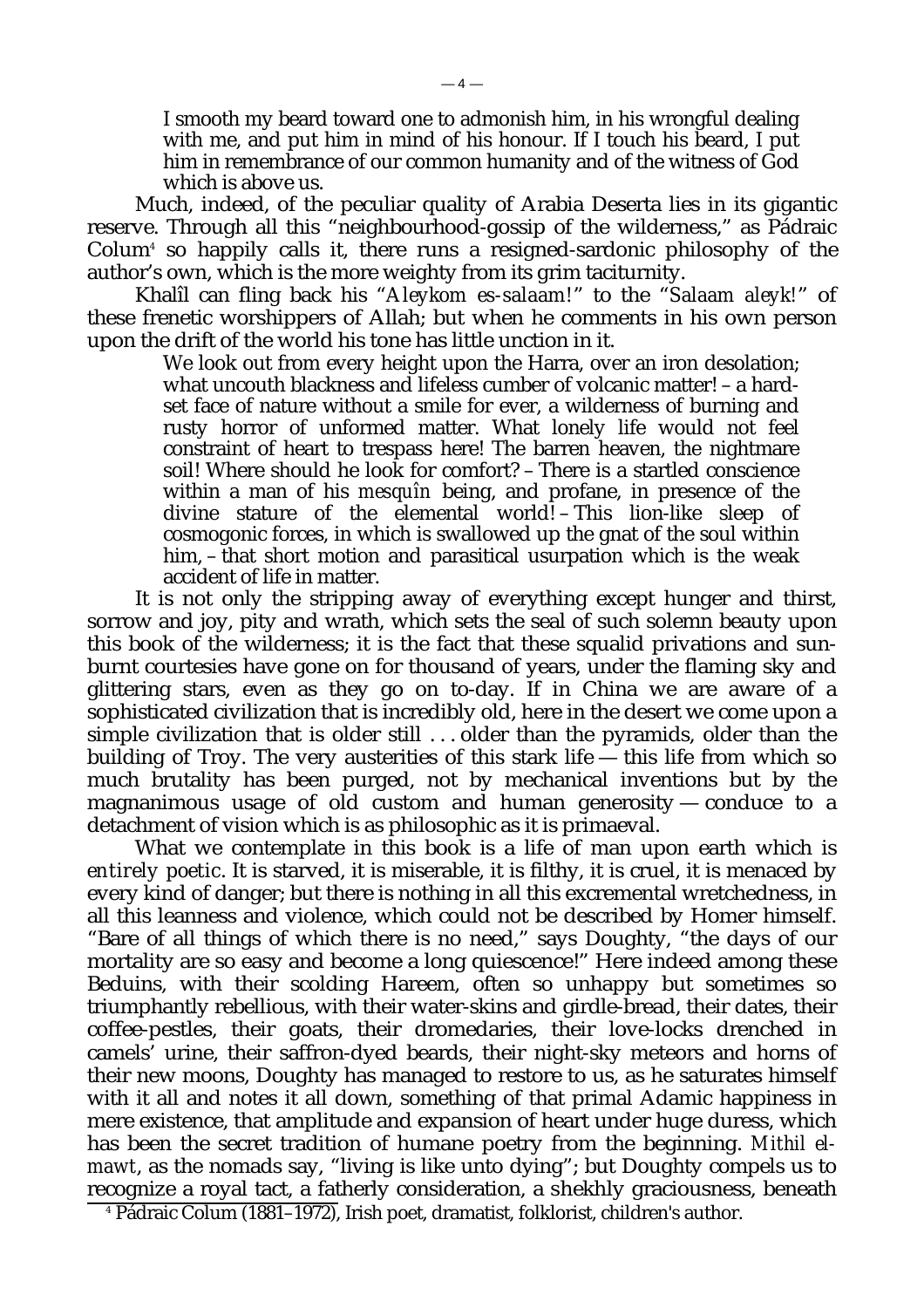> I smooth my beard toward one to admonish him, in his wrongful dealing with me, and put him in mind of his honour. If I touch his beard, I put him in remembrance of our common humanity and of the witness of God which is above us.

Much, indeed, of the peculiar quality of Arabia Deserta lies in its gigantic reserve. Through all this "neighbourhood-gossip of the wilderness," as Pádraic Colum[4] so happily calls it, there runs a resigned-sardonic philosophy of the author's own, which is the more weighty from its grim taciturnity.

Khalîl can fling back his "*Aleykom es-salaam!*" to the "*Salaam aleyk!*" of these frenetic worshippers of Allah; but when he comments in his own person upon the drift of the world his tone has little unction in it.

> We look out from every height upon the Harra, over an iron desolation; what uncouth blackness and lifeless cumber of volcanic matter! – a hard-set face of nature without a smile for ever, a wilderness of burning and rusty horror of unformed matter. What lonely life would not feel constraint of heart to trespass here! The barren heaven, the nightmare soil! Where should he look for comfort? – There is a startled conscience within a man of his *mesquîn* being, and profane, in presence of the divine stature of the elemental world! – This lion-like sleep of cosmogonic forces, in which is swallowed up the gnat of the soul within him, – that short motion and parasitical usurpation which is the weak accident of life in matter.

It is not only the stripping away of everything except hunger and thirst, sorrow and joy, pity and wrath, which sets the seal of such solemn beauty upon this book of the wilderness; it is the fact that these squalid privations and sun-burnt courtesies have gone on for thousand of years, under the flaming sky and glittering stars, even as they go on to-day. If in China we are aware of a sophisticated civilization that is incredibly old, here in the desert we come upon a simple civilization that is older still . . . older than the pyramids, older than the building of Troy. The very austerities of this stark life — this life from which so much brutality has been purged, not by mechanical inventions but by the magnanimous usage of old custom and human generosity — conduce to a detachment of vision which is as philosophic as it is primaeval.

What we contemplate in this book is a life of man upon earth which is *entirely poetic*. It is starved, it is miserable, it is filthy, it is cruel, it is menaced by every kind of danger; but there is nothing in all this excremental wretchedness, in all this leanness and violence, which could not be described by Homer himself. "Bare of all things of which there is no need," says Doughty, "the days of our mortality are so easy and become a long quiescence!" Here indeed among these Beduins, with their scolding Hareem, often so unhappy but sometimes so triumphantly rebellious, with their water-skins and girdle-bread, their dates, their coffee-pestles, their goats, their dromedaries, their love-locks drenched in camels' urine, their saffron-dyed beards, their night-sky meteors and horns of their new moons, Doughty has managed to restore to us, as he saturates himself with it all and notes it all down, something of that primal Adamic happiness in mere existence, that amplitude and expansion of heart under huge duress, which has been the secret tradition of humane poetry from the beginning. *Mithil el-mawt*, as the nomads say, "living is like unto dying"; but Doughty compels us to recognize a royal tact, a fatherly consideration, a shekhly graciousness, beneath

[4] Pádraic Colum (1881–1972), Irish poet, dramatist, folklorist, children's author.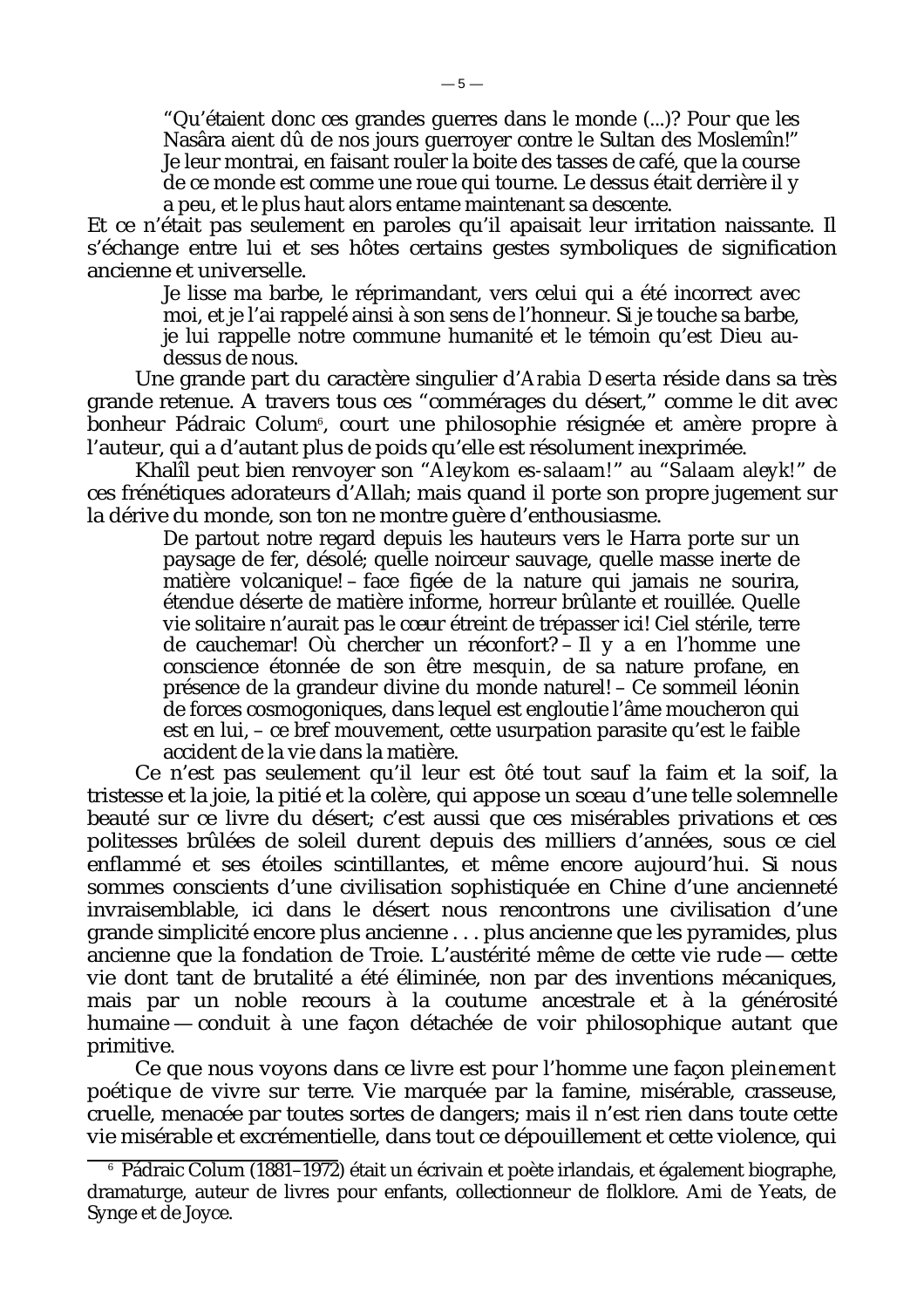> “Qu’étaient donc ces grandes guerres dans le monde (...)? Pour que les Nasâra aient dû de nos jours guerroyer contre le Sultan des Moslemîn!” Je leur montrai, en faisant rouler la boite des tasses de café, que la course de ce monde est comme une roue qui tourne. Le dessus était derrière il y a peu, et le plus haut alors entame maintenant sa descente.

Et ce n’était pas seulement en paroles qu’il apaisait leur irritation naissante. Il s’échange entre lui et ses hôtes certains gestes symboliques de signification ancienne et universelle.

> Je lisse ma barbe, le réprimandant, vers celui qui a été incorrect avec moi, et je l’ai rappelé ainsi à son sens de l’honneur. Si je touche sa barbe, je lui rappelle notre commune humanité et le témoin qu’est Dieu au-dessus de nous.

Une grande part du caractère singulier d’*Arabia Deserta* réside dans sa très grande retenue. A travers tous ces “commérages du désert,” comme le dit avec bonheur Pádraic Colum[6], court une philosophie résignée et amère propre à l’auteur, qui a d’autant plus de poids qu’elle est résolument inexprimée.

Khalîl peut bien renvoyer son “*Aleykom es-salaam!*” au “*Salaam aleyk!*” de ces frénétiques adorateurs d’Allah; mais quand il porte son propre jugement sur la dérive du monde, son ton ne montre guère d’enthousiasme.

> De partout notre regard depuis les hauteurs vers le Harra porte sur un paysage de fer, désolé; quelle noirceur sauvage, quelle masse inerte de matière volcanique! – face figée de la nature qui jamais ne sourira, étendue déserte de matière informe, horreur brûlante et rouillée. Quelle vie solitaire n’aurait pas le cœur étreint de trépasser ici! Ciel stérile, terre de cauchemar! Où chercher un réconfort? – Il y a en l’homme une conscience étonnée de son être *mesquin*, de sa nature profane, en présence de la grandeur divine du monde naturel! – Ce sommeil léonin de forces cosmogoniques, dans lequel est engloutie l’âme moucheron qui est en lui, – ce bref mouvement, cette usurpation parasite qu’est le faible accident de la vie dans la matière.

Ce n’est pas seulement qu’il leur est ôté tout sauf la faim et la soif, la tristesse et la joie, la pitié et la colère, qui appose un sceau d’une telle solemnelle beauté sur ce livre du désert; c’est aussi que ces misérables privations et ces politesses brûlées de soleil durent depuis des milliers d’années, sous ce ciel enflammé et ses étoiles scintillantes, et même encore aujourd’hui. Si nous sommes conscients d’une civilisation sophistiquée en Chine d’une ancienneté invraisemblable, ici dans le désert nous rencontrons une civilisation d’une grande simplicité encore plus ancienne . . . plus ancienne que les pyramides, plus ancienne que la fondation de Troie. L’austérité même de cette vie rude — cette vie dont tant de brutalité a été éliminée, non par des inventions mécaniques, mais par un noble recours à la coutume ancestrale et à la générosité humaine — conduit à une façon détachée de voir philosophique autant que primitive.

Ce que nous voyons dans ce livre est pour l’homme une façon *pleinement poétique* de vivre sur terre. Vie marquée par la famine, misérable, crasseuse, cruelle, menacée par toutes sortes de dangers; mais il n’est rien dans toute cette vie misérable et excrémentielle, dans tout ce dépouillement et cette violence, qui

---

[6] Pádraic Colum (1881–1972) était un écrivain et poète irlandais, et également biographe, dramaturge, auteur de livres pour enfants, collectionneur de flolklore. Ami de Yeats, de Synge et de Joyce.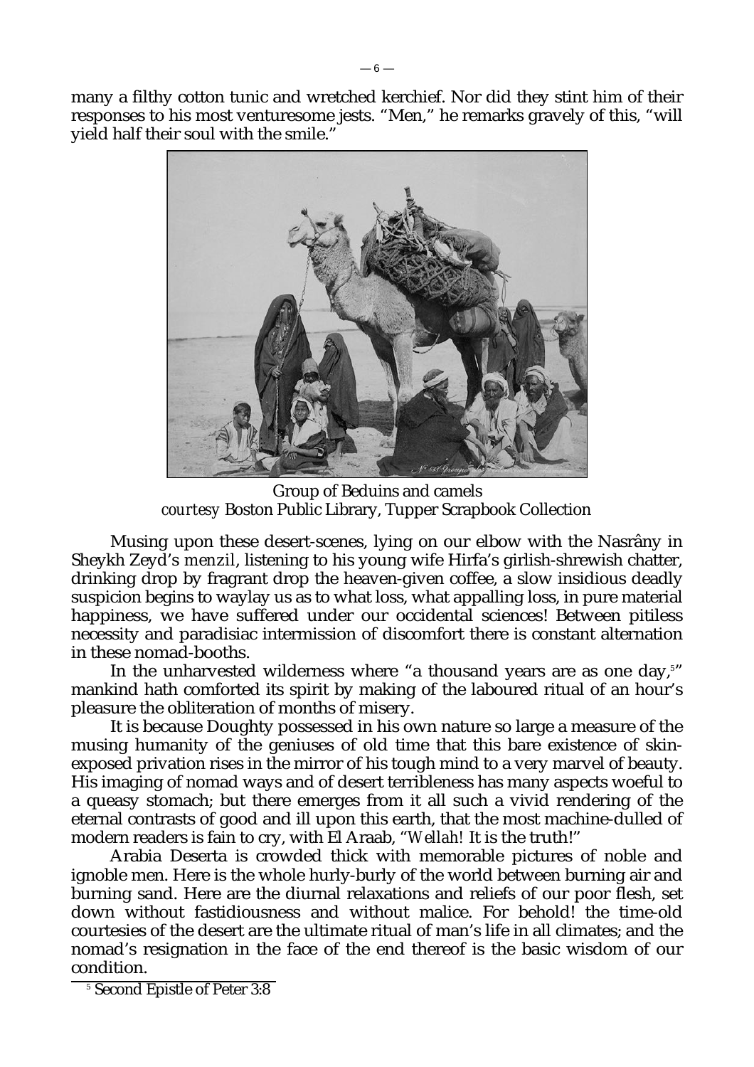many a filthy cotton tunic and wretched kerchief. Nor did they stint him of their responses to his most venturesome jests. "Men," he remarks gravely of this, "will yield half their soul with the smile."

Group of Beduins and camels
*courtesy* Boston Public Library, Tupper Scrapbook Collection

Musing upon these desert-scenes, lying on our elbow with the Nasrâny in Sheykh Zeyd's *menzil*, listening to his young wife Hirfa's girlish-shrewish chatter, drinking drop by fragrant drop the heaven-given coffee, a slow insidious deadly suspicion begins to waylay us as to what loss, what appalling loss, in pure material happiness, we have suffered under our occidental sciences! Between pitiless necessity and paradisiac intermission of discomfort there is constant alternation in these nomad-booths.

In the unharvested wilderness where "a thousand years are as one day,[5]" mankind hath comforted its spirit by making of the laboured ritual of an hour's pleasure the obliteration of months of misery.

It is because Doughty possessed in his own nature so large a measure of the musing humanity of the geniuses of old time that this bare existence of skin-exposed privation rises in the mirror of his tough mind to a very marvel of beauty. His imaging of nomad ways and of desert terribleness has many aspects woeful to a queasy stomach; but there emerges from it all such a vivid rendering of the eternal contrasts of good and ill upon this earth, that the most machine-dulled of modern readers is fain to cry, with El Araab, "*Wellah!* It is the truth!"

Arabia Deserta is crowded thick with memorable pictures of noble and ignoble men. Here is the whole hurly-burly of the world between burning air and burning sand. Here are the diurnal relaxations and reliefs of our poor flesh, set down without fastidiousness and without malice. For behold! the time-old courtesies of the desert are the ultimate ritual of man's life in all climates; and the nomad's resignation in the face of the end thereof is the basic wisdom of our condition.

[5] Second Epistle of Peter 3:8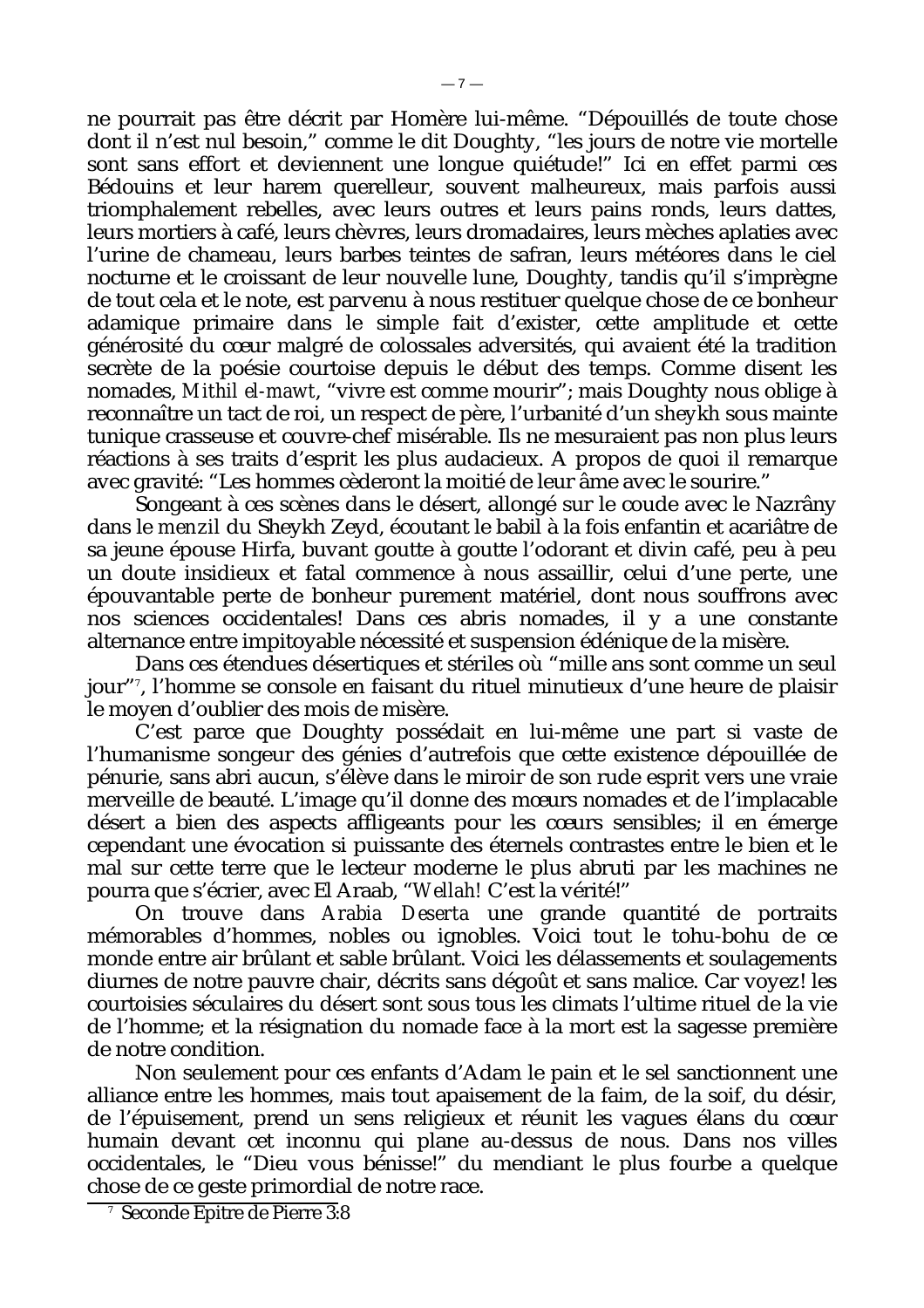ne pourrait pas être décrit par Homère lui-même. “Dépouillés de toute chose dont il n’est nul besoin,” comme le dit Doughty, “les jours de notre vie mortelle sont sans effort et deviennent une longue quiétude!” Ici en effet parmi ces Bédouins et leur harem querelleur, souvent malheureux, mais parfois aussi triomphalement rebelles, avec leurs outres et leurs pains ronds, leurs dattes, leurs mortiers à café, leurs chèvres, leurs dromadaires, leurs mèches aplaties avec l’urine de chameau, leurs barbes teintes de safran, leurs météores dans le ciel nocturne et le croissant de leur nouvelle lune, Doughty, tandis qu’il s’imprègne de tout cela et le note, est parvenu à nous restituer quelque chose de ce bonheur adamique primaire dans le simple fait d’exister, cette amplitude et cette générosité du cœur malgré de colossales adversités, qui avaient été la tradition secrète de la poésie courtoise depuis le début des temps. Comme disent les nomades, *Mithil el-mawt*, “vivre est comme mourir”; mais Doughty nous oblige à reconnaître un tact de roi, un respect de père, l’urbanité d’un *sheykh* sous mainte tunique crasseuse et couvre-chef misérable. Ils ne mesuraient pas non plus leurs réactions à ses traits d’esprit les plus audacieux. A propos de quoi il remarque avec gravité: “Les hommes cèderont la moitié de leur âme avec le sourire.”

Songeant à ces scènes dans le désert, allongé sur le coude avec le Nazrâny dans le *menzil* du Sheykh Zeyd, écoutant le babil à la fois enfantin et acariâtre de sa jeune épouse Hirfa, buvant goutte à goutte l’odorant et divin café, peu à peu un doute insidieux et fatal commence à nous assaillir, celui d’une perte, une épouvantable perte de bonheur purement matériel, dont nous souffrons avec nos sciences occidentales! Dans ces abris nomades, il y a une constante alternance entre impitoyable nécessité et suspension édénique de la misère.

Dans ces étendues désertiques et stériles où “mille ans sont comme un seul jour”[7], l’homme se console en faisant du rituel minutieux d’une heure de plaisir le moyen d’oublier des mois de misère.

C’est parce que Doughty possédait en lui-même une part si vaste de l’humanisme songeur des génies d’autrefois que cette existence dépouillée de pénurie, sans abri aucun, s’élève dans le miroir de son rude esprit vers une vraie merveille de beauté. L’image qu’il donne des mœurs nomades et de l’implacable désert a bien des aspects affligeants pour les cœurs sensibles; il en émerge cependant une évocation si puissante des éternels contrastes entre le bien et le mal sur cette terre que le lecteur moderne le plus abruti par les machines ne pourra que s’écrier, avec El Araab, “*Wellah!* C’est la vérité!”

On trouve dans *Arabia Deserta* une grande quantité de portraits mémorables d’hommes, nobles ou ignobles. Voici tout le tohu-bohu de ce monde entre air brûlant et sable brûlant. Voici les délassements et soulagements diurnes de notre pauvre chair, décrits sans dégoût et sans malice. Car voyez! les courtoisies séculaires du désert sont sous tous les climats l’ultime rituel de la vie de l’homme; et la résignation du nomade face à la mort est la sagesse première de notre condition.

Non seulement pour ces enfants d’Adam le pain et le sel sanctionnent une alliance entre les hommes, mais tout apaisement de la faim, de la soif, du désir, de l’épuisement, prend un sens religieux et réunit les vagues élans du cœur humain devant cet inconnu qui plane au-dessus de nous. Dans nos villes occidentales, le “Dieu vous bénisse!” du mendiant le plus fourbe a quelque chose de ce geste primordial de notre race.

[7] Seconde Epitre de Pierre 3:8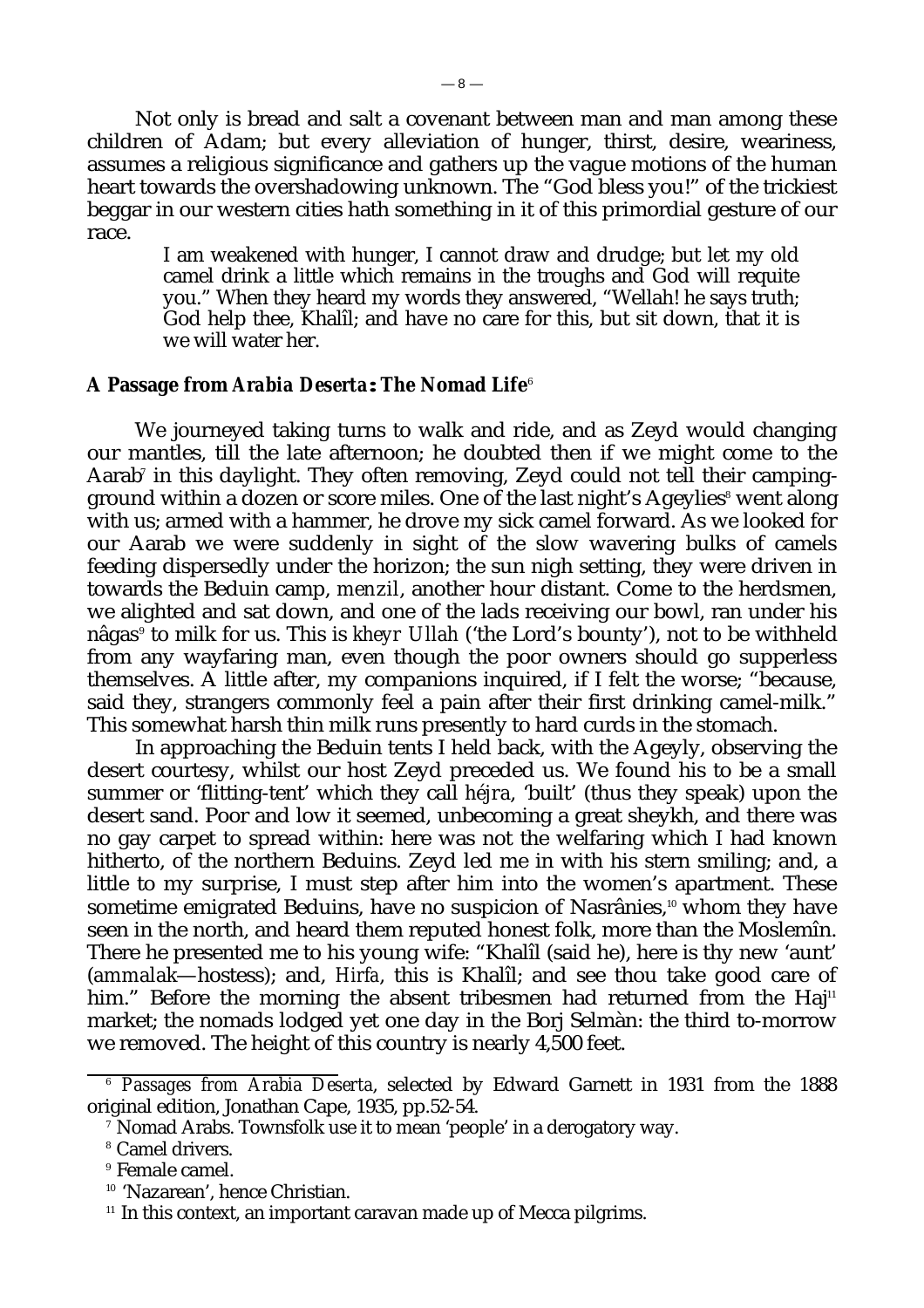Not only is bread and salt a covenant between man and man among these children of Adam; but every alleviation of hunger, thirst, desire, weariness, assumes a religious significance and gathers up the vague motions of the human heart towards the overshadowing unknown. The "God bless you!" of the trickiest beggar in our western cities hath something in it of this primordial gesture of our race.

> I am weakened with hunger, I cannot draw and drudge; but let my old camel drink a little which remains in the troughs and God will requite you." When they heard my words they answered, "Wellah! he says truth; God help thee, Khalîl; and have no care for this, but sit down, that it is we will water her.

### A Passage from *Arabia Deserta*: The Nomad Life[6]

We journeyed taking turns to walk and ride, and as Zeyd would changing our mantles, till the late afternoon; he doubted then if we might come to the Aarab[7] in this daylight. They often removing, Zeyd could not tell their camping-ground within a dozen or score miles. One of the last night's Ageylies[8] went along with us; armed with a hammer, he drove my sick camel forward. As we looked for our Aarab we were suddenly in sight of the slow wavering bulks of camels feeding dispersedly under the horizon; the sun nigh setting, they were driven in towards the Beduin camp, *menzil*, another hour distant. Come to the herdsmen, we alighted and sat down, and one of the lads receiving our bowl, ran under his nâgas[9] to milk for us. This is *kheyr Ullah* ('the Lord's bounty'), not to be withheld from any wayfaring man, even though the poor owners should go supperless themselves. A little after, my companions inquired, if I felt the worse; "because, said they, strangers commonly feel a pain after their first drinking camel-milk." This somewhat harsh thin milk runs presently to hard curds in the stomach.

In approaching the Beduin tents I held back, with the Ageyly, observing the desert courtesy, whilst our host Zeyd preceded us. We found his to be a small summer or 'flitting-tent' which they call *héjra*, 'built' (thus they speak) upon the desert sand. Poor and low it seemed, unbecoming a great sheykh, and there was no gay carpet to spread within: here was not the welfaring which I had known hitherto, of the northern Beduins. Zeyd led me in with his stern smiling; and, a little to my surprise, I must step after him into the women's apartment. These sometime emigrated Beduins, have no suspicion of Nasrânies,[10] whom they have seen in the north, and heard them reputed honest folk, more than the Moslemîn. There he presented me to his young wife: "Khalîl (said he), here is thy new 'aunt' (*ammalak*—hostess); and, *Hirfa*, this is Khalîl; and see thou take good care of him." Before the morning the absent tribesmen had returned from the Haj[11] market; the nomads lodged yet one day in the Borj Selmàn: the third to-morrow we removed. The height of this country is nearly 4,500 feet.

---

[6] *Passages from Arabia Deserta*, selected by Edward Garnett in 1931 from the 1888 original edition, Jonathan Cape, 1935, pp.52-54.

[7] Nomad Arabs. Townsfolk use it to mean 'people' in a derogatory way.

[8] Camel drivers.

[9] Female camel.

[10] 'Nazarean', hence Christian.

[11] In this context, an important caravan made up of Mecca pilgrims.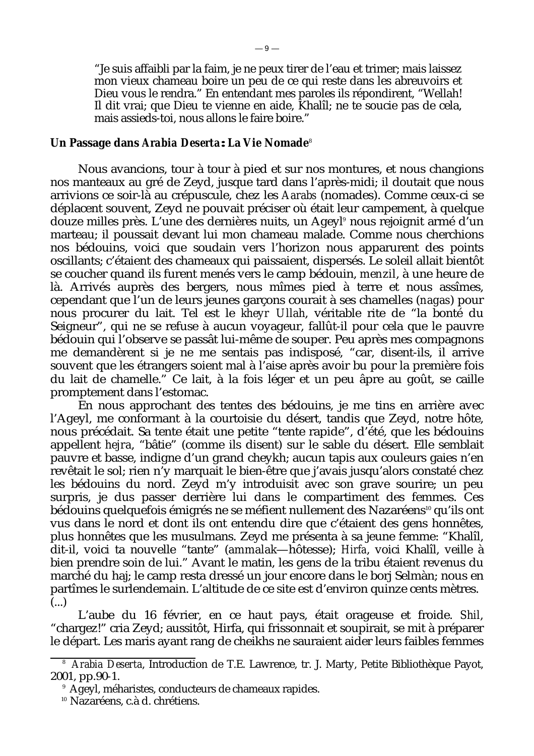> "Je suis affaibli par la faim, je ne peux tirer de l'eau et trimer; mais laissez mon vieux chameau boire un peu de ce qui reste dans les abreuvoirs et Dieu vous le rendra." En entendant mes paroles ils répondirent, "Wellah! Il dit vrai; que Dieu te vienne en aide, Khalîl; ne te soucie pas de cela, mais assieds-toi, nous allons le faire boire."

**Un Passage dans *Arabia Deserta*: La Vie Nomade**[8]

Nous avancions, tour à tour à pied et sur nos montures, et nous changions nos manteaux au gré de Zeyd, jusque tard dans l'après-midi; il doutait que nous arrivions ce soir-là au crépuscule, chez les *Aarabs* (nomades). Comme ceux-ci se déplacent souvent, Zeyd ne pouvait préciser où était leur campement, à quelque douze milles près. L'une des dernières nuits, un Ageyl[9] nous rejoignit armé d'un marteau; il poussait devant lui mon chameau malade. Comme nous cherchions nos bédouins, voici que soudain vers l'horizon nous apparurent des points oscillants; c'étaient des chameaux qui paissaient, dispersés. Le soleil allait bientôt se coucher quand ils furent menés vers le camp bédouin, *menzil*, à une heure de là. Arrivés auprès des bergers, nous mîmes pied à terre et nous assîmes, cependant que l'un de leurs jeunes garçons courait à ses chamelles (*nagas*) pour nous procurer du lait. Tel est le *kheyr Ullah*, véritable rite de "la bonté du Seigneur", qui ne se refuse à aucun voyageur, fallût-il pour cela que le pauvre bédouin qui l'observe se passât lui-même de souper. Peu après mes compagnons me demandèrent si je ne me sentais pas indisposé, "car, disent-ils, il arrive souvent que les étrangers soient mal à l'aise après avoir bu pour la première fois du lait de chamelle." Ce lait, à la fois léger et un peu âpre au goût, se caille promptement dans l'estomac.

En nous approchant des tentes des bédouins, je me tins en arrière avec l'Ageyl, me conformant à la courtoisie du désert, tandis que Zeyd, notre hôte, nous précédait. Sa tente était une petite "tente rapide", d'été, que les bédouins appellent *hejra*, "bâtie" (comme ils disent) sur le sable du désert. Elle semblait pauvre et basse, indigne d'un grand cheykh; aucun tapis aux couleurs gaies n'en revêtait le sol; rien n'y marquait le bien-être que j'avais jusqu'alors constaté chez les bédouins du nord. Zeyd m'y introduisit avec son grave sourire; un peu surpris, je dus passer derrière lui dans le compartiment des femmes. Ces bédouins quelquefois émigrés ne se méfient nullement des Nazaréens[10] qu'ils ont vus dans le nord et dont ils ont entendu dire que c'étaient des gens honnêtes, plus honnêtes que les musulmans. Zeyd me présenta à sa jeune femme: "Khalîl, dit-il, voici ta nouvelle "tante" (*ammalak*—hôtesse); *Hirfa*, voici Khalîl, veille à bien prendre soin de lui." Avant le matin, les gens de la tribu étaient revenus du marché du haj; le camp resta dressé un jour encore dans le borj Selmàn; nous en partîmes le surlendemain. L'altitude de ce site est d'environ quinze cents mètres. (...)

L'aube du 16 février, en ce haut pays, était orageuse et froide. *Shil*, "chargez!" cria Zeyd; aussitôt, Hirfa, qui frissonnait et soupirait, se mit à préparer le départ. Les maris ayant rang de cheikhs ne sauraient aider leurs faibles femmes

---

[8] *Arabia Deserta*, Introduction de T.E. Lawrence, tr. J. Marty, Petite Bibliothèque Payot, 2001, pp.90-1.

[9] Ageyl, méharistes, conducteurs de chameaux rapides.

[10] Nazaréens, c.à d. chrétiens.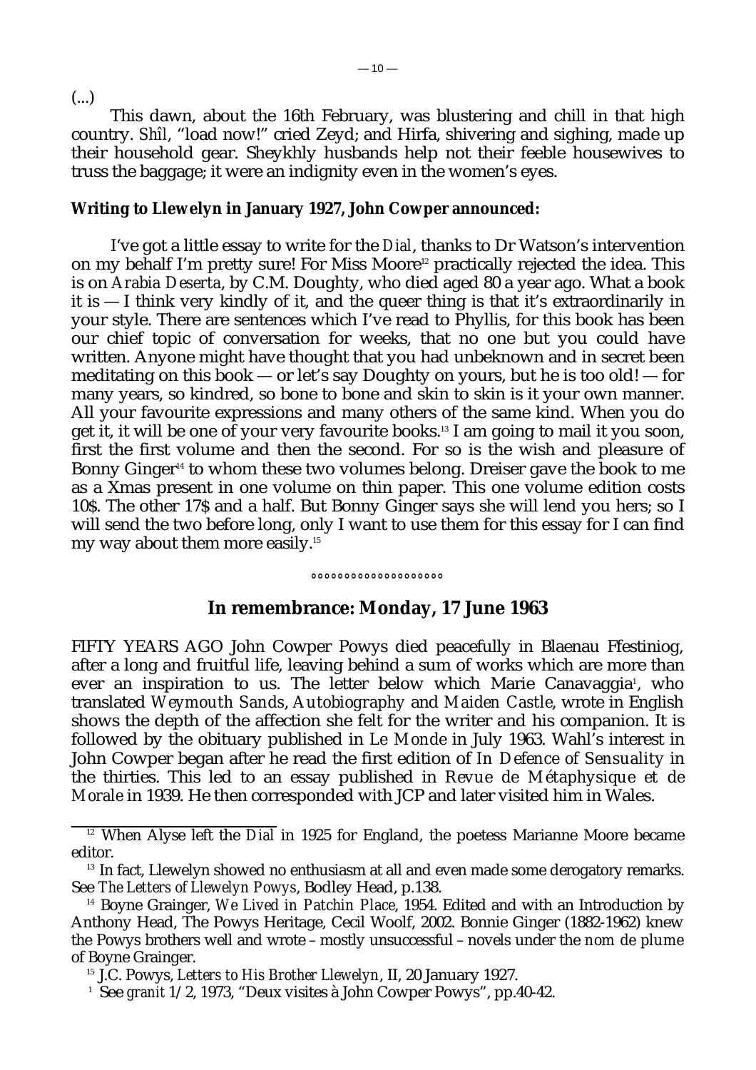(...)

This dawn, about the 16th February, was blustering and chill in that high country. *Shîl*, "load now!" cried Zeyd; and Hirfa, shivering and sighing, made up their household gear. Sheykhly husbands help not their feeble housewives to truss the baggage; it were an indignity even in the women's eyes.

**Writing to Llewelyn in January 1927, John Cowper announced:**

I've got a little essay to write for the *Dial*, thanks to Dr Watson's intervention on my behalf I'm pretty sure! For Miss Moore[12] practically rejected the idea. This is on *Arabia Deserta*, by C.M. Doughty, who died aged 80 a year ago. What a book it is — I think very kindly of it, and the queer thing is that it's extraordinarily in your style. There are sentences which I've read to Phyllis, for this book has been our chief topic of conversation for weeks, that no one but you could have written. Anyone might have thought that you had unbeknown and in secret been meditating on this book — or let's say Doughty on yours, but he is too old! — for many years, so kindred, so bone to bone and skin to skin is it your own manner. All your favourite expressions and many others of the same kind. When you do get it, it will be one of your very favourite books.[13] I am going to mail it you soon, first the first volume and then the second. For so is the wish and pleasure of Bonny Ginger[14] to whom these two volumes belong. Dreiser gave the book to me as a Xmas present in one volume on thin paper. This one volume edition costs 10$. The other 17$ and a half. But Bonny Ginger says she will lend you hers; so I will send the two before long, only I want to use them for this essay for I can find my way about them more easily.[15]

°°°°°°°°°°°°°°°°°°°°

## In remembrance: Monday, 17 June 1963

FIFTY YEARS AGO John Cowper Powys died peacefully in Blaenau Ffestiniog, after a long and fruitful life, leaving behind a sum of works which are more than ever an inspiration to us. The letter below which Marie Canavaggia[1], who translated *Weymouth Sands*, *Autobiography* and *Maiden Castle*, wrote in English shows the depth of the affection she felt for the writer and his companion. It is followed by the obituary published in *Le Monde* in July 1963. Wahl's interest in John Cowper began after he read the first edition of *In Defence of Sensuality* in the thirties. This led to an essay published in *Revue de Métaphysique et de Morale* in 1939. He then corresponded with JCP and later visited him in Wales.

---

[12] When Alyse left the *Dial* in 1925 for England, the poetess Marianne Moore became editor.

[13] In fact, Llewelyn showed no enthusiasm at all and even made some derogatory remarks. See *The Letters of Llewelyn Powys*, Bodley Head, p.138.

[14] Boyne Grainger, *We Lived in Patchin Place*, 1954. Edited and with an Introduction by Anthony Head, The Powys Heritage, Cecil Woolf, 2002. Bonnie Ginger (1882-1962) knew the Powys brothers well and wrote – mostly unsuccessful – novels under the *nom de plume* of Boyne Grainger.

[15] J.C. Powys, *Letters to His Brother Llewelyn*, II, 20 January 1927.

[1] See *granit* 1/2, 1973, "Deux visites à John Cowper Powys", pp.40-42.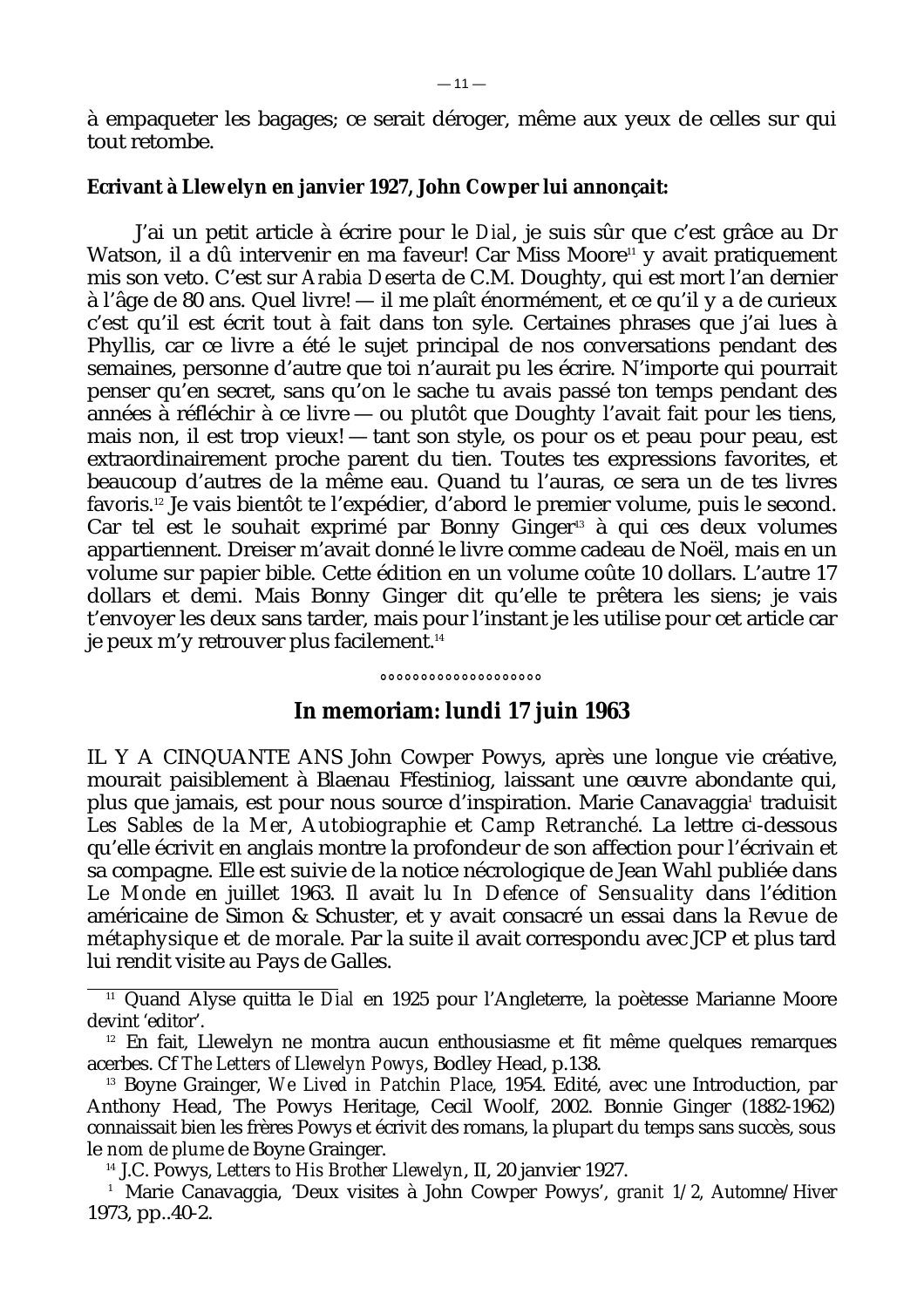à empaqueter les bagages; ce serait déroger, même aux yeux de celles sur qui tout retombe.

**Ecrivant à Llewelyn en janvier 1927, John Cowper lui annonçait:**

J'ai un petit article à écrire pour le *Dial*, je suis sûr que c'est grâce au Dr Watson, il a dû intervenir en ma faveur! Car Miss Moore[11] y avait pratiquement mis son veto. C'est sur *Arabia Deserta* de C.M. Doughty, qui est mort l'an dernier à l'âge de 80 ans. Quel livre! — il me plaît énormément, et ce qu'il y a de curieux c'est qu'il est écrit tout à fait dans ton syle. Certaines phrases que j'ai lues à Phyllis, car ce livre a été le sujet principal de nos conversations pendant des semaines, personne d'autre que toi n'aurait pu les écrire. N'importe qui pourrait penser qu'en secret, sans qu'on le sache tu avais passé ton temps pendant des années à réfléchir à ce livre — ou plutôt que Doughty l'avait fait pour les tiens, mais non, il est trop vieux! — tant son style, os pour os et peau pour peau, est extraordinairement proche parent du tien. Toutes tes expressions favorites, et beaucoup d'autres de la même eau. Quand tu l'auras, ce sera un de tes livres favoris.[12] Je vais bientôt te l'expédier, d'abord le premier volume, puis le second. Car tel est le souhait exprimé par Bonny Ginger[13] à qui ces deux volumes appartiennent. Dreiser m'avait donné le livre comme cadeau de Noël, mais en un volume sur papier bible. Cette édition en un volume coûte 10 dollars. L'autre 17 dollars et demi. Mais Bonny Ginger dit qu'elle te prêtera les siens; je vais t'envoyer les deux sans tarder, mais pour l'instant je les utilise pour cet article car je peux m'y retrouver plus facilement.[14]

°°°°°°°°°°°°°°°°°°°°

## In memoriam: lundi 17 juin 1963

IL Y A CINQUANTE ANS John Cowper Powys, après une longue vie créative, mourait paisiblement à Blaenau Ffestiniog, laissant une œuvre abondante qui, plus que jamais, est pour nous source d'inspiration. Marie Canavaggia[1] traduisit *Les Sables de la Mer*, *Autobiographie* et *Camp Retranché*. La lettre ci-dessous qu'elle écrivit en anglais montre la profondeur de son affection pour l'écrivain et sa compagne. Elle est suivie de la notice nécrologique de Jean Wahl publiée dans *Le Monde* en juillet 1963. Il avait lu *In Defence of Sensuality* dans l'édition américaine de Simon & Schuster, et y avait consacré un essai dans la *Revue de métaphysique et de morale*. Par la suite il avait correspondu avec JCP et plus tard lui rendit visite au Pays de Galles.

---

[11] Quand Alyse quitta le *Dial* en 1925 pour l'Angleterre, la poètesse Marianne Moore devint 'editor'.

[12] En fait, Llewelyn ne montra aucun enthousiasme et fit même quelques remarques acerbes. Cf *The Letters of Llewelyn Powys*, Bodley Head, p.138.

[13] Boyne Grainger, *We Lived in Patchin Place*, 1954. Edité, avec une Introduction, par Anthony Head, The Powys Heritage, Cecil Woolf, 2002. Bonnie Ginger (1882-1962) connaissait bien les frères Powys et écrivit des romans, la plupart du temps sans succès, sous le *nom de plume* de Boyne Grainger.

[14] J.C. Powys, *Letters to His Brother Llewelyn*, II, 20 janvier 1927.

[1] Marie Canavaggia, 'Deux visites à John Cowper Powys', *granit* 1/2, Automne/Hiver 1973, pp..40-2.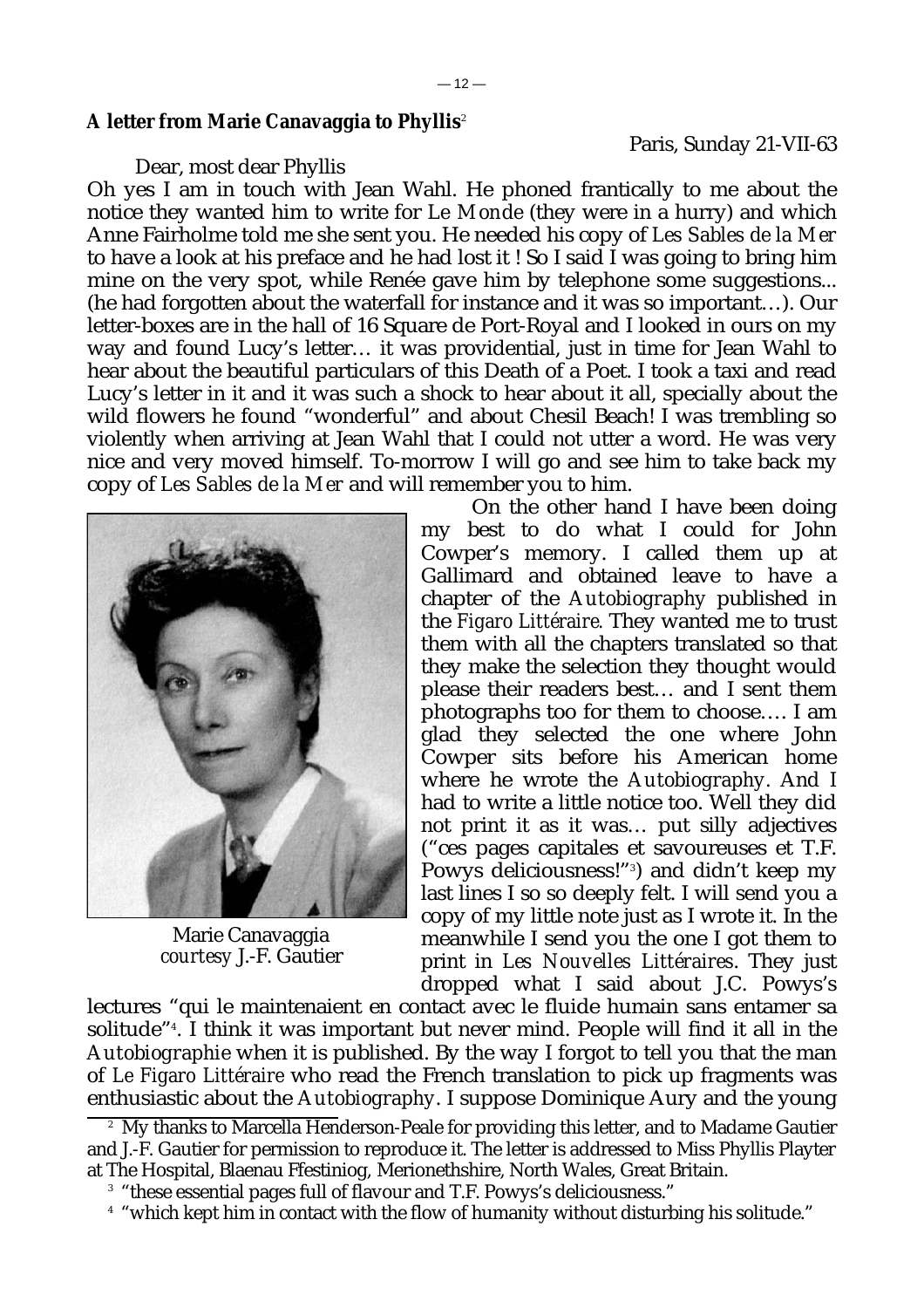**A letter from Marie Canavaggia to Phyllis**[2]

Paris, Sunday 21-VII-63

Dear, most dear Phyllis

Oh yes I am in touch with Jean Wahl. He phoned frantically to me about the notice they wanted him to write for *Le Monde* (they were in a hurry) and which Anne Fairholme told me she sent you. He needed his copy of *Les Sables de la Mer* to have a look at his preface and he had lost it ! So I said I was going to bring him mine on the very spot, while Renée gave him by telephone some suggestions... (he had forgotten about the waterfall for instance and it was so important…). Our letter-boxes are in the hall of 16 Square de Port-Royal and I looked in ours on my way and found Lucy's letter… it was providential, just in time for Jean Wahl to hear about the beautiful particulars of this Death of a Poet. I took a taxi and read Lucy's letter in it and it was such a shock to hear about it all, specially about the wild flowers he found "wonderful" and about Chesil Beach! I was trembling so violently when arriving at Jean Wahl that I could not utter a word. He was very nice and very moved himself. To-morrow I will go and see him to take back my copy of *Les Sables de la Mer* and will remember you to him.

Marie Canavaggia
*courtesy* J.-F. Gautier

On the other hand I have been doing my best to do what I could for John Cowper's memory. I called them up at Gallimard and obtained leave to have a chapter of the *Autobiography* published in the *Figaro Littéraire*. They wanted me to trust them with all the chapters translated so that they make the selection they thought would please their readers best… and I sent them photographs too for them to choose…. I am glad they selected the one where John Cowper sits before his American home where he wrote the *Autobiography*. And I had to write a little notice too. Well they did not print it as it was… put silly adjectives ("ces pages capitales et savoureuses et T.F. Powys deliciousness!"[3]) and didn't keep my last lines I so so deeply felt. I will send you a copy of my little note just as I wrote it. In the meanwhile I send you the one I got them to print in *Les Nouvelles Littéraires*. They just dropped what I said about J.C. Powys's lectures "qui le maintenaient en contact avec le fluide humain sans entamer sa solitude"[4]. I think it was important but never mind. People will find it all in the *Autobiographie* when it is published. By the way I forgot to tell you that the man of *Le Figaro Littéraire* who read the French translation to pick up fragments was enthusiastic about the *Autobiography*. I suppose Dominique Aury and the young

---

[2] My thanks to Marcella Henderson-Peale for providing this letter, and to Madame Gautier and J.-F. Gautier for permission to reproduce it. The letter is addressed to Miss Phyllis Playter at The Hospital, Blaenau Ffestiniog, Merionethshire, North Wales, Great Britain.

[3] "these essential pages full of flavour and T.F. Powys's deliciousness."

[4] "which kept him in contact with the flow of humanity without disturbing his solitude."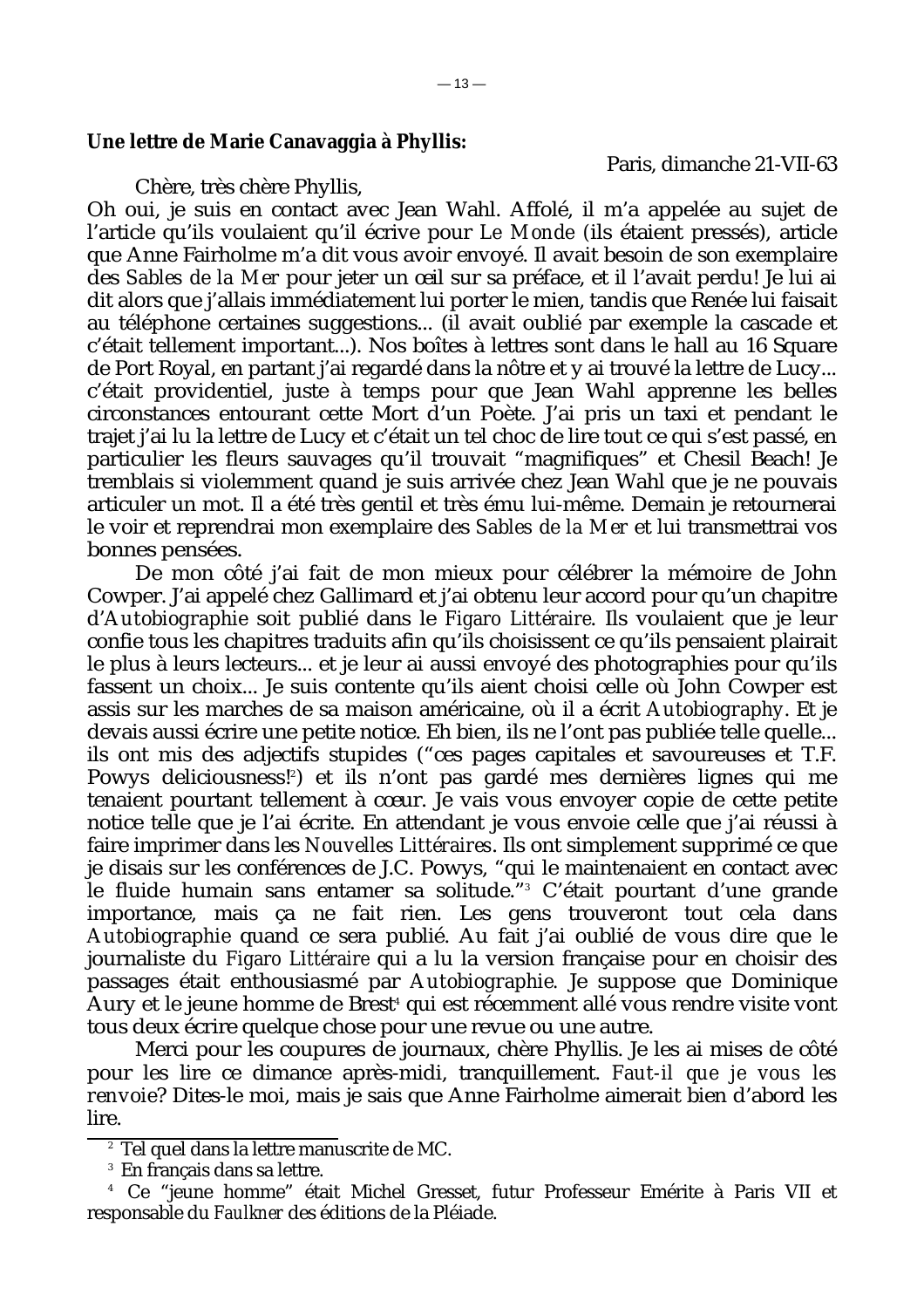**Une lettre de Marie Canavaggia à Phyllis:**

Paris, dimanche 21-VII-63

Chère, très chère Phyllis,

Oh oui, je suis en contact avec Jean Wahl. Affolé, il m'a appelée au sujet de l'article qu'ils voulaient qu'il écrive pour *Le Monde* (ils étaient pressés), article que Anne Fairholme m'a dit vous avoir envoyé. Il avait besoin de son exemplaire des *Sables de la Mer* pour jeter un œil sur sa préface, et il l'avait perdu! Je lui ai dit alors que j'allais immédiatement lui porter le mien, tandis que Renée lui faisait au téléphone certaines suggestions... (il avait oublié par exemple la cascade et c'était tellement important...). Nos boîtes à lettres sont dans le hall au 16 Square de Port Royal, en partant j'ai regardé dans la nôtre et y ai trouvé la lettre de Lucy... c'était providentiel, juste à temps pour que Jean Wahl apprenne les belles circonstances entourant cette Mort d'un Poète. J'ai pris un taxi et pendant le trajet j'ai lu la lettre de Lucy et c'était un tel choc de lire tout ce qui s'est passé, en particulier les fleurs sauvages qu'il trouvait "magnifiques" et Chesil Beach! Je tremblais si violemment quand je suis arrivée chez Jean Wahl que je ne pouvais articuler un mot. Il a été très gentil et très ému lui-même. Demain je retournerai le voir et reprendrai mon exemplaire des *Sables de la Mer* et lui transmettrai vos bonnes pensées.

De mon côté j'ai fait de mon mieux pour célébrer la mémoire de John Cowper. J'ai appelé chez Gallimard et j'ai obtenu leur accord pour qu'un chapitre d'*Autobiographie* soit publié dans le *Figaro Littéraire*. Ils voulaient que je leur confie tous les chapitres traduits afin qu'ils choisissent ce qu'ils pensaient plairait le plus à leurs lecteurs... et je leur ai aussi envoyé des photographies pour qu'ils fassent un choix... Je suis contente qu'ils aient choisi celle où John Cowper est assis sur les marches de sa maison américaine, où il a écrit *Autobiography*. Et je devais aussi écrire une petite notice. Eh bien, ils ne l'ont pas publiée telle quelle... ils ont mis des adjectifs stupides ("ces pages capitales et savoureuses et T.F. Powys deliciousness![2]) et ils n'ont pas gardé mes dernières lignes qui me tenaient pourtant tellement à cœur. Je vais vous envoyer copie de cette petite notice telle que je l'ai écrite. En attendant je vous envoie celle que j'ai réussi à faire imprimer dans les *Nouvelles Littéraires*. Ils ont simplement supprimé ce que je disais sur les conférences de J.C. Powys, "qui le maintenaient en contact avec le fluide humain sans entamer sa solitude."[3] C'était pourtant d'une grande importance, mais ça ne fait rien. Les gens trouveront tout cela dans *Autobiographie* quand ce sera publié. Au fait j'ai oublié de vous dire que le journaliste du *Figaro Littéraire* qui a lu la version française pour en choisir des passages était enthousiasmé par *Autobiographie*. Je suppose que Dominique Aury et le jeune homme de Brest[4] qui est récemment allé vous rendre visite vont tous deux écrire quelque chose pour une revue ou une autre.

Merci pour les coupures de journaux, chère Phyllis. Je les ai mises de côté pour les lire ce dimance après-midi, tranquillement. *Faut-il que je vous les* renvoie? Dites-le moi, mais je sais que Anne Fairholme aimerait bien d'abord les lire.

---

[2] Tel quel dans la lettre manuscrite de MC.

[3] En français dans sa lettre.

[4] Ce "jeune homme" était Michel Gresset, futur Professeur Emérite à Paris VII et responsable du *Faulkner* des éditions de la Pléiade.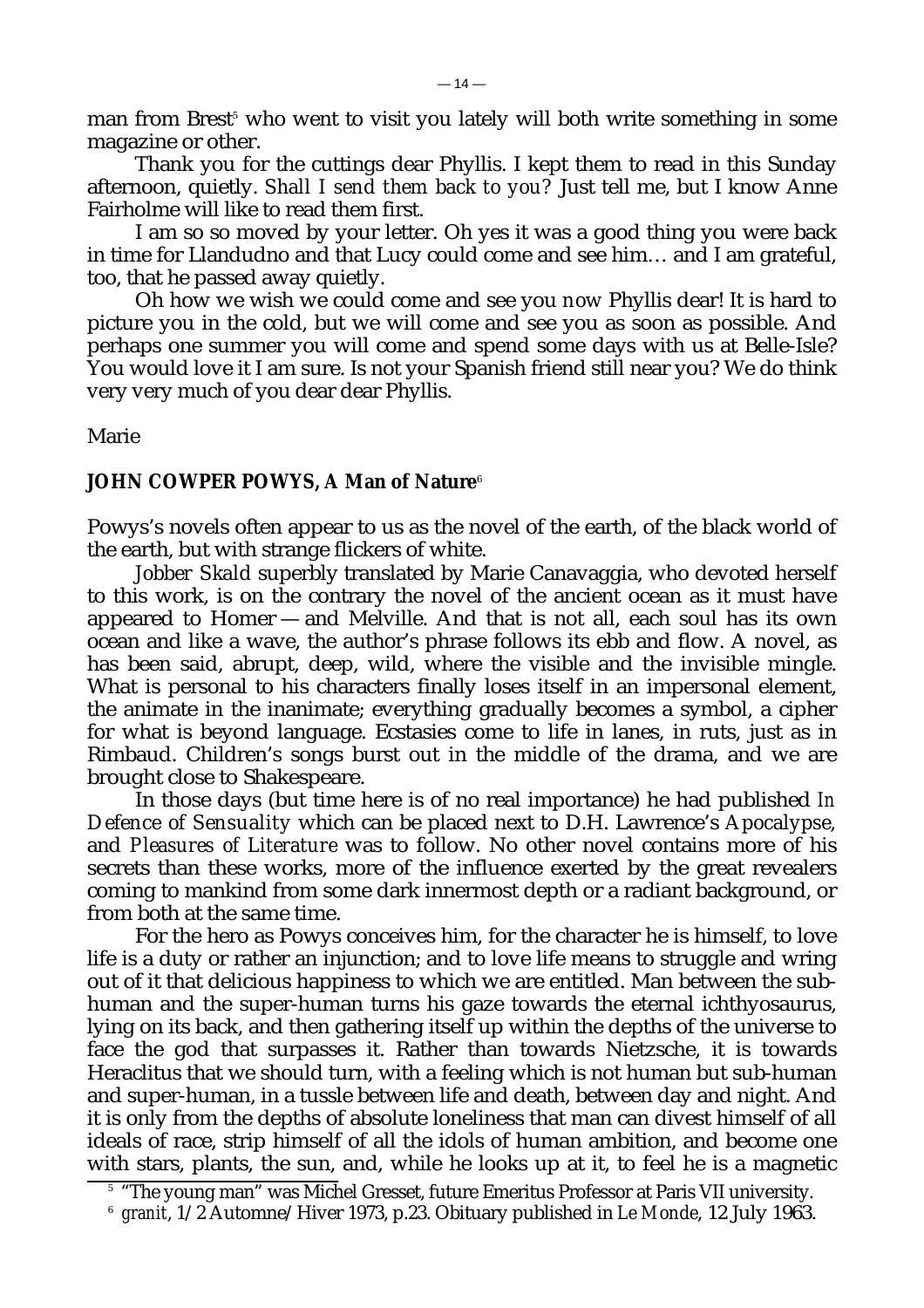man from Brest[5] who went to visit you lately will both write something in some magazine or other.

Thank you for the cuttings dear Phyllis. I kept them to read in this Sunday afternoon, quietly. *Shall I send them back to you?* Just tell me, but I know Anne Fairholme will like to read them first.

I am so so moved by your letter. Oh yes it was a good thing you were back in time for Llandudno and that Lucy could come and see him… and I am grateful, too, that he passed away quietly.

Oh how we wish we could come and see you *now* Phyllis dear! It is hard to picture you in the cold, but we will come and see you as soon as possible. And perhaps one summer you will come and spend some days with us at Belle-Isle? You would love it I am sure. Is not your Spanish friend still near you? We do think very very much of you dear dear Phyllis.

Marie

**JOHN COWPER POWYS, A Man of Nature**[6]

Powys's novels often appear to us as the novel of the earth, of the black world of the earth, but with strange flickers of white.

*Jobber Skald* superbly translated by Marie Canavaggia, who devoted herself to this work, is on the contrary the novel of the ancient ocean as it must have appeared to Homer — and Melville. And that is not all, each soul has its own ocean and like a wave, the author's phrase follows its ebb and flow. A novel, as has been said, abrupt, deep, wild, where the visible and the invisible mingle. What is personal to his characters finally loses itself in an impersonal element, the animate in the inanimate; everything gradually becomes a symbol, a cipher for what is beyond language. Ecstasies come to life in lanes, in ruts, just as in Rimbaud. Children's songs burst out in the middle of the drama, and we are brought close to Shakespeare.

In those days (but time here is of no real importance) he had published *In Defence of Sensuality* which can be placed next to D.H. Lawrence's *Apocalypse*, and *Pleasures of Literature* was to follow. No other novel contains more of his secrets than these works, more of the influence exerted by the great revealers coming to mankind from some dark innermost depth or a radiant background, or from both at the same time.

For the hero as Powys conceives him, for the character he is himself, to love life is a duty or rather an injunction; and to love life means to struggle and wring out of it that delicious happiness to which we are entitled. Man between the sub-human and the super-human turns his gaze towards the eternal ichthyosaurus, lying on its back, and then gathering itself up within the depths of the universe to face the god that surpasses it. Rather than towards Nietzsche, it is towards Heraclitus that we should turn, with a feeling which is not human but sub-human and super-human, in a tussle between life and death, between day and night. And it is only from the depths of absolute loneliness that man can divest himself of all ideals of race, strip himself of all the idols of human ambition, and become one with stars, plants, the sun, and, while he looks up at it, to feel he is a magnetic

[5] "The young man" was Michel Gresset, future Emeritus Professor at Paris VII university.

[6] *granit*, 1/2 Automne/Hiver 1973, p.23. Obituary published in *Le Monde*, 12 July 1963.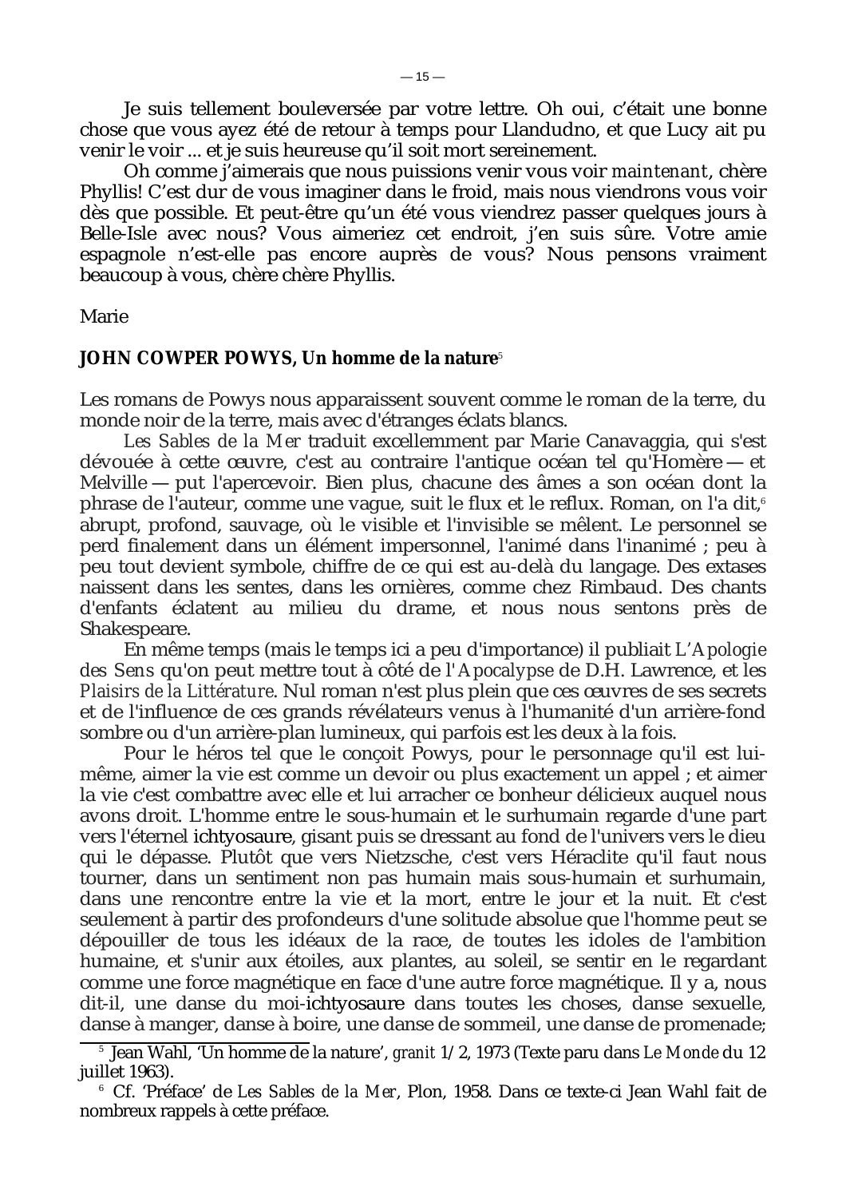Je suis tellement bouleversée par votre lettre. Oh oui, c'était une bonne chose que vous ayez été de retour à temps pour Llandudno, et que Lucy ait pu venir le voir ... et je suis heureuse qu'il soit mort sereinement.

Oh comme j'aimerais que nous puissions venir vous voir *maintenant*, chère Phyllis! C'est dur de vous imaginer dans le froid, mais nous viendrons vous voir dès que possible. Et peut-être qu'un été vous viendrez passer quelques jours à Belle-Isle avec nous? Vous aimeriez cet endroit, j'en suis sûre. Votre amie espagnole n'est-elle pas encore auprès de vous? Nous pensons vraiment beaucoup à vous, chère chère Phyllis.

Marie

**JOHN COWPER POWYS, Un homme de la nature**[5]

Les romans de Powys nous apparaissent souvent comme le roman de la terre, du monde noir de la terre, mais avec d'étranges éclats blancs.

*Les Sables de la Mer* traduit excellemment par Marie Canavaggia, qui s'est dévouée à cette œuvre, c'est au contraire l'antique océan tel qu'Homère — et Melville — put l'apercevoir. Bien plus, chacune des âmes a son océan dont la phrase de l'auteur, comme une vague, suit le flux et le reflux. Roman, on l'a dit,[6] abrupt, profond, sauvage, où le visible et l'invisible se mêlent. Le personnel se perd finalement dans un élément impersonnel, l'animé dans l'inanimé ; peu à peu tout devient symbole, chiffre de ce qui est au-delà du langage. Des extases naissent dans les sentes, dans les ornières, comme chez Rimbaud. Des chants d'enfants éclatent au milieu du drame, et nous nous sentons près de Shakespeare.

En même temps (mais le temps ici a peu d'importance) il publiait *L'Apologie des Sens* qu'on peut mettre tout à côté de l'*Apocalypse* de D.H. Lawrence, et les *Plaisirs de la Littérature*. Nul roman n'est plus plein que ces œuvres de ses secrets et de l'influence de ces grands révélateurs venus à l'humanité d'un arrière-fond sombre ou d'un arrière-plan lumineux, qui parfois est les deux à la fois.

Pour le héros tel que le conçoit Powys, pour le personnage qu'il est lui-même, aimer la vie est comme un devoir ou plus exactement un appel ; et aimer la vie c'est combattre avec elle et lui arracher ce bonheur délicieux auquel nous avons droit. L'homme entre le sous-humain et le surhumain regarde d'une part vers l'éternel ichtyosaure, gisant puis se dressant au fond de l'univers vers le dieu qui le dépasse. Plutôt que vers Nietzsche, c'est vers Héraclite qu'il faut nous tourner, dans un sentiment non pas humain mais sous-humain et surhumain, dans une rencontre entre la vie et la mort, entre le jour et la nuit. Et c'est seulement à partir des profondeurs d'une solitude absolue que l'homme peut se dépouiller de tous les idéaux de la race, de toutes les idoles de l'ambition humaine, et s'unir aux étoiles, aux plantes, au soleil, se sentir en le regardant comme une force magnétique en face d'une autre force magnétique. Il y a, nous dit-il, une danse du moi-ichtyosaure dans toutes les choses, danse sexuelle, danse à manger, danse à boire, une danse de sommeil, une danse de promenade;

---

[5] Jean Wahl, 'Un homme de la nature', *granit* 1/2, 1973 (Texte paru dans *Le Monde* du 12 juillet 1963).

[6] Cf. 'Préface' de *Les Sables de la Mer*, Plon, 1958. Dans ce texte-ci Jean Wahl fait de nombreux rappels à cette préface.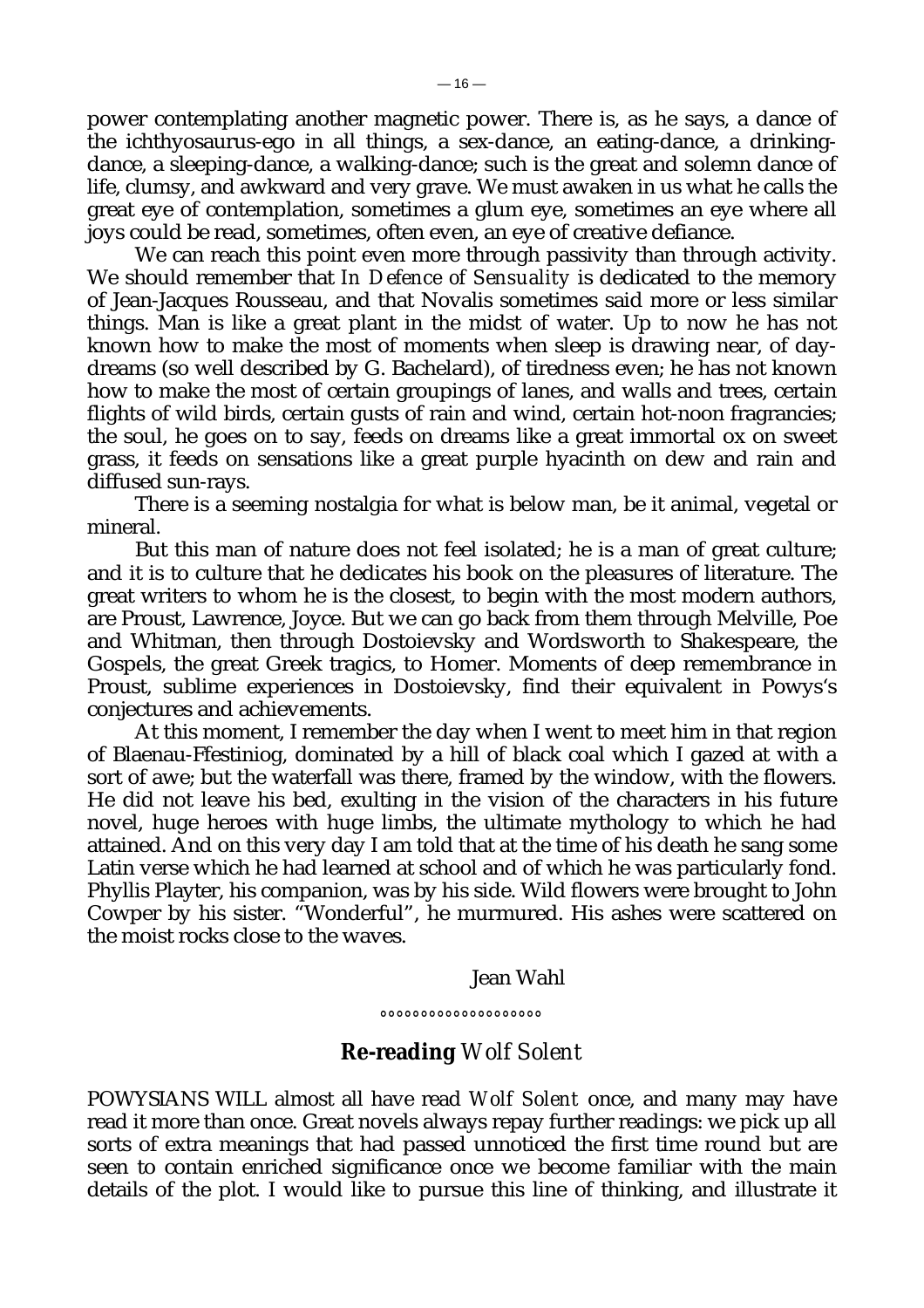power contemplating another magnetic power. There is, as he says, a dance of the ichthyosaurus-ego in all things, a sex-dance, an eating-dance, a drinking-dance, a sleeping-dance, a walking-dance; such is the great and solemn dance of life, clumsy, and awkward and very grave. We must awaken in us what he calls the great eye of contemplation, sometimes a glum eye, sometimes an eye where all joys could be read, sometimes, often even, an eye of creative defiance.

We can reach this point even more through passivity than through activity. We should remember that *In Defence of Sensuality* is dedicated to the memory of Jean-Jacques Rousseau, and that Novalis sometimes said more or less similar things. Man is like a great plant in the midst of water. Up to now he has not known how to make the most of moments when sleep is drawing near, of day-dreams (so well described by G. Bachelard), of tiredness even; he has not known how to make the most of certain groupings of lanes, and walls and trees, certain flights of wild birds, certain gusts of rain and wind, certain hot-noon fragrancies; the soul, he goes on to say, feeds on dreams like a great immortal ox on sweet grass, it feeds on sensations like a great purple hyacinth on dew and rain and diffused sun-rays.

There is a seeming nostalgia for what is below man, be it animal, vegetal or mineral.

But this man of nature does not feel isolated; he is a man of great culture; and it is to culture that he dedicates his book on the pleasures of literature. The great writers to whom he is the closest, to begin with the most modern authors, are Proust, Lawrence, Joyce. But we can go back from them through Melville, Poe and Whitman, then through Dostoievsky and Wordsworth to Shakespeare, the Gospels, the great Greek tragics, to Homer. Moments of deep remembrance in Proust, sublime experiences in Dostoievsky, find their equivalent in Powys's conjectures and achievements.

At this moment, I remember the day when I went to meet him in that region of Blaenau-Ffestiniog, dominated by a hill of black coal which I gazed at with a sort of awe; but the waterfall was there, framed by the window, with the flowers. He did not leave his bed, exulting in the vision of the characters in his future novel, huge heroes with huge limbs, the ultimate mythology to which he had attained. And on this very day I am told that at the time of his death he sang some Latin verse which he had learned at school and of which he was particularly fond. Phyllis Playter, his companion, was by his side. Wild flowers were brought to John Cowper by his sister. "Wonderful", he murmured. His ashes were scattered on the moist rocks close to the waves.

Jean Wahl

°°°°°°°°°°°°°°°°°°°

## Re-reading *Wolf Solent*

POWYSIANS WILL almost all have read *Wolf Solent* once, and many may have read it more than once. Great novels always repay further readings: we pick up all sorts of extra meanings that had passed unnoticed the first time round but are seen to contain enriched significance once we become familiar with the main details of the plot. I would like to pursue this line of thinking, and illustrate it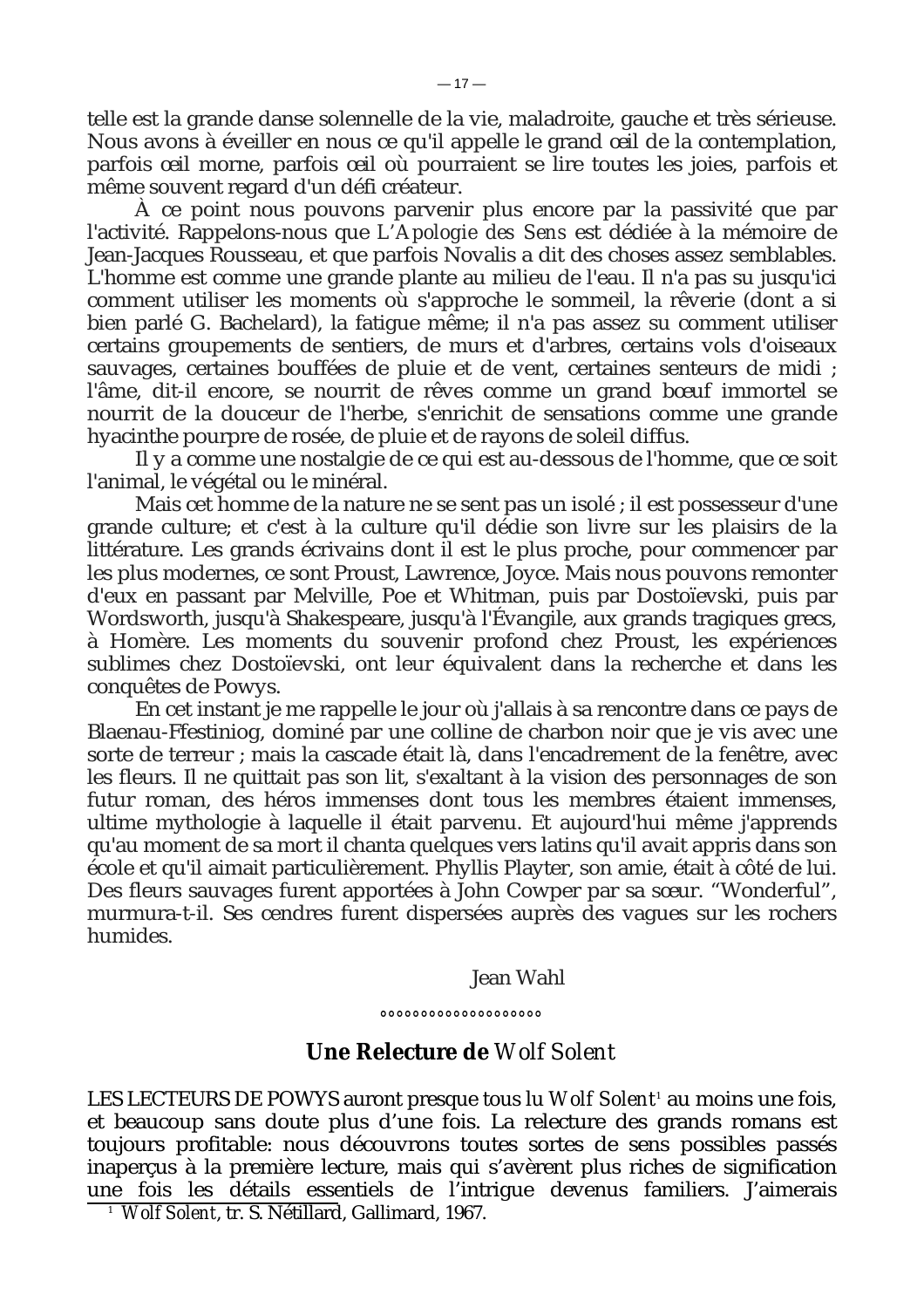telle est la grande danse solennelle de la vie, maladroite, gauche et très sérieuse. Nous avons à éveiller en nous ce qu'il appelle le grand œil de la contemplation, parfois œil morne, parfois œil où pourraient se lire toutes les joies, parfois et même souvent regard d'un défi créateur.

À ce point nous pouvons parvenir plus encore par la passivité que par l'activité. Rappelons-nous que *L'Apologie des Sens* est dédiée à la mémoire de Jean-Jacques Rousseau, et que parfois Novalis a dit des choses assez semblables. L'homme est comme une grande plante au milieu de l'eau. Il n'a pas su jusqu'ici comment utiliser les moments où s'approche le sommeil, la rêverie (dont a si bien parlé G. Bachelard), la fatigue même; il n'a pas assez su comment utiliser certains groupements de sentiers, de murs et d'arbres, certains vols d'oiseaux sauvages, certaines bouffées de pluie et de vent, certaines senteurs de midi ; l'âme, dit-il encore, se nourrit de rêves comme un grand bœuf immortel se nourrit de la douceur de l'herbe, s'enrichit de sensations comme une grande hyacinthe pourpre de rosée, de pluie et de rayons de soleil diffus.

Il y a comme une nostalgie de ce qui est au-dessous de l'homme, que ce soit l'animal, le végétal ou le minéral.

Mais cet homme de la nature ne se sent pas un isolé ; il est possesseur d'une grande culture; et c'est à la culture qu'il dédie son livre sur les plaisirs de la littérature. Les grands écrivains dont il est le plus proche, pour commencer par les plus modernes, ce sont Proust, Lawrence, Joyce. Mais nous pouvons remonter d'eux en passant par Melville, Poe et Whitman, puis par Dostoïevski, puis par Wordsworth, jusqu'à Shakespeare, jusqu'à l'Évangile, aux grands tragiques grecs, à Homère. Les moments du souvenir profond chez Proust, les expériences sublimes chez Dostoïevski, ont leur équivalent dans la recherche et dans les conquêtes de Powys.

En cet instant je me rappelle le jour où j'allais à sa rencontre dans ce pays de Blaenau-Ffestiniog, dominé par une colline de charbon noir que je vis avec une sorte de terreur ; mais la cascade était là, dans l'encadrement de la fenêtre, avec les fleurs. Il ne quittait pas son lit, s'exaltant à la vision des personnages de son futur roman, des héros immenses dont tous les membres étaient immenses, ultime mythologie à laquelle il était parvenu. Et aujourd'hui même j'apprends qu'au moment de sa mort il chanta quelques vers latins qu'il avait appris dans son école et qu'il aimait particulièrement. Phyllis Playter, son amie, était à côté de lui. Des fleurs sauvages furent apportées à John Cowper par sa sœur. “Wonderful”, murmura-t-il. Ses cendres furent dispersées auprès des vagues sur les rochers humides.

Jean Wahl

°°°°°°°°°°°°°°°°°°°

## Une Relecture de *Wolf Solent*

LES LECTEURS DE POWYS auront presque tous lu *Wolf Solent*[1] au moins une fois, et beaucoup sans doute plus d'une fois. La relecture des grands romans est toujours profitable: nous découvrons toutes sortes de sens possibles passés inaperçus à la première lecture, mais qui s'avèrent plus riches de signification une fois les détails essentiels de l'intrigue devenus familiers. J'aimerais

[1] *Wolf Solent*, tr. S. Nétillard, Gallimard, 1967.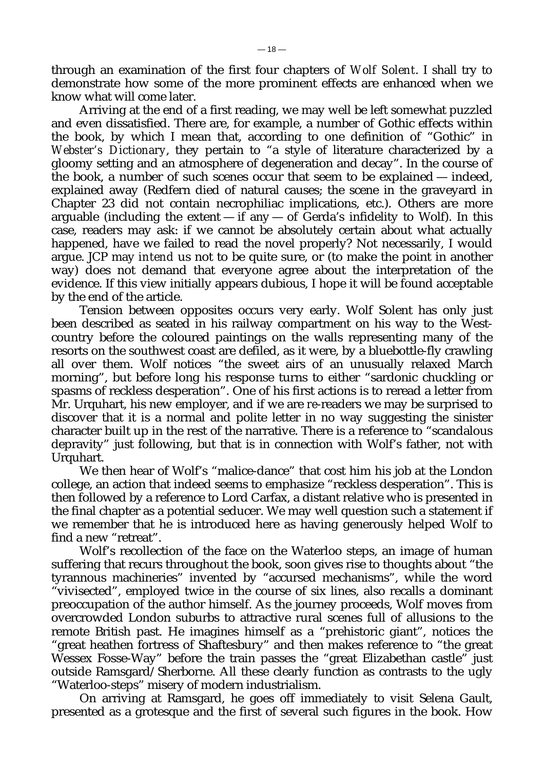through an examination of the first four chapters of *Wolf Solent*. I shall try to demonstrate how some of the more prominent effects are enhanced when we know what will come later.

Arriving at the end of a first reading, we may well be left somewhat puzzled and even dissatisfied. There are, for example, a number of Gothic effects within the book, by which I mean that, according to one definition of "Gothic" in *Webster's Dictionary*, they pertain to "a style of literature characterized by a gloomy setting and an atmosphere of degeneration and decay". In the course of the book, a number of such scenes occur that seem to be explained — indeed, explained away (Redfern died of natural causes; the scene in the graveyard in Chapter 23 did not contain necrophiliac implications, etc.). Others are more arguable (including the extent — if any — of Gerda's infidelity to Wolf). In this case, readers may ask: if we cannot be absolutely certain about what actually happened, have we failed to read the novel properly? Not necessarily, I would argue. JCP may *intend* us not to be quite sure, or (to make the point in another way) does not demand that everyone agree about the interpretation of the evidence. If this view initially appears dubious, I hope it will be found acceptable by the end of the article.

Tension between opposites occurs very early. Wolf Solent has only just been described as seated in his railway compartment on his way to the West-country before the coloured paintings on the walls representing many of the resorts on the southwest coast are defiled, as it were, by a bluebottle-fly crawling all over them. Wolf notices "the sweet airs of an unusually relaxed March morning", but before long his response turns to either "sardonic chuckling or spasms of reckless desperation". One of his first actions is to reread a letter from Mr. Urquhart, his new employer, and if we are re-readers we may be surprised to discover that it is a normal and polite letter in no way suggesting the sinister character built up in the rest of the narrative. There is a reference to "scandalous depravity" just following, but that is in connection with Wolf's father, not with Urquhart.

We then hear of Wolf's "malice-dance" that cost him his job at the London college, an action that indeed seems to emphasize "reckless desperation". This is then followed by a reference to Lord Carfax, a distant relative who is presented in the final chapter as a potential seducer. We may well question such a statement if we remember that he is introduced here as having generously helped Wolf to find a new "retreat".

Wolf's recollection of the face on the Waterloo steps, an image of human suffering that recurs throughout the book, soon gives rise to thoughts about "the tyrannous machineries" invented by "accursed mechanisms", while the word "vivisected", employed twice in the course of six lines, also recalls a dominant preoccupation of the author himself. As the journey proceeds, Wolf moves from overcrowded London suburbs to attractive rural scenes full of allusions to the remote British past. He imagines himself as a "prehistoric giant", notices the "great heathen fortress of Shaftesbury" and then makes reference to "the great Wessex Fosse-Way" before the train passes the "great Elizabethan castle" just outside Ramsgard/Sherborne. All these clearly function as contrasts to the ugly "Waterloo-steps" misery of modern industrialism.

On arriving at Ramsgard, he goes off immediately to visit Selena Gault, presented as a grotesque and the first of several such figures in the book. How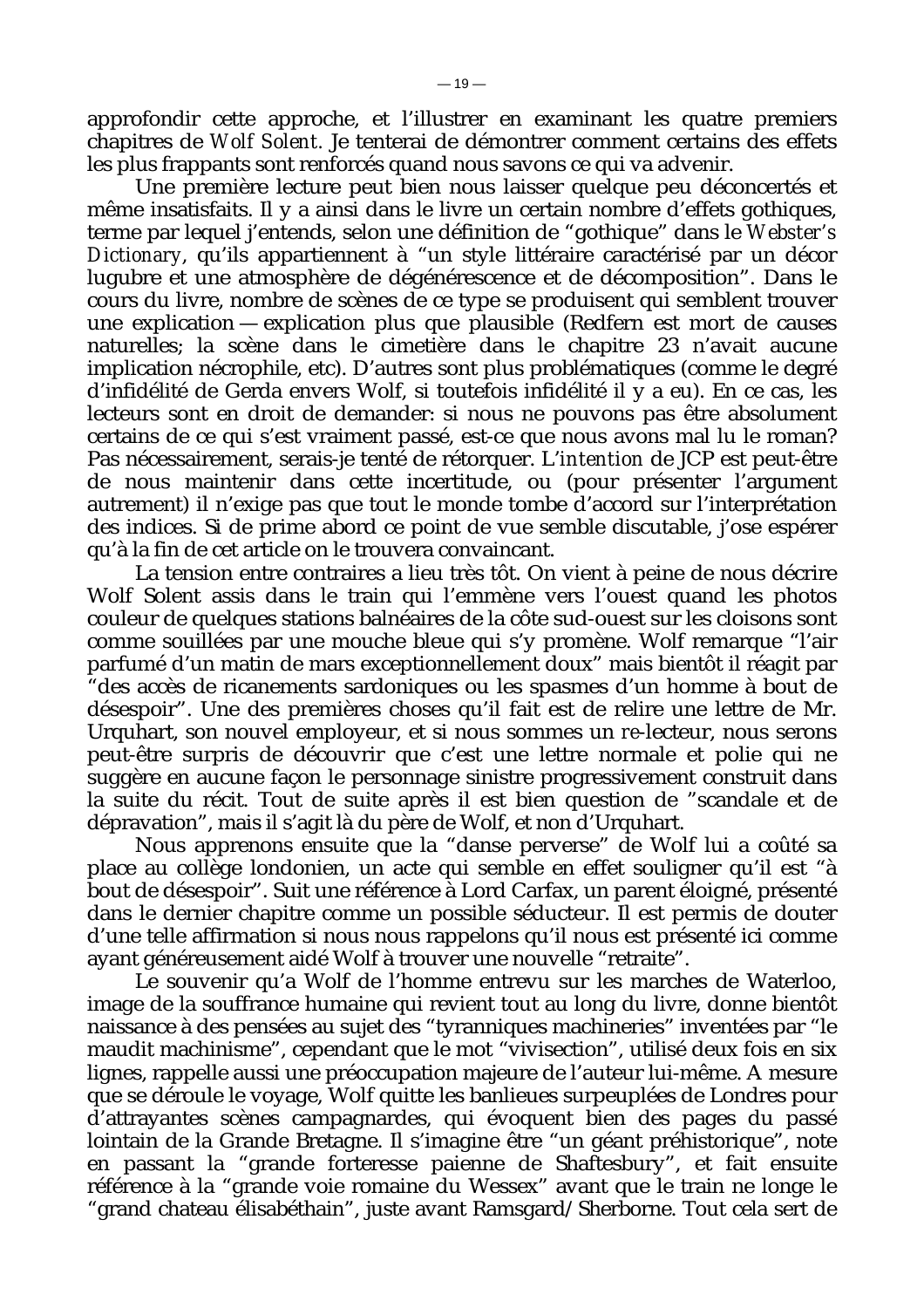approfondir cette approche, et l'illustrer en examinant les quatre premiers chapitres de *Wolf Solent*. Je tenterai de démontrer comment certains des effets les plus frappants sont renforcés quand nous savons ce qui va advenir.

Une première lecture peut bien nous laisser quelque peu déconcertés et même insatisfaits. Il y a ainsi dans le livre un certain nombre d'effets gothiques, terme par lequel j'entends, selon une définition de "gothique" dans le *Webster's Dictionary*, qu'ils appartiennent à "un style littéraire caractérisé par un décor lugubre et une atmosphère de dégénérescence et de décomposition". Dans le cours du livre, nombre de scènes de ce type se produisent qui semblent trouver une explication — explication plus que plausible (Redfern est mort de causes naturelles; la scène dans le cimetière dans le chapitre 23 n'avait aucune implication nécrophile, etc). D'autres sont plus problématiques (comme le degré d'infidélité de Gerda envers Wolf, si toutefois infidélité il y a eu). En ce cas, les lecteurs sont en droit de demander: si nous ne pouvons pas être absolument certains de ce qui s'est vraiment passé, est-ce que nous avons mal lu le roman? Pas nécessairement, serais-je tenté de rétorquer. L'*intention* de JCP est peut-être de nous maintenir dans cette incertitude, ou (pour présenter l'argument autrement) il n'exige pas que tout le monde tombe d'accord sur l'interprétation des indices. Si de prime abord ce point de vue semble discutable, j'ose espérer qu'à la fin de cet article on le trouvera convaincant.

La tension entre contraires a lieu très tôt. On vient à peine de nous décrire Wolf Solent assis dans le train qui l'emmène vers l'ouest quand les photos couleur de quelques stations balnéaires de la côte sud-ouest sur les cloisons sont comme souillées par une mouche bleue qui s'y promène. Wolf remarque "l'air parfumé d'un matin de mars exceptionnellement doux" mais bientôt il réagit par "des accès de ricanements sardoniques ou les spasmes d'un homme à bout de désespoir". Une des premières choses qu'il fait est de relire une lettre de Mr. Urquhart, son nouvel employeur, et si nous sommes un *re*-lecteur, nous serons peut-être surpris de découvrir que c'est une lettre normale et polie qui ne suggère en aucune façon le personnage sinistre progressivement construit dans la suite du récit. Tout de suite après il est bien question de "scandale et de dépravation", mais il s'agit là du père de Wolf, et non d'Urquhart.

Nous apprenons ensuite que la "danse perverse" de Wolf lui a coûté sa place au collège londonien, un acte qui semble en effet souligner qu'il est "à bout de désespoir". Suit une référence à Lord Carfax, un parent éloigné, présenté dans le dernier chapitre comme un possible séducteur. Il est permis de douter d'une telle affirmation si nous nous rappelons qu'il nous est présenté ici comme ayant généreusement aidé Wolf à trouver une nouvelle "retraite".

Le souvenir qu'a Wolf de l'homme entrevu sur les marches de Waterloo, image de la souffrance humaine qui revient tout au long du livre, donne bientôt naissance à des pensées au sujet des "tyranniques machineries" inventées par "le maudit machinisme", cependant que le mot "vivisection", utilisé deux fois en six lignes, rappelle aussi une préoccupation majeure de l'auteur lui-même. A mesure que se déroule le voyage, Wolf quitte les banlieues surpeuplées de Londres pour d'attrayantes scènes campagnardes, qui évoquent bien des pages du passé lointain de la Grande Bretagne. Il s'imagine être "un géant préhistorique", note en passant la "grande forteresse paienne de Shaftesbury", et fait ensuite référence à la "grande voie romaine du Wessex" avant que le train ne longe le "grand chateau élisabéthain", juste avant Ramsgard/Sherborne. Tout cela sert de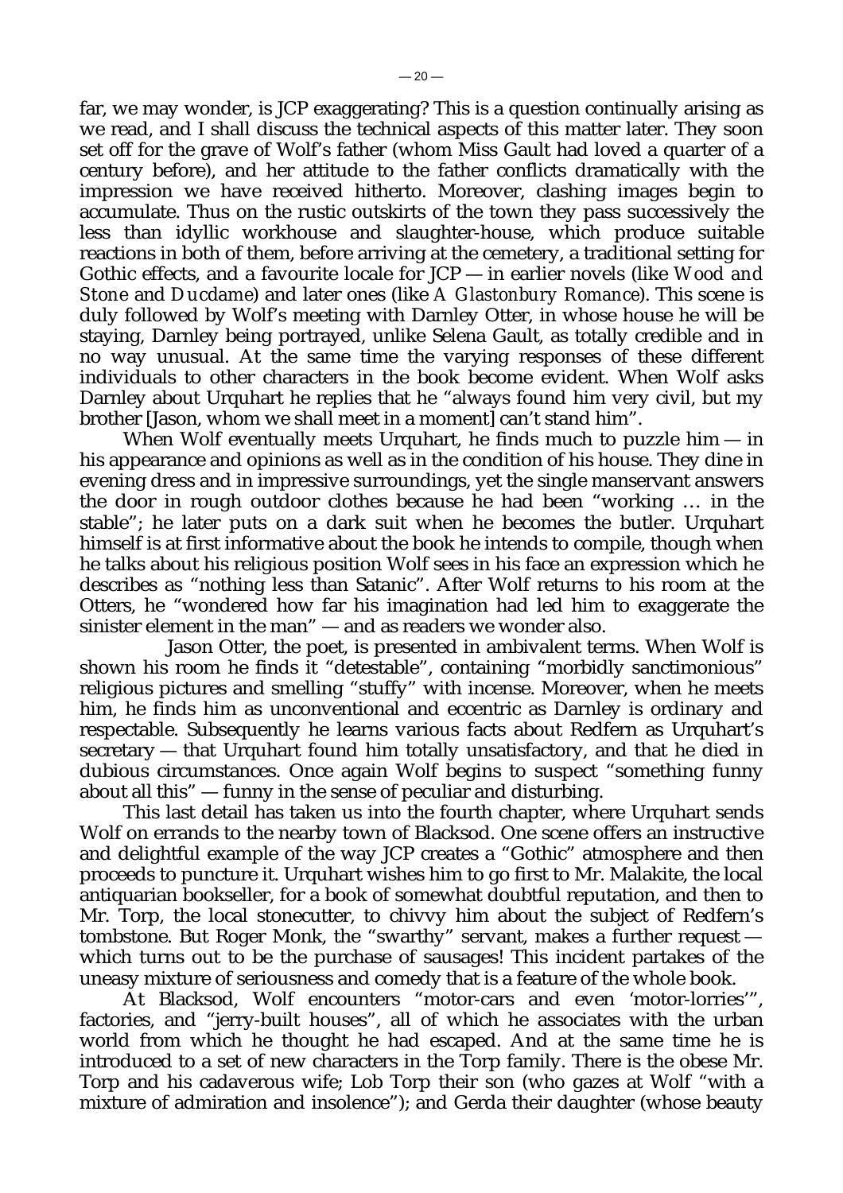far, we may wonder, is JCP exaggerating? This is a question continually arising as we read, and I shall discuss the technical aspects of this matter later. They soon set off for the grave of Wolf's father (whom Miss Gault had loved a quarter of a century before), and her attitude to the father conflicts dramatically with the impression we have received hitherto. Moreover, clashing images begin to accumulate. Thus on the rustic outskirts of the town they pass successively the less than idyllic workhouse and slaughter-house, which produce suitable reactions in both of them, before arriving at the cemetery, a traditional setting for Gothic effects, and a favourite locale for JCP — in earlier novels (like *Wood and Stone* and *Ducdame*) and later ones (like *A Glastonbury Romance*). This scene is duly followed by Wolf's meeting with Darnley Otter, in whose house he will be staying, Darnley being portrayed, unlike Selena Gault, as totally credible and in no way unusual. At the same time the varying responses of these different individuals to other characters in the book become evident. When Wolf asks Darnley about Urquhart he replies that he "always found him very civil, but my brother [Jason, whom we shall meet in a moment] can't stand him".

When Wolf eventually meets Urquhart, he finds much to puzzle him — in his appearance and opinions as well as in the condition of his house. They dine in evening dress and in impressive surroundings, yet the single manservant answers the door in rough outdoor clothes because he had been "working … in the stable"; he later puts on a dark suit when he becomes the butler. Urquhart himself is at first informative about the book he intends to compile, though when he talks about his religious position Wolf sees in his face an expression which he describes as "nothing less than Satanic". After Wolf returns to his room at the Otters, he "wondered how far his imagination had led him to exaggerate the sinister element in the man" — and as readers we wonder also.

Jason Otter, the poet, is presented in ambivalent terms. When Wolf is shown his room he finds it "detestable", containing "morbidly sanctimonious" religious pictures and smelling "stuffy" with incense. Moreover, when he meets him, he finds him as unconventional and eccentric as Darnley is ordinary and respectable. Subsequently he learns various facts about Redfern as Urquhart's secretary — that Urquhart found him totally unsatisfactory, and that he died in dubious circumstances. Once again Wolf begins to suspect "something funny about all this" — funny in the sense of peculiar and disturbing.

This last detail has taken us into the fourth chapter, where Urquhart sends Wolf on errands to the nearby town of Blacksod. One scene offers an instructive and delightful example of the way JCP creates a "Gothic" atmosphere and then proceeds to puncture it. Urquhart wishes him to go first to Mr. Malakite, the local antiquarian bookseller, for a book of somewhat doubtful reputation, and then to Mr. Torp, the local stonecutter, to chivvy him about the subject of Redfern's tombstone. But Roger Monk, the "swarthy" servant, makes a further request — which turns out to be the purchase of sausages! This incident partakes of the uneasy mixture of seriousness and comedy that is a feature of the whole book.

At Blacksod, Wolf encounters "motor-cars and even 'motor-lorries'", factories, and "jerry-built houses", all of which he associates with the urban world from which he thought he had escaped. And at the same time he is introduced to a set of new characters in the Torp family. There is the obese Mr. Torp and his cadaverous wife; Lob Torp their son (who gazes at Wolf "with a mixture of admiration and insolence"); and Gerda their daughter (whose beauty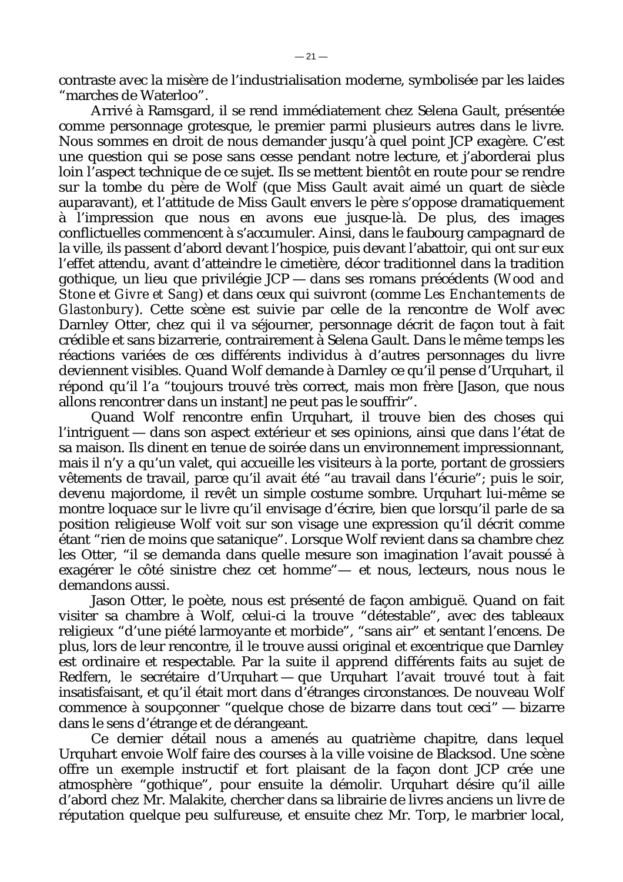contraste avec la misère de l'industrialisation moderne, symbolisée par les laides "marches de Waterloo".

Arrivé à Ramsgard, il se rend immédiatement chez Selena Gault, présentée comme personnage grotesque, le premier parmi plusieurs autres dans le livre. Nous sommes en droit de nous demander jusqu'à quel point JCP exagère. C'est une question qui se pose sans cesse pendant notre lecture, et j'aborderai plus loin l'aspect technique de ce sujet. Ils se mettent bientôt en route pour se rendre sur la tombe du père de Wolf (que Miss Gault avait aimé un quart de siècle auparavant), et l'attitude de Miss Gault envers le père s'oppose dramatiquement à l'impression que nous en avons eue jusque-là. De plus, des images conflictuelles commencent à s'accumuler. Ainsi, dans le faubourg campagnard de la ville, ils passent d'abord devant l'hospice, puis devant l'abattoir, qui ont sur eux l'effet attendu, avant d'atteindre le cimetière, décor traditionnel dans la tradition gothique, un lieu que privilégie JCP — dans ses romans précédents (*Wood and Stone* et *Givre et Sang*) et dans ceux qui suivront (comme *Les Enchantements de Glastonbury*). Cette scène est suivie par celle de la rencontre de Wolf avec Darnley Otter, chez qui il va séjourner, personnage décrit de façon tout à fait crédible et sans bizarrerie, contrairement à Selena Gault. Dans le même temps les réactions variées de ces différents individus à d'autres personnages du livre deviennent visibles. Quand Wolf demande à Darnley ce qu'il pense d'Urquhart, il répond qu'il l'a "toujours trouvé très correct, mais mon frère [Jason, que nous allons rencontrer dans un instant] ne peut pas le souffrir".

Quand Wolf rencontre enfin Urquhart, il trouve bien des choses qui l'intriguent — dans son aspect extérieur et ses opinions, ainsi que dans l'état de sa maison. Ils dinent en tenue de soirée dans un environnement impressionnant, mais il n'y a qu'un valet, qui accueille les visiteurs à la porte, portant de grossiers vêtements de travail, parce qu'il avait été "au travail dans l'écurie"; puis le soir, devenu majordome, il revêt un simple costume sombre. Urquhart lui-même se montre loquace sur le livre qu'il envisage d'écrire, bien que lorsqu'il parle de sa position religieuse Wolf voit sur son visage une expression qu'il décrit comme étant "rien de moins que satanique". Lorsque Wolf revient dans sa chambre chez les Otter, "il se demanda dans quelle mesure son imagination l'avait poussé à exagérer le côté sinistre chez cet homme"— et nous, lecteurs, nous nous le demandons aussi.

Jason Otter, le poète, nous est présenté de façon ambiguë. Quand on fait visiter sa chambre à Wolf, celui-ci la trouve "détestable", avec des tableaux religieux "d'une piété larmoyante et morbide", "sans air" et sentant l'encens. De plus, lors de leur rencontre, il le trouve aussi original et excentrique que Darnley est ordinaire et respectable. Par la suite il apprend différents faits au sujet de Redfern, le secrétaire d'Urquhart — que Urquhart l'avait trouvé tout à fait insatisfaisant, et qu'il était mort dans d'étranges circonstances. De nouveau Wolf commence à soupçonner "quelque chose de bizarre dans tout ceci" — bizarre dans le sens d'étrange et de dérangeant.

Ce dernier détail nous a amenés au quatrième chapitre, dans lequel Urquhart envoie Wolf faire des courses à la ville voisine de Blacksod. Une scène offre un exemple instructif et fort plaisant de la façon dont JCP crée une atmosphère "gothique", pour ensuite la démolir. Urquhart désire qu'il aille d'abord chez Mr. Malakite, chercher dans sa librairie de livres anciens un livre de réputation quelque peu sulfureuse, et ensuite chez Mr. Torp, le marbrier local,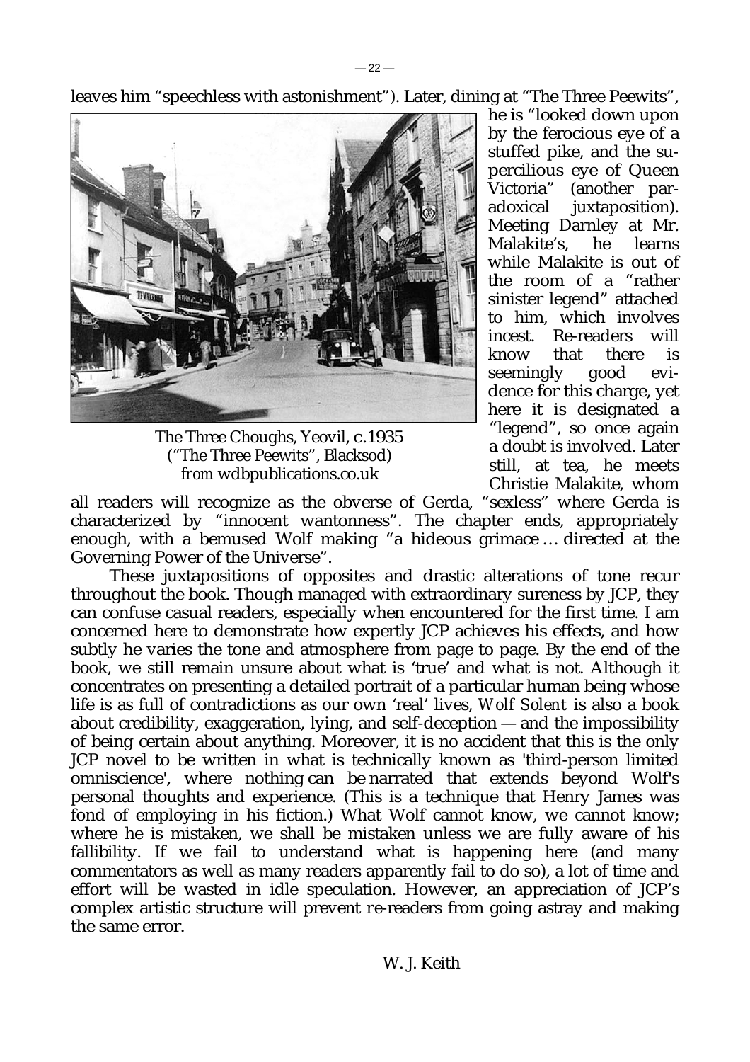leaves him "speechless with astonishment"). Later, dining at "The Three Peewits", he is "looked down upon by the ferocious eye of a stuffed pike, and the supercilious eye of Queen Victoria" (another paradoxical juxtaposition). Meeting Darnley at Mr. Malakite's, he learns while Malakite is out of the room of a "rather sinister legend" attached to him, which involves incest. Re-readers will know that there is seemingly good evidence for this charge, yet here it is designated a "legend", so once again a doubt is involved. Later still, at tea, he meets Christie Malakite, whom all readers will recognize as the obverse of Gerda, "sexless" where Gerda is characterized by "innocent wantonness". The chapter ends, appropriately enough, with a bemused Wolf making "a hideous grimace … directed at the Governing Power of the Universe".

The Three Choughs, Yeovil, c.1935
("The Three Peewits", Blacksod)
*from* wdbpublications.co.uk

These juxtapositions of opposites and drastic alterations of tone recur throughout the book. Though managed with extraordinary sureness by JCP, they can confuse casual readers, especially when encountered for the first time. I am concerned here to demonstrate how expertly JCP achieves his effects, and how subtly he varies the tone and atmosphere from page to page. By the end of the book, we still remain unsure about what is 'true' and what is not. Although it concentrates on presenting a detailed portrait of a particular human being whose life is as full of contradictions as our own 'real' lives, *Wolf Solent* is also a book about credibility, exaggeration, lying, and self-deception — and the impossibility of being certain about anything. Moreover, it is no accident that this is the only JCP novel to be written in what is technically known as 'third-person limited omniscience', where nothing can be narrated that extends beyond Wolf's personal thoughts and experience. (This is a technique that Henry James was fond of employing in his fiction.) What Wolf cannot know, we cannot know; where he is mistaken, we shall be mistaken unless we are fully aware of his fallibility. If we fail to understand what is happening here (and many commentators as well as many readers apparently fail to do so), a lot of time and effort will be wasted in idle speculation. However, an appreciation of JCP's complex artistic structure will prevent re-readers from going astray and making the same error.

W. J. Keith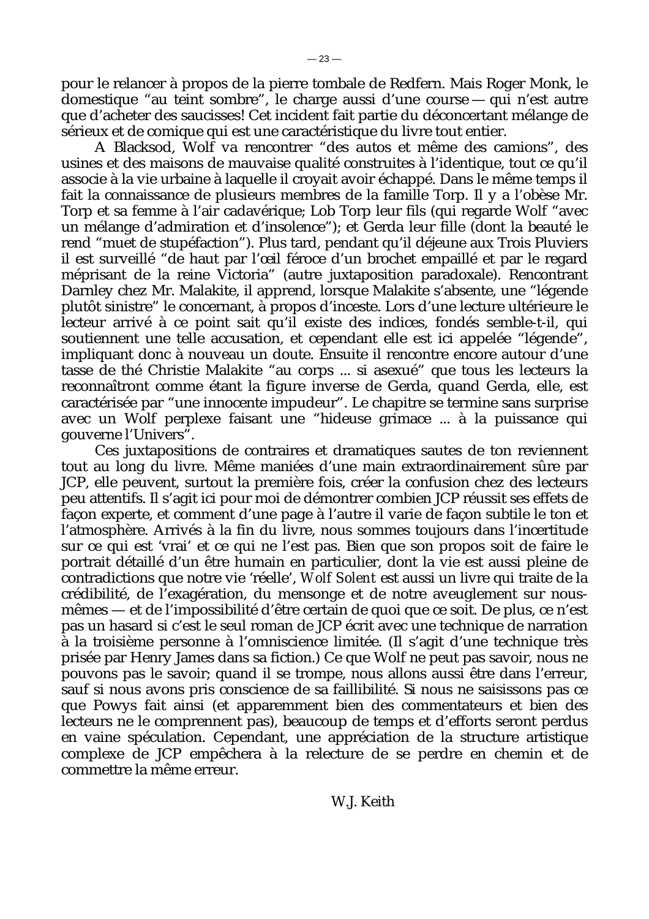pour le relancer à propos de la pierre tombale de Redfern. Mais Roger Monk, le domestique "au teint sombre", le charge aussi d'une course — qui n'est autre que d'acheter des saucisses! Cet incident fait partie du déconcertant mélange de sérieux et de comique qui est une caractéristique du livre tout entier.

A Blacksod, Wolf va rencontrer "des autos et même des camions", des usines et des maisons de mauvaise qualité construites à l'identique, tout ce qu'il associe à la vie urbaine à laquelle il croyait avoir échappé. Dans le même temps il fait la connaissance de plusieurs membres de la famille Torp. Il y a l'obèse Mr. Torp et sa femme à l'air cadavérique; Lob Torp leur fils (qui regarde Wolf "avec un mélange d'admiration et d'insolence"); et Gerda leur fille (dont la beauté le rend "muet de stupéfaction"). Plus tard, pendant qu'il déjeune aux Trois Pluviers il est surveillé "de haut par l'œil féroce d'un brochet empaillé et par le regard méprisant de la reine Victoria" (autre juxtaposition paradoxale). Rencontrant Darnley chez Mr. Malakite, il apprend, lorsque Malakite s'absente, une "légende plutôt sinistre" le concernant, à propos d'inceste. Lors d'une lecture ultérieure le lecteur arrivé à ce point sait qu'il existe des indices, fondés semble-t-il, qui soutiennent une telle accusation, et cependant elle est ici appelée "légende", impliquant donc à nouveau un doute. Ensuite il rencontre encore autour d'une tasse de thé Christie Malakite "au corps ... si asexué" que tous les lecteurs la reconnaîtront comme étant la figure inverse de Gerda, quand Gerda, elle, est caractérisée par "une innocente impudeur". Le chapitre se termine sans surprise avec un Wolf perplexe faisant une "hideuse grimace ... à la puissance qui gouverne l'Univers".

Ces juxtapositions de contraires et dramatiques sautes de ton reviennent tout au long du livre. Même maniées d'une main extraordinairement sûre par JCP, elle peuvent, surtout la première fois, créer la confusion chez des lecteurs peu attentifs. Il s'agit ici pour moi de démontrer combien JCP réussit ses effets de façon experte, et comment d'une page à l'autre il varie de façon subtile le ton et l'atmosphère. Arrivés à la fin du livre, nous sommes toujours dans l'incertitude sur ce qui est 'vrai' et ce qui ne l'est pas. Bien que son propos soit de faire le portrait détaillé d'un être humain en particulier, dont la vie est aussi pleine de contradictions que notre vie 'réelle', *Wolf Solent* est aussi un livre qui traite de la crédibilité, de l'exagération, du mensonge et de notre aveuglement sur nous-mêmes — et de l'impossibilité d'être certain de quoi que ce soit. De plus, ce n'est pas un hasard si c'est le seul roman de JCP écrit avec une technique de narration à la troisième personne à l'omniscience limitée. (Il s'agit d'une technique très prisée par Henry James dans sa fiction.) Ce que Wolf ne peut pas savoir, nous ne pouvons pas le savoir; quand il se trompe, nous allons aussi être dans l'erreur, sauf si nous avons pris conscience de sa faillibilité. Si nous ne saisissons pas ce que Powys fait ainsi (et apparemment bien des commentateurs et bien des lecteurs ne le comprennent pas), beaucoup de temps et d'efforts seront perdus en vaine spéculation. Cependant, une appréciation de la structure artistique complexe de JCP empêchera à la relecture de se perdre en chemin et de commettre la même erreur.

W.J. Keith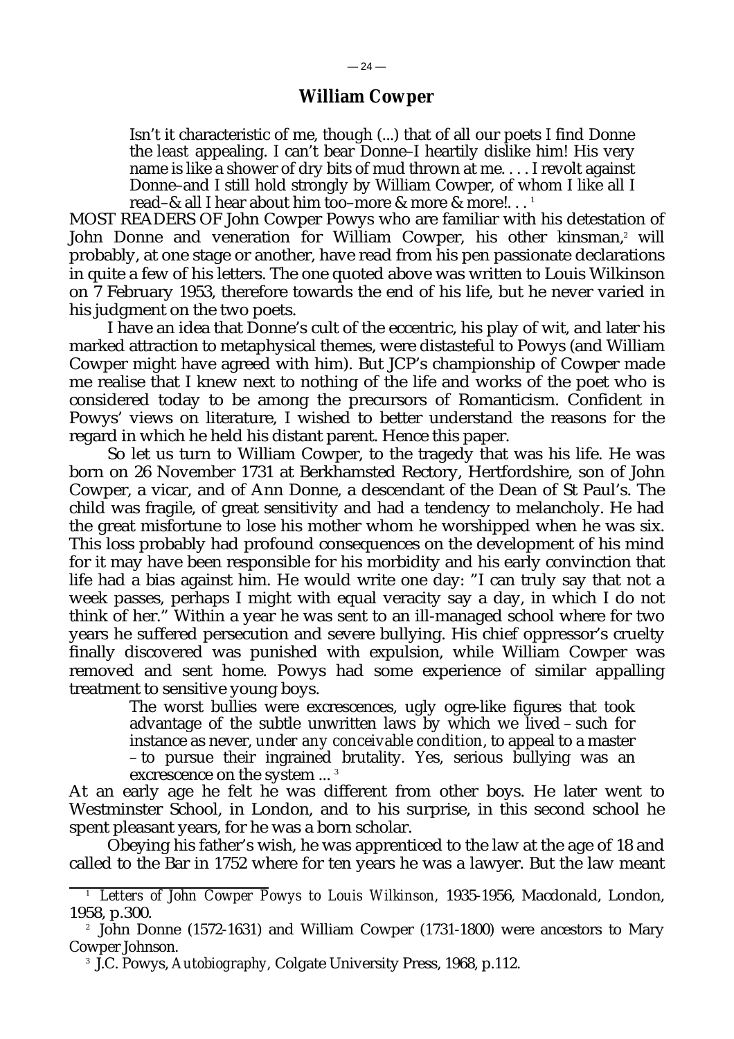## William Cowper

> Isn't it characteristic of me, though (...) that of all our poets I find Donne the *least* appealing. I can't bear Donne–I heartily dislike him! His very name is like a shower of dry bits of mud thrown at me. . . . I revolt against Donne–and I still hold strongly by William Cowper, of whom I like all I read–& all I hear about him too–more & more & more!. . . [1]

MOST READERS OF John Cowper Powys who are familiar with his detestation of John Donne and veneration for William Cowper, his other kinsman,[2] will probably, at one stage or another, have read from his pen passionate declarations in quite a few of his letters. The one quoted above was written to Louis Wilkinson on 7 February 1953, therefore towards the end of his life, but he never varied in his judgment on the two poets.

I have an idea that Donne's cult of the eccentric, his play of wit, and later his marked attraction to metaphysical themes, were distasteful to Powys (and William Cowper might have agreed with him). But JCP's championship of Cowper made me realise that I knew next to nothing of the life and works of the poet who is considered today to be among the precursors of Romanticism. Confident in Powys' views on literature, I wished to better understand the reasons for the regard in which he held his distant parent. Hence this paper.

So let us turn to William Cowper, to the tragedy that was his life. He was born on 26 November 1731 at Berkhamsted Rectory, Hertfordshire, son of John Cowper, a vicar, and of Ann Donne, a descendant of the Dean of St Paul's. The child was fragile, of great sensitivity and had a tendency to melancholy. He had the great misfortune to lose his mother whom he worshipped when he was six. This loss probably had profound consequences on the development of his mind for it may have been responsible for his morbidity and his early conviction that life had a bias against him. He would write one day: "I can truly say that not a week passes, perhaps I might with equal veracity say a day, in which I do not think of her." Within a year he was sent to an ill-managed school where for two years he suffered persecution and severe bullying. His chief oppressor's cruelty finally discovered was punished with expulsion, while William Cowper was removed and sent home. Powys had some experience of similar appalling treatment to sensitive young boys.

> The worst bullies were excrescences, ugly ogre-like figures that took advantage of the subtle unwritten laws by which we lived – such for instance as never, *under any conceivable condition*, to appeal to a master – to pursue their ingrained brutality. Yes, serious bullying was an excrescence on the system ... [3]

At an early age he felt he was different from other boys. He later went to Westminster School, in London, and to his surprise, in this second school he spent pleasant years, for he was a born scholar.

Obeying his father's wish, he was apprenticed to the law at the age of 18 and called to the Bar in 1752 where for ten years he was a lawyer. But the law meant

---

[1] *Letters of John Cowper Powys to Louis Wilkinson*, 1935-1956, Macdonald, London, 1958, p.300.

[2] John Donne (1572-1631) and William Cowper (1731-1800) were ancestors to Mary Cowper Johnson.

[3] J.C. Powys, *Autobiography*, Colgate University Press, 1968, p.112.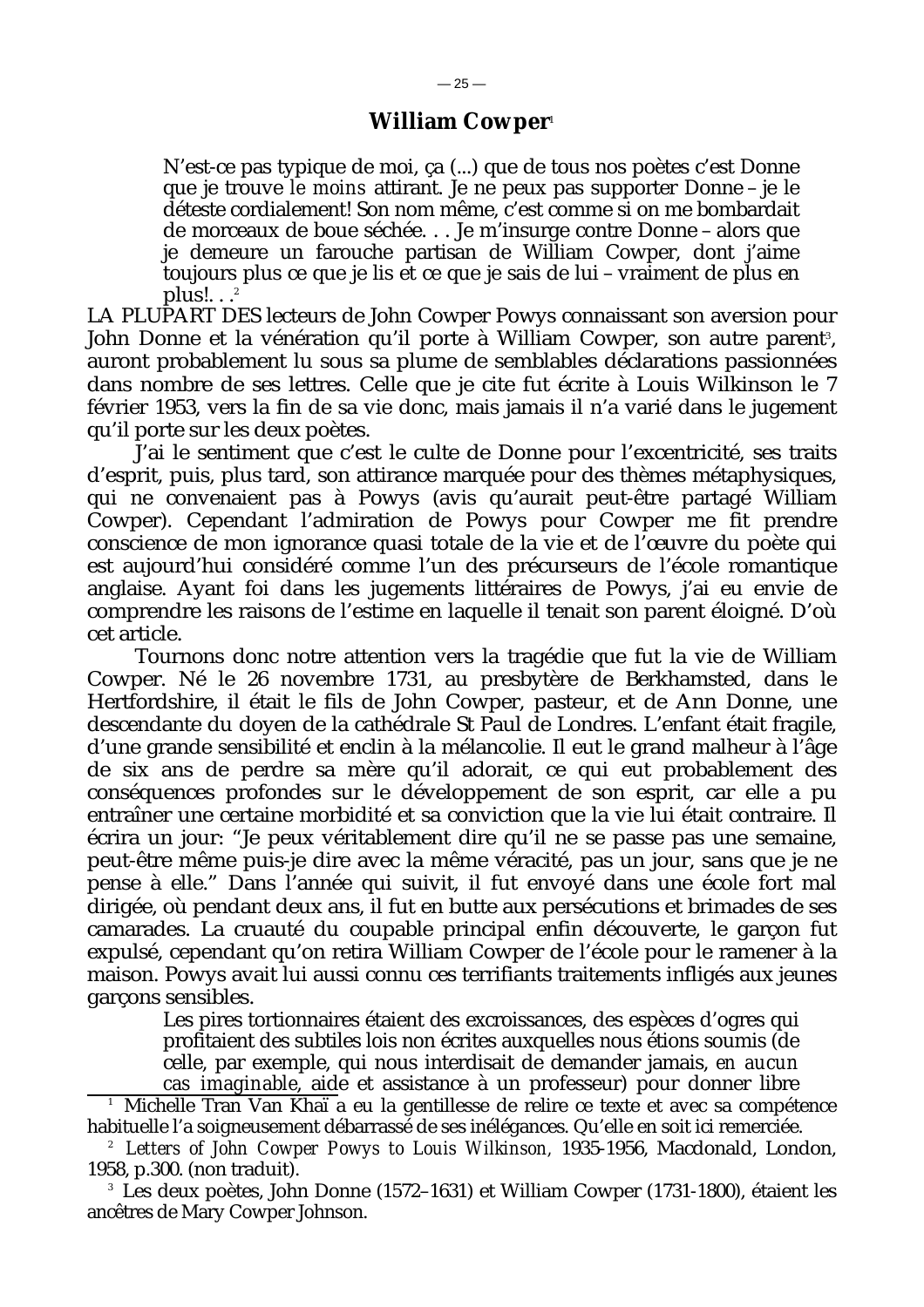## William Cowper[1]

> N'est-ce pas typique de moi, ça (...) que de tous nos poètes c'est Donne que je trouve *le moins* attirant. Je ne peux pas supporter Donne – je le déteste cordialement! Son nom même, c'est comme si on me bombardait de morceaux de boue séchée. . . Je m'insurge contre Donne – alors que je demeure un farouche partisan de William Cowper, dont j'aime toujours plus ce que je lis et ce que je sais de lui – vraiment de plus en plus!. . .[2]

LA PLUPART DES lecteurs de John Cowper Powys connaissant son aversion pour John Donne et la vénération qu'il porte à William Cowper, son autre parent[3], auront probablement lu sous sa plume de semblables déclarations passionnées dans nombre de ses lettres. Celle que je cite fut écrite à Louis Wilkinson le 7 février 1953, vers la fin de sa vie donc, mais jamais il n'a varié dans le jugement qu'il porte sur les deux poètes.

J'ai le sentiment que c'est le culte de Donne pour l'excentricité, ses traits d'esprit, puis, plus tard, son attirance marquée pour des thèmes métaphysiques, qui ne convenaient pas à Powys (avis qu'aurait peut-être partagé William Cowper). Cependant l'admiration de Powys pour Cowper me fit prendre conscience de mon ignorance quasi totale de la vie et de l'œuvre du poète qui est aujourd'hui considéré comme l'un des précurseurs de l'école romantique anglaise. Ayant foi dans les jugements littéraires de Powys, j'ai eu envie de comprendre les raisons de l'estime en laquelle il tenait son parent éloigné. D'où cet article.

Tournons donc notre attention vers la tragédie que fut la vie de William Cowper. Né le 26 novembre 1731, au presbytère de Berkhamsted, dans le Hertfordshire, il était le fils de John Cowper, pasteur, et de Ann Donne, une descendante du doyen de la cathédrale St Paul de Londres. L'enfant était fragile, d'une grande sensibilité et enclin à la mélancolie. Il eut le grand malheur à l'âge de six ans de perdre sa mère qu'il adorait, ce qui eut probablement des conséquences profondes sur le développement de son esprit, car elle a pu entraîner une certaine morbidité et sa conviction que la vie lui était contraire. Il écrira un jour: "Je peux véritablement dire qu'il ne se passe pas une semaine, peut-être même puis-je dire avec la même véracité, pas un jour, sans que je ne pense à elle." Dans l'année qui suivit, il fut envoyé dans une école fort mal dirigée, où pendant deux ans, il fut en butte aux persécutions et brimades de ses camarades. La cruauté du coupable principal enfin découverte, le garçon fut expulsé, cependant qu'on retira William Cowper de l'école pour le ramener à la maison. Powys avait lui aussi connu ces terrifiants traitements infligés aux jeunes garçons sensibles.

> Les pires tortionnaires étaient des excroissances, des espèces d'ogres qui profitaient des subtiles lois non écrites auxquelles nous étions soumis (de celle, par exemple, qui nous interdisait de demander jamais, *en aucun cas imaginable*, aide et assistance à un professeur) pour donner libre

---

[1] Michelle Tran Van Khaï a eu la gentillesse de relire ce texte et avec sa compétence habituelle l'a soigneusement débarrassé de ses inélégances. Qu'elle en soit ici remerciée.

[2] *Letters of John Cowper Powys to Louis Wilkinson*, 1935-1956, Macdonald, London, 1958, p.300. (non traduit).

[3] Les deux poètes, John Donne (1572–1631) et William Cowper (1731-1800), étaient les ancêtres de Mary Cowper Johnson.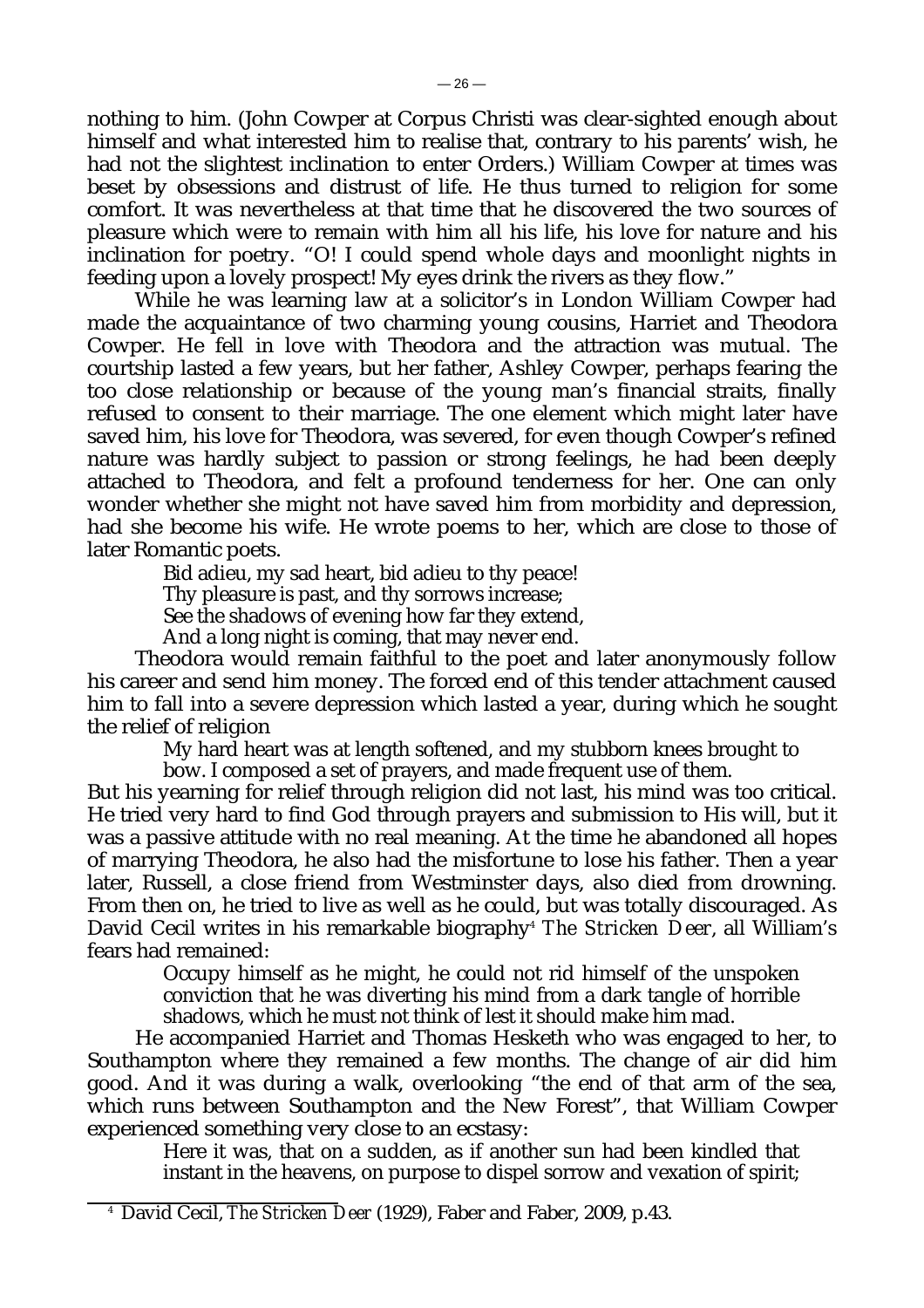nothing to him. (John Cowper at Corpus Christi was clear-sighted enough about himself and what interested him to realise that, contrary to his parents' wish, he had not the slightest inclination to enter Orders.) William Cowper at times was beset by obsessions and distrust of life. He thus turned to religion for some comfort. It was nevertheless at that time that he discovered the two sources of pleasure which were to remain with him all his life, his love for nature and his inclination for poetry. "O! I could spend whole days and moonlight nights in feeding upon a lovely prospect! My eyes drink the rivers as they flow."

While he was learning law at a solicitor's in London William Cowper had made the acquaintance of two charming young cousins, Harriet and Theodora Cowper. He fell in love with Theodora and the attraction was mutual. The courtship lasted a few years, but her father, Ashley Cowper, perhaps fearing the too close relationship or because of the young man's financial straits, finally refused to consent to their marriage. The one element which might later have saved him, his love for Theodora, was severed, for even though Cowper's refined nature was hardly subject to passion or strong feelings, he had been deeply attached to Theodora, and felt a profound tenderness for her. One can only wonder whether she might not have saved him from morbidity and depression, had she become his wife. He wrote poems to her, which are close to those of later Romantic poets.

> Bid adieu, my sad heart, bid adieu to thy peace!
> Thy pleasure is past, and thy sorrows increase;
> See the shadows of evening how far they extend,
> And a long night is coming, that may never end.

Theodora would remain faithful to the poet and later anonymously follow his career and send him money. The forced end of this tender attachment caused him to fall into a severe depression which lasted a year, during which he sought the relief of religion

> My hard heart was at length softened, and my stubborn knees brought to bow. I composed a set of prayers, and made frequent use of them.

But his yearning for relief through religion did not last, his mind was too critical. He tried very hard to find God through prayers and submission to His will, but it was a passive attitude with no real meaning. At the time he abandoned all hopes of marrying Theodora, he also had the misfortune to lose his father. Then a year later, Russell, a close friend from Westminster days, also died from drowning. From then on, he tried to live as well as he could, but was totally discouraged. As David Cecil writes in his remarkable biography[4] *The Stricken Deer*, all William's fears had remained:

> Occupy himself as he might, he could not rid himself of the unspoken conviction that he was diverting his mind from a dark tangle of horrible shadows, which he must not think of lest it should make him mad.

He accompanied Harriet and Thomas Hesketh who was engaged to her, to Southampton where they remained a few months. The change of air did him good. And it was during a walk, overlooking "the end of that arm of the sea, which runs between Southampton and the New Forest", that William Cowper experienced something very close to an ecstasy:

> Here it was, that on a sudden, as if another sun had been kindled that instant in the heavens, on purpose to dispel sorrow and vexation of spirit;

---

[4] David Cecil, *The Stricken Deer* (1929), Faber and Faber, 2009, p.43.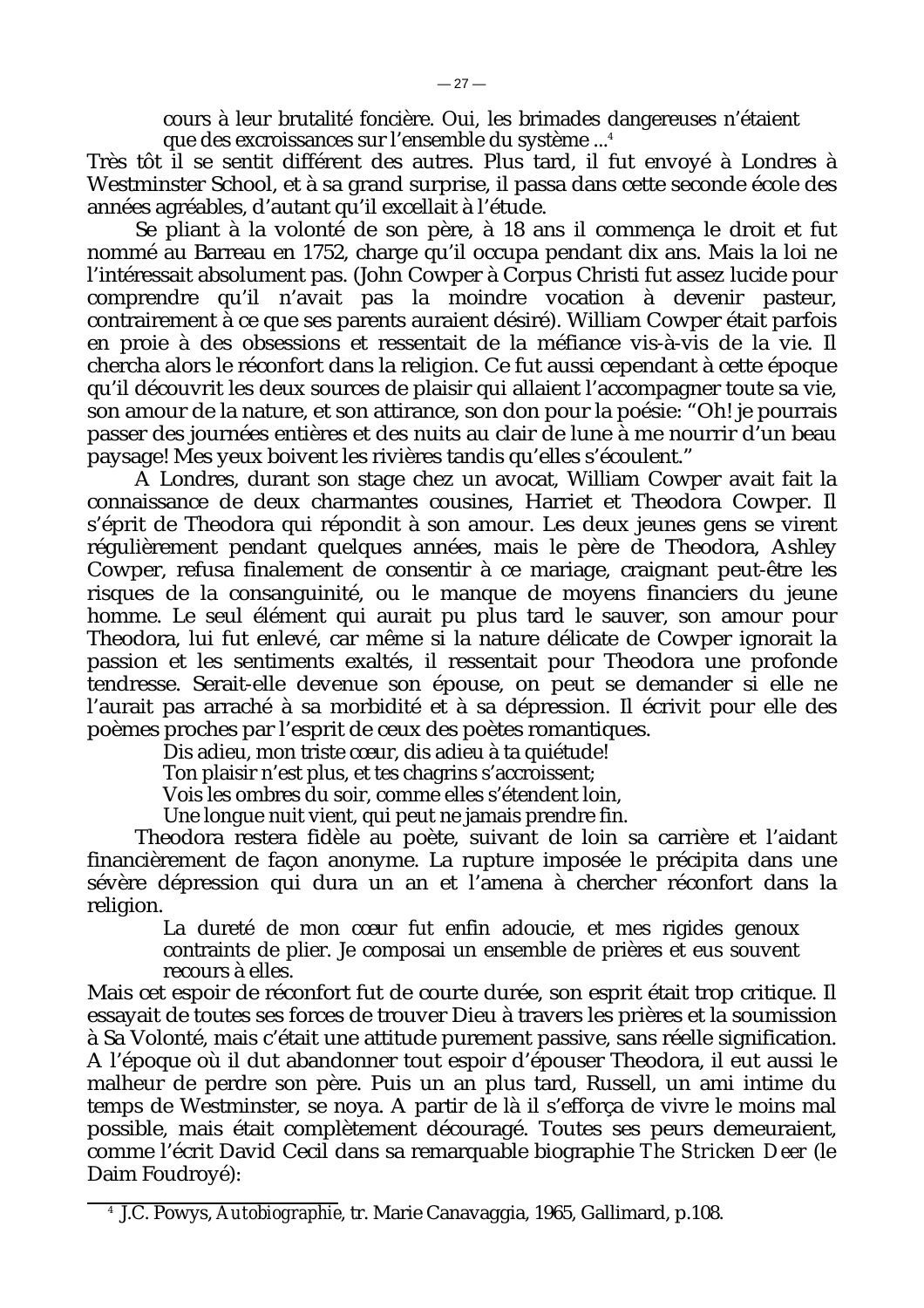> cours à leur brutalité foncière. Oui, les brimades dangereuses n'étaient que des excroissances sur l'ensemble du système ...[4]

Très tôt il se sentit différent des autres. Plus tard, il fut envoyé à Londres à Westminster School, et à sa grand surprise, il passa dans cette seconde école des années agréables, d'autant qu'il excellait à l'étude.

Se pliant à la volonté de son père, à 18 ans il commença le droit et fut nommé au Barreau en 1752, charge qu'il occupa pendant dix ans. Mais la loi ne l'intéressait absolument pas. (John Cowper à Corpus Christi fut assez lucide pour comprendre qu'il n'avait pas la moindre vocation à devenir pasteur, contrairement à ce que ses parents auraient désiré). William Cowper était parfois en proie à des obsessions et ressentait de la méfiance vis-à-vis de la vie. Il chercha alors le réconfort dans la religion. Ce fut aussi cependant à cette époque qu'il découvrit les deux sources de plaisir qui allaient l'accompagner toute sa vie, son amour de la nature, et son attirance, son don pour la poésie: "Oh! je pourrais passer des journées entières et des nuits au clair de lune à me nourrir d'un beau paysage! Mes yeux boivent les rivières tandis qu'elles s'écoulent."

A Londres, durant son stage chez un avocat, William Cowper avait fait la connaissance de deux charmantes cousines, Harriet et Theodora Cowper. Il s'éprit de Theodora qui répondit à son amour. Les deux jeunes gens se virent régulièrement pendant quelques années, mais le père de Theodora, Ashley Cowper, refusa finalement de consentir à ce mariage, craignant peut-être les risques de la consanguinité, ou le manque de moyens financiers du jeune homme. Le seul élément qui aurait pu plus tard le sauver, son amour pour Theodora, lui fut enlevé, car même si la nature délicate de Cowper ignorait la passion et les sentiments exaltés, il ressentait pour Theodora une profonde tendresse. Serait-elle devenue son épouse, on peut se demander si elle ne l'aurait pas arraché à sa morbidité et à sa dépression. Il écrivit pour elle des poèmes proches par l'esprit de ceux des poètes romantiques.

> Dis adieu, mon triste cœur, dis adieu à ta quiétude!
> Ton plaisir n'est plus, et tes chagrins s'accroissent;
> Vois les ombres du soir, comme elles s'étendent loin,
> Une longue nuit vient, qui peut ne jamais prendre fin.

Theodora restera fidèle au poète, suivant de loin sa carrière et l'aidant financièrement de façon anonyme. La rupture imposée le précipita dans une sévère dépression qui dura un an et l'amena à chercher réconfort dans la religion.

> La dureté de mon cœur fut enfin adoucie, et mes rigides genoux contraints de plier. Je composai un ensemble de prières et eus souvent recours à elles.

Mais cet espoir de réconfort fut de courte durée, son esprit était trop critique. Il essayait de toutes ses forces de trouver Dieu à travers les prières et la soumission à Sa Volonté, mais c'était une attitude purement passive, sans réelle signification. A l'époque où il dut abandonner tout espoir d'épouser Theodora, il eut aussi le malheur de perdre son père. Puis un an plus tard, Russell, un ami intime du temps de Westminster, se noya. A partir de là il s'efforça de vivre le moins mal possible, mais était complètement découragé. Toutes ses peurs demeuraient, comme l'écrit David Cecil dans sa remarquable biographie *The Stricken Deer* (le Daim Foudroyé):

---

[4] J.C. Powys, *Autobiographie*, tr. Marie Canavaggia, 1965, Gallimard, p.108.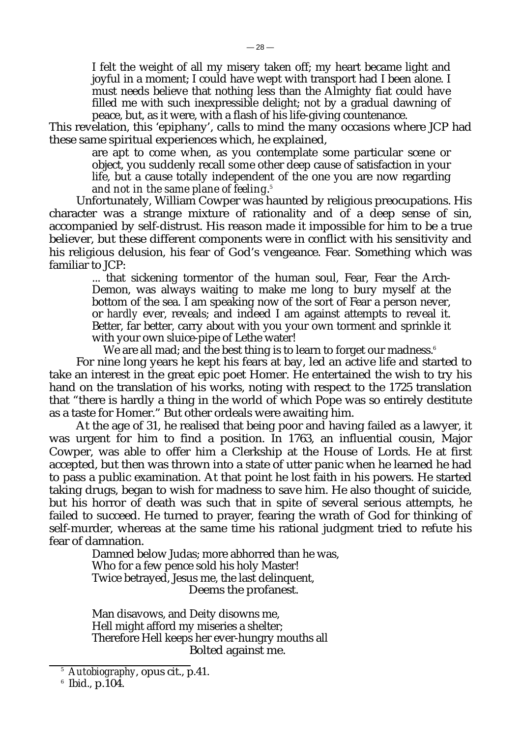> I felt the weight of all my misery taken off; my heart became light and joyful in a moment; I could have wept with transport had I been alone. I must needs believe that nothing less than the Almighty fiat could have filled me with such inexpressible delight; not by a gradual dawning of peace, but, as it were, with a flash of his life-giving countenance.

This revelation, this 'epiphany', calls to mind the many occasions where JCP had these same spiritual experiences which, he explained,

> are apt to come when, as you contemplate some particular scene or object, you suddenly recall some other deep cause of satisfaction in your life, but a cause totally independent of the one you are now regarding *and not in the same plane of feeling*.[5]

Unfortunately, William Cowper was haunted by religious preoccupations. His character was a strange mixture of rationality and of a deep sense of sin, accompanied by self-distrust. His reason made it impossible for him to be a true believer, but these different components were in conflict with his sensitivity and his religious delusion, his fear of God's vengeance. Fear. Something which was familiar to JCP:

> ... that sickening tormentor of the human soul, Fear, Fear the Arch-Demon, was always waiting to make me long to bury myself at the bottom of the sea. I am speaking now of the sort of Fear a person never, or *hardly* ever, reveals; and indeed I am against attempts to reveal it. Better, far better, carry about with you your own torment and sprinkle it with your own sluice-pipe of Lethe water!
>
> We are all mad; and the best thing is to learn to forget our madness.[6]

For nine long years he kept his fears at bay, led an active life and started to take an interest in the great epic poet Homer. He entertained the wish to try his hand on the translation of his works, noting with respect to the 1725 translation that "there is hardly a thing in the world of which Pope was so entirely destitute as a taste for Homer." But other ordeals were awaiting him.

At the age of 31, he realised that being poor and having failed as a lawyer, it was urgent for him to find a position. In 1763, an influential cousin, Major Cowper, was able to offer him a Clerkship at the House of Lords. He at first accepted, but then was thrown into a state of utter panic when he learned he had to pass a public examination. At that point he lost faith in his powers. He started taking drugs, began to wish for madness to save him. He also thought of suicide, but his horror of death was such that in spite of several serious attempts, he failed to succeed. He turned to prayer, fearing the wrath of God for thinking of self-murder, whereas at the same time his rational judgment tried to refute his fear of damnation.

> Damned below Judas; more abhorred than he was,
> Who for a few pence sold his holy Master!
> Twice betrayed, Jesus me, the last delinquent,
> Deems the profanest.
>
> Man disavows, and Deity disowns me,
> Hell might afford my miseries a shelter;
> Therefore Hell keeps her ever-hungry mouths all
> Bolted against me.

---

[5] *Autobiography*, opus cit., p.41.

[6] Ibid., p.104.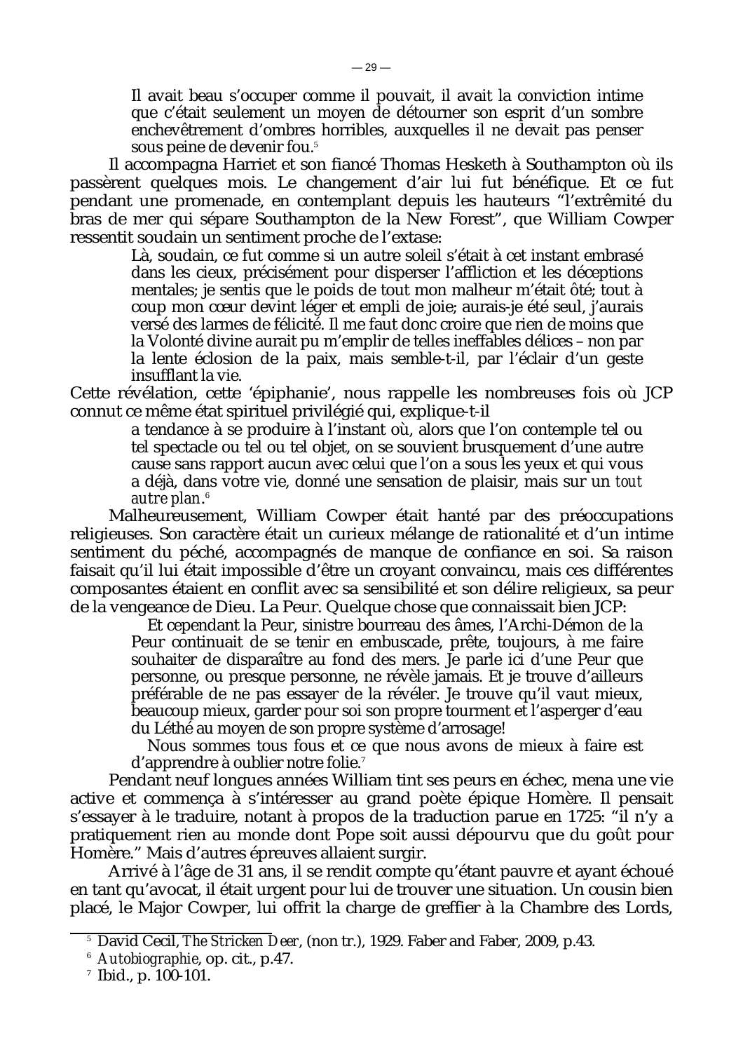> Il avait beau s'occuper comme il pouvait, il avait la conviction intime que c'était seulement un moyen de détourner son esprit d'un sombre enchevêtrement d'ombres horribles, auxquelles il ne devait pas penser sous peine de devenir fou.[5]

Il accompagna Harriet et son fiancé Thomas Hesketh à Southampton où ils passèrent quelques mois. Le changement d'air lui fut bénéfique. Et ce fut pendant une promenade, en contemplant depuis les hauteurs "l'extrêmité du bras de mer qui sépare Southampton de la New Forest", que William Cowper ressentit soudain un sentiment proche de l'extase:

> Là, soudain, ce fut comme si un autre soleil s'était à cet instant embrasé dans les cieux, précisément pour disperser l'affliction et les déceptions mentales; je sentis que le poids de tout mon malheur m'était ôté; tout à coup mon cœur devint léger et empli de joie; aurais-je été seul, j'aurais versé des larmes de félicité. Il me faut donc croire que rien de moins que la Volonté divine aurait pu m'emplir de telles ineffables délices – non par la lente éclosion de la paix, mais semble-t-il, par l'éclair d'un geste insufflant la vie.

Cette révélation, cette 'épiphanie', nous rappelle les nombreuses fois où JCP connut ce même état spirituel privilégié qui, explique-t-il

> a tendance à se produire à l'instant où, alors que l'on contemple tel ou tel spectacle ou tel ou tel objet, on se souvient brusquement d'une autre cause sans rapport aucun avec celui que l'on a sous les yeux et qui vous a déjà, dans votre vie, donné une sensation de plaisir, mais sur un *tout autre plan*.[6]

Malheureusement, William Cowper était hanté par des préoccupations religieuses. Son caractère était un curieux mélange de rationalité et d'un intime sentiment du péché, accompagnés de manque de confiance en soi. Sa raison faisait qu'il lui était impossible d'être un croyant convaincu, mais ces différentes composantes étaient en conflit avec sa sensibilité et son délire religieux, sa peur de la vengeance de Dieu. La Peur. Quelque chose que connaissait bien JCP:

> Et cependant la Peur, sinistre bourreau des âmes, l'Archi-Démon de la Peur continuait de se tenir en embuscade, prête, toujours, à me faire souhaiter de disparaître au fond des mers. Je parle ici d'une Peur que personne, ou presque personne, ne révèle jamais. Et je trouve d'ailleurs préférable de ne pas essayer de la révéler. Je trouve qu'il vaut mieux, beaucoup mieux, garder pour soi son propre tourment et l'asperger d'eau du Léthé au moyen de son propre système d'arrosage!
>
> Nous sommes tous fous et ce que nous avons de mieux à faire est d'apprendre à oublier notre folie.[7]

Pendant neuf longues années William tint ses peurs en échec, mena une vie active et commença à s'intéresser au grand poète épique Homère. Il pensait s'essayer à le traduire, notant à propos de la traduction parue en 1725: "il n'y a pratiquement rien au monde dont Pope soit aussi dépourvu que du goût pour Homère." Mais d'autres épreuves allaient surgir.

Arrivé à l'âge de 31 ans, il se rendit compte qu'étant pauvre et ayant échoué en tant qu'avocat, il était urgent pour lui de trouver une situation. Un cousin bien placé, le Major Cowper, lui offrit la charge de greffier à la Chambre des Lords,

---

[5] David Cecil, *The Stricken Deer*, (non tr.), 1929. Faber and Faber, 2009, p.43.

[6] *Autobiographie*, op. cit., p.47.

[7] Ibid., p. 100-101.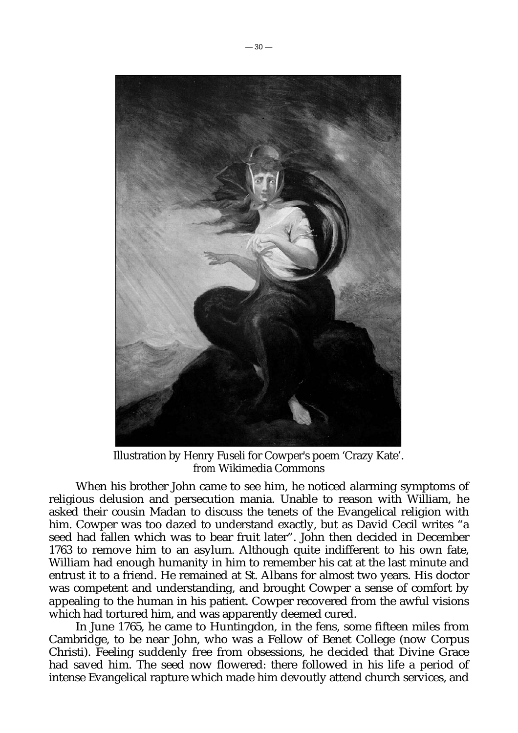Illustration by Henry Fuseli for Cowper's poem 'Crazy Kate'.
*from* Wikimedia Commons

When his brother John came to see him, he noticed alarming symptoms of religious delusion and persecution mania. Unable to reason with William, he asked their cousin Madan to discuss the tenets of the Evangelical religion with him. Cowper was too dazed to understand exactly, but as David Cecil writes "a seed had fallen which was to bear fruit later". John then decided in December 1763 to remove him to an asylum. Although quite indifferent to his own fate, William had enough humanity in him to remember his cat at the last minute and entrust it to a friend. He remained at St. Albans for almost two years. His doctor was competent and understanding, and brought Cowper a sense of comfort by appealing to the human in his patient. Cowper recovered from the awful visions which had tortured him, and was apparently deemed cured.

In June 1765, he came to Huntingdon, in the fens, some fifteen miles from Cambridge, to be near John, who was a Fellow of Benet College (now Corpus Christi). Feeling suddenly free from obsessions, he decided that Divine Grace had saved him. The seed now flowered: there followed in his life a period of intense Evangelical rapture which made him devoutly attend church services, and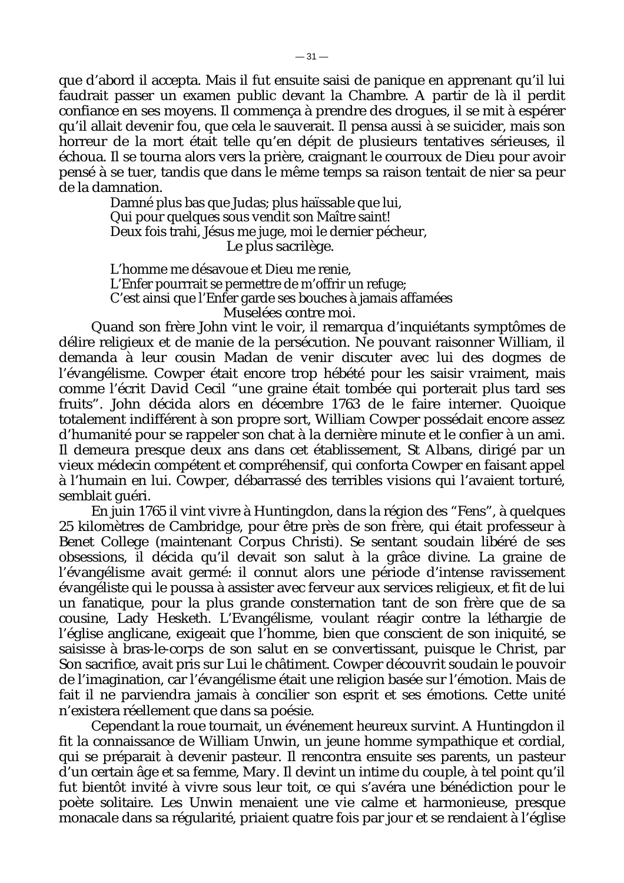que d'abord il accepta. Mais il fut ensuite saisi de panique en apprenant qu'il lui faudrait passer un examen public devant la Chambre. A partir de là il perdit confiance en ses moyens. Il commença à prendre des drogues, il se mit à espérer qu'il allait devenir fou, que cela le sauverait. Il pensa aussi à se suicider, mais son horreur de la mort était telle qu'en dépit de plusieurs tentatives sérieuses, il échoua. Il se tourna alors vers la prière, craignant le courroux de Dieu pour avoir pensé à se tuer, tandis que dans le même temps sa raison tentait de nier sa peur de la damnation.

> Damné plus bas que Judas; plus haïssable que lui,
> Qui pour quelques sous vendit son Maître saint!
> Deux fois trahi, Jésus me juge, moi le dernier pécheur,
> Le plus sacrilège.
>
> L'homme me désavoue et Dieu me renie,
> L'Enfer pourrrait se permettre de m'offrir un refuge;
> C'est ainsi que l'Enfer garde ses bouches à jamais affamées
> Muselées contre moi.

Quand son frère John vint le voir, il remarqua d'inquiétants symptômes de délire religieux et de manie de la persécution. Ne pouvant raisonner William, il demanda à leur cousin Madan de venir discuter avec lui des dogmes de l'évangélisme. Cowper était encore trop hébété pour les saisir vraiment, mais comme l'écrit David Cecil "une graine était tombée qui porterait plus tard ses fruits". John décida alors en décembre 1763 de le faire interner. Quoique totalement indifférent à son propre sort, William Cowper possédait encore assez d'humanité pour se rappeler son chat à la dernière minute et le confier à un ami. Il demeura presque deux ans dans cet établissement, St Albans, dirigé par un vieux médecin compétent et compréhensif, qui conforta Cowper en faisant appel à l'humain en lui. Cowper, débarrassé des terribles visions qui l'avaient torturé, semblait guéri.

En juin 1765 il vint vivre à Huntingdon, dans la région des "Fens", à quelques 25 kilomètres de Cambridge, pour être près de son frère, qui était professeur à Benet College (maintenant Corpus Christi). Se sentant soudain libéré de ses obsessions, il décida qu'il devait son salut à la grâce divine. La graine de l'évangélisme avait germé: il connut alors une période d'intense ravissement évangéliste qui le poussa à assister avec ferveur aux services religieux, et fit de lui un fanatique, pour la plus grande consternation tant de son frère que de sa cousine, Lady Hesketh. L'Evangélisme, voulant réagir contre la léthargie de l'église anglicane, exigeait que l'homme, bien que conscient de son iniquité, se saisisse à bras-le-corps de son salut en se convertissant, puisque le Christ, par Son sacrifice, avait pris sur Lui le châtiment. Cowper découvrit soudain le pouvoir de l'imagination, car l'évangélisme était une religion basée sur l'émotion. Mais de fait il ne parviendra jamais à concilier son esprit et ses émotions. Cette unité n'existera réellement que dans sa poésie.

Cependant la roue tournait, un événement heureux survint. A Huntingdon il fit la connaissance de William Unwin, un jeune homme sympathique et cordial, qui se préparait à devenir pasteur. Il rencontra ensuite ses parents, un pasteur d'un certain âge et sa femme, Mary. Il devint un intime du couple, à tel point qu'il fut bientôt invité à vivre sous leur toit, ce qui s'avéra une bénédiction pour le poète solitaire. Les Unwin menaient une vie calme et harmonieuse, presque monacale dans sa régularité, priaient quatre fois par jour et se rendaient à l'église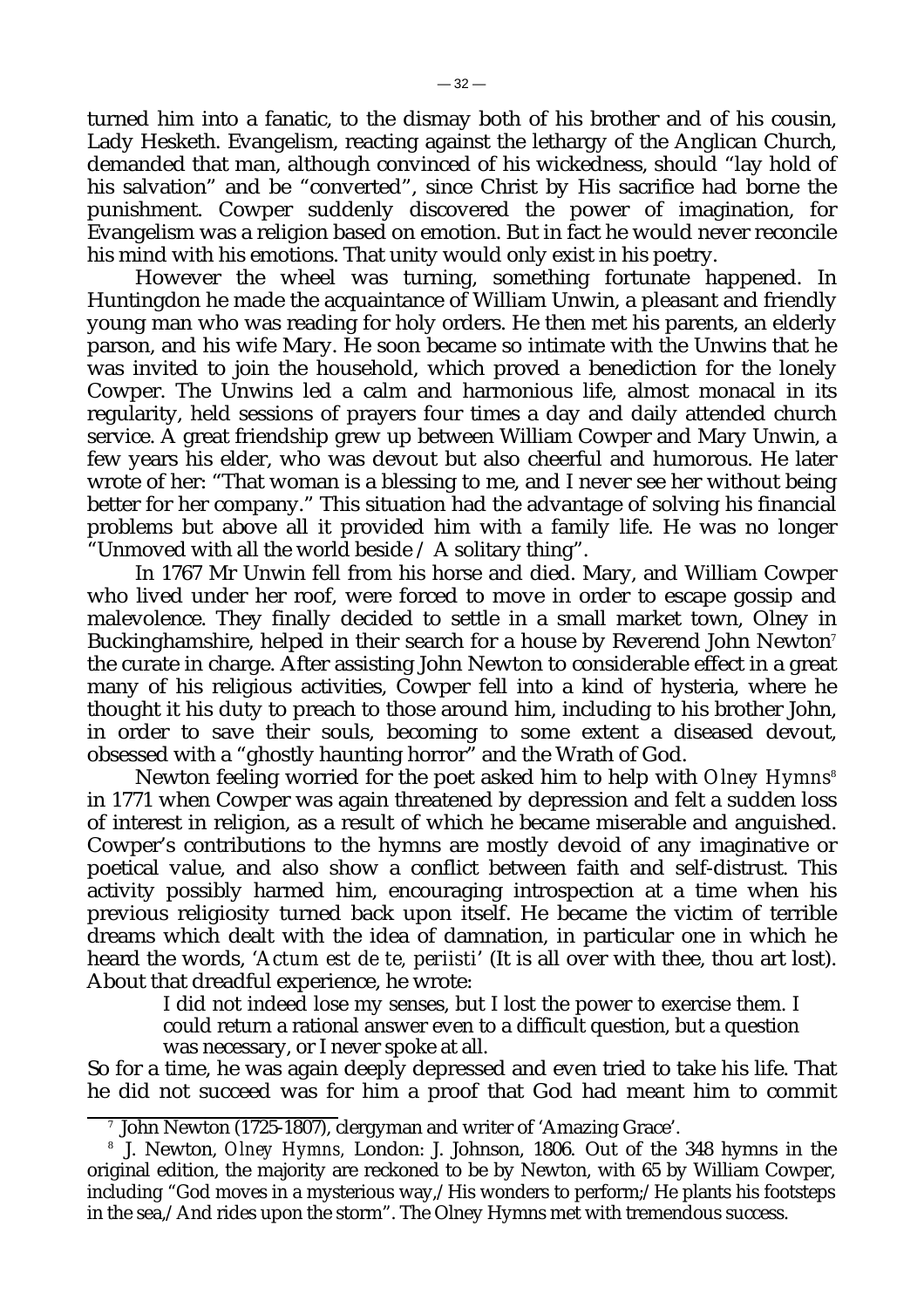turned him into a fanatic, to the dismay both of his brother and of his cousin, Lady Hesketh. Evangelism, reacting against the lethargy of the Anglican Church, demanded that man, although convinced of his wickedness, should "lay hold of his salvation" and be "converted", since Christ by His sacrifice had borne the punishment. Cowper suddenly discovered the power of imagination, for Evangelism was a religion based on emotion. But in fact he would never reconcile his mind with his emotions. That unity would only exist in his poetry.

However the wheel was turning, something fortunate happened. In Huntingdon he made the acquaintance of William Unwin, a pleasant and friendly young man who was reading for holy orders. He then met his parents, an elderly parson, and his wife Mary. He soon became so intimate with the Unwins that he was invited to join the household, which proved a benediction for the lonely Cowper. The Unwins led a calm and harmonious life, almost monacal in its regularity, held sessions of prayers four times a day and daily attended church service. A great friendship grew up between William Cowper and Mary Unwin, a few years his elder, who was devout but also cheerful and humorous. He later wrote of her: "That woman is a blessing to me, and I never see her without being better for her company." This situation had the advantage of solving his financial problems but above all it provided him with a family life. He was no longer "Unmoved with all the world beside / A solitary thing".

In 1767 Mr Unwin fell from his horse and died. Mary, and William Cowper who lived under her roof, were forced to move in order to escape gossip and malevolence. They finally decided to settle in a small market town, Olney in Buckinghamshire, helped in their search for a house by Reverend John Newton[7] the curate in charge. After assisting John Newton to considerable effect in a great many of his religious activities, Cowper fell into a kind of hysteria, where he thought it his duty to preach to those around him, including to his brother John, in order to save their souls, becoming to some extent a diseased devout, obsessed with a "ghostly haunting horror" and the Wrath of God.

Newton feeling worried for the poet asked him to help with *Olney Hymns*[8] in 1771 when Cowper was again threatened by depression and felt a sudden loss of interest in religion, as a result of which he became miserable and anguished. Cowper's contributions to the hymns are mostly devoid of any imaginative or poetical value, and also show a conflict between faith and self-distrust. This activity possibly harmed him, encouraging introspection at a time when his previous religiosity turned back upon itself. He became the victim of terrible dreams which dealt with the idea of damnation, in particular one in which he heard the words, '*Actum est de te, periisti*' (It is all over with thee, thou art lost). About that dreadful experience, he wrote:

> I did not indeed lose my senses, but I lost the power to exercise them. I could return a rational answer even to a difficult question, but a question was necessary, or I never spoke at all.

So for a time, he was again deeply depressed and even tried to take his life. That he did not succeed was for him a proof that God had meant him to commit

---

[7] John Newton (1725-1807), clergyman and writer of 'Amazing Grace'.

[8] J. Newton, *Olney Hymns*, London: J. Johnson, 1806. Out of the 348 hymns in the original edition, the majority are reckoned to be by Newton, with 65 by William Cowper, including "God moves in a mysterious way,/ His wonders to perform;/ He plants his footsteps in the sea,/ And rides upon the storm". The Olney Hymns met with tremendous success.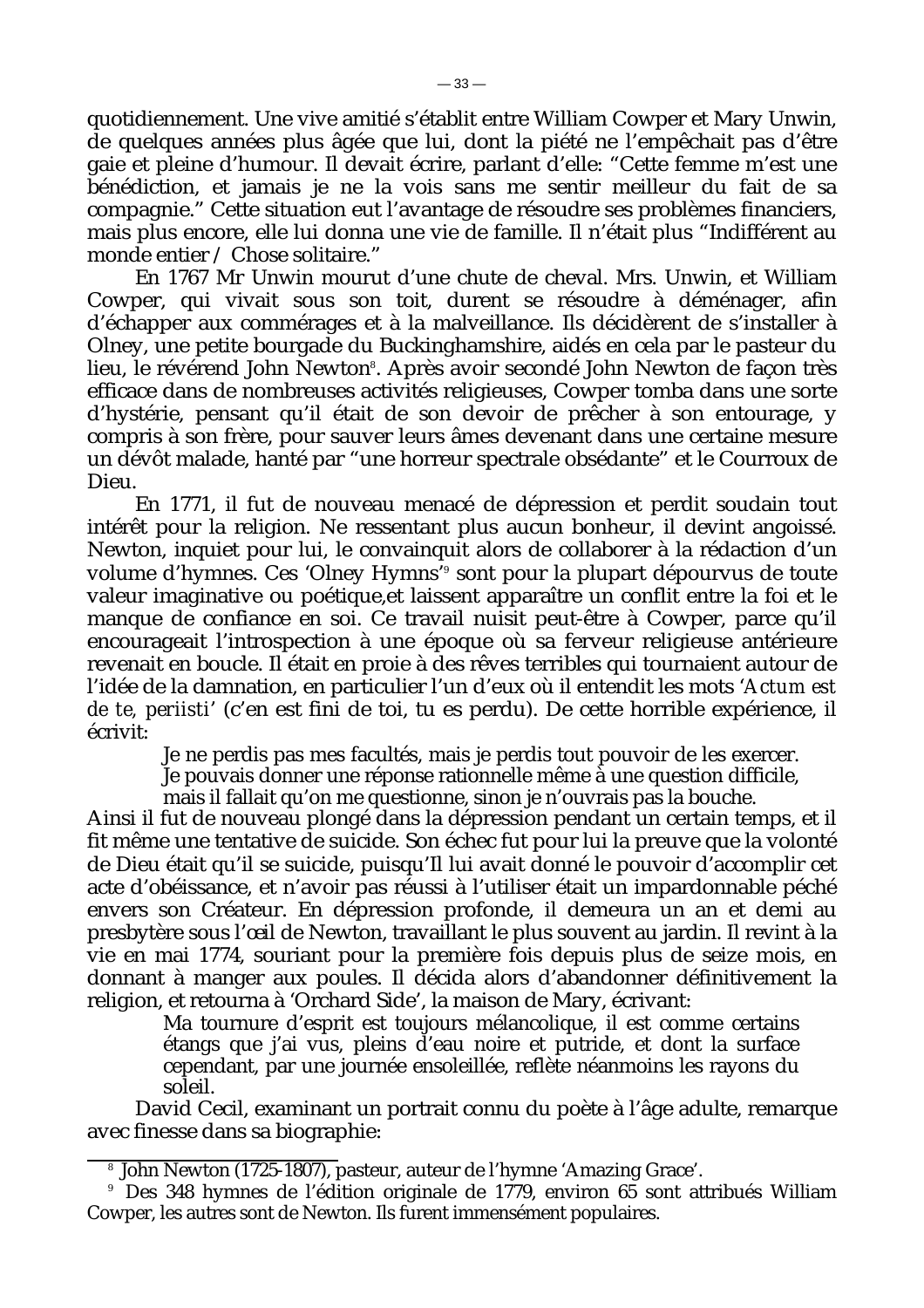quotidiennement. Une vive amitié s'établit entre William Cowper et Mary Unwin, de quelques années plus âgée que lui, dont la piété ne l'empêchait pas d'être gaie et pleine d'humour. Il devait écrire, parlant d'elle: "Cette femme m'est une bénédiction, et jamais je ne la vois sans me sentir meilleur du fait de sa compagnie." Cette situation eut l'avantage de résoudre ses problèmes financiers, mais plus encore, elle lui donna une vie de famille. Il n'était plus "Indifférent au monde entier / Chose solitaire."

En 1767 Mr Unwin mourut d'une chute de cheval. Mrs. Unwin, et William Cowper, qui vivait sous son toit, durent se résoudre à déménager, afin d'échapper aux commérages et à la malveillance. Ils décidèrent de s'installer à Olney, une petite bourgade du Buckinghamshire, aidés en cela par le pasteur du lieu, le révérend John Newton[8]. Après avoir secondé John Newton de façon très efficace dans de nombreuses activités religieuses, Cowper tomba dans une sorte d'hystérie, pensant qu'il était de son devoir de prêcher à son entourage, y compris à son frère, pour sauver leurs âmes devenant dans une certaine mesure un dévôt malade, hanté par "une horreur spectrale obsédante" et le Courroux de Dieu.

En 1771, il fut de nouveau menacé de dépression et perdit soudain tout intérêt pour la religion. Ne ressentant plus aucun bonheur, il devint angoissé. Newton, inquiet pour lui, le convainquit alors de collaborer à la rédaction d'un volume d'hymnes. Ces 'Olney Hymns'[9] sont pour la plupart dépourvus de toute valeur imaginative ou poétique,et laissent apparaître un conflit entre la foi et le manque de confiance en soi. Ce travail nuisit peut-être à Cowper, parce qu'il encourageait l'introspection à une époque où sa ferveur religieuse antérieure revenait en boucle. Il était en proie à des rêves terribles qui tournaient autour de l'idée de la damnation, en particulier l'un d'eux où il entendit les mots '*Actum est de te, periisti*' (c'en est fini de toi, tu es perdu). De cette horrible expérience, il écrivit:

> Je ne perdis pas mes facultés, mais je perdis tout pouvoir de les exercer.
> Je pouvais donner une réponse rationnelle même à une question difficile,
> mais il fallait qu'on me questionne, sinon je n'ouvrais pas la bouche.

Ainsi il fut de nouveau plongé dans la dépression pendant un certain temps, et il fit même une tentative de suicide. Son échec fut pour lui la preuve que la volonté de Dieu était qu'il se suicide, puisqu'Il lui avait donné le pouvoir d'accomplir cet acte d'obéissance, et n'avoir pas réussi à l'utiliser était un impardonnable péché envers son Créateur. En dépression profonde, il demeura un an et demi au presbytère sous l'œil de Newton, travaillant le plus souvent au jardin. Il revint à la vie en mai 1774, souriant pour la première fois depuis plus de seize mois, en donnant à manger aux poules. Il décida alors d'abandonner définitivement la religion, et retourna à 'Orchard Side', la maison de Mary, écrivant:

> Ma tournure d'esprit est toujours mélancolique, il est comme certains étangs que j'ai vus, pleins d'eau noire et putride, et dont la surface cependant, par une journée ensoleillée, reflète néanmoins les rayons du soleil.

David Cecil, examinant un portrait connu du poète à l'âge adulte, remarque avec finesse dans sa biographie:

---

[8] John Newton (1725-1807), pasteur, auteur de l'hymne 'Amazing Grace'.

[9] Des 348 hymnes de l'édition originale de 1779, environ 65 sont attribués William Cowper, les autres sont de Newton. Ils furent immensément populaires.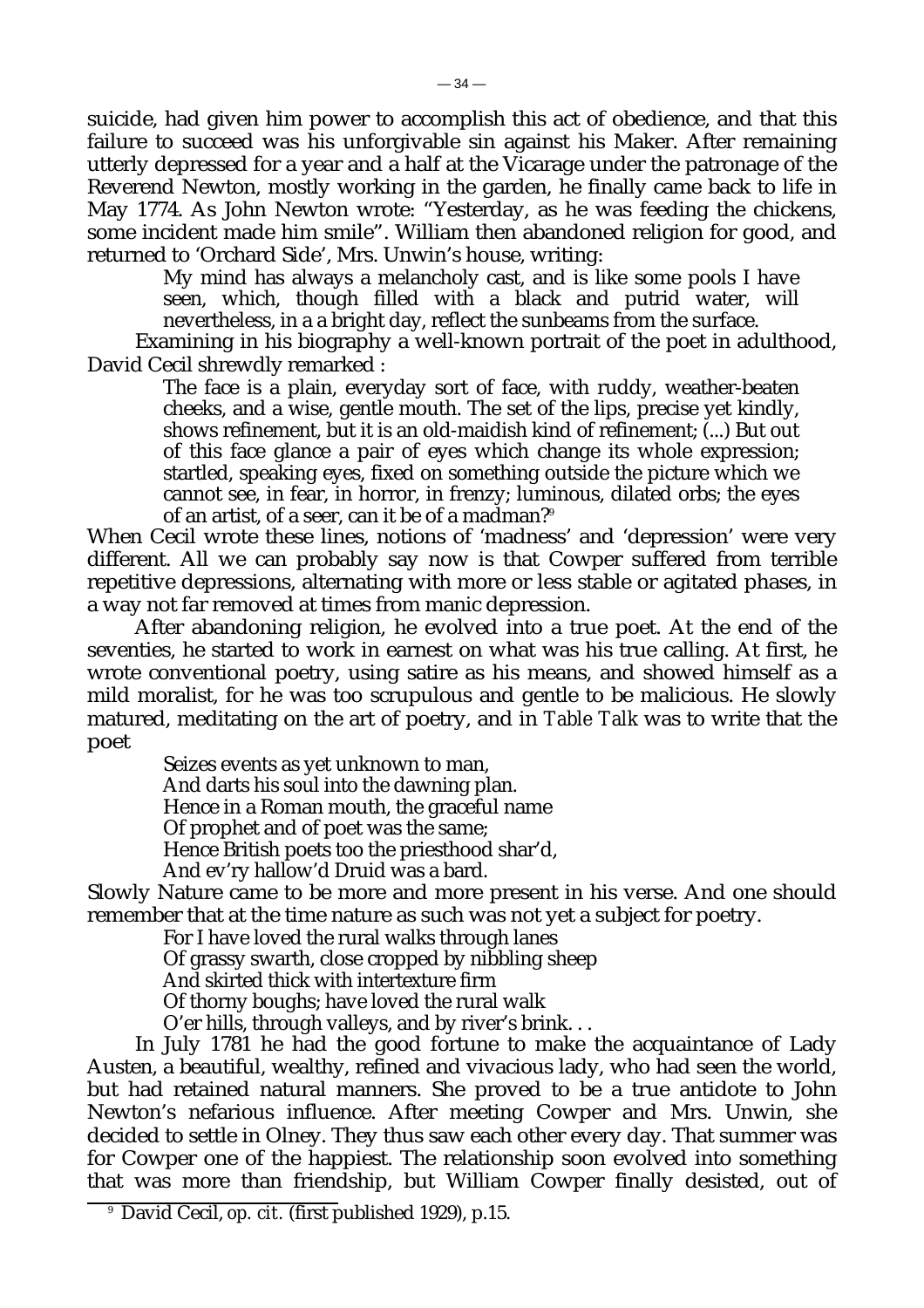suicide, had given him power to accomplish this act of obedience, and that this failure to succeed was his unforgivable sin against his Maker. After remaining utterly depressed for a year and a half at the Vicarage under the patronage of the Reverend Newton, mostly working in the garden, he finally came back to life in May 1774. As John Newton wrote: "Yesterday, as he was feeding the chickens, some incident made him smile". William then abandoned religion for good, and returned to 'Orchard Side', Mrs. Unwin's house, writing:

> My mind has always a melancholy cast, and is like some pools I have seen, which, though filled with a black and putrid water, will nevertheless, in a a bright day, reflect the sunbeams from the surface.

Examining in his biography a well-known portrait of the poet in adulthood, David Cecil shrewdly remarked :

> The face is a plain, everyday sort of face, with ruddy, weather-beaten cheeks, and a wise, gentle mouth. The set of the lips, precise yet kindly, shows refinement, but it is an old-maidish kind of refinement; (...) But out of this face glance a pair of eyes which change its whole expression; startled, speaking eyes, fixed on something outside the picture which we cannot see, in fear, in horror, in frenzy; luminous, dilated orbs; the eyes of an artist, of a seer, can it be of a madman?[9]

When Cecil wrote these lines, notions of 'madness' and 'depression' were very different. All we can probably say now is that Cowper suffered from terrible repetitive depressions, alternating with more or less stable or agitated phases, in a way not far removed at times from manic depression.

After abandoning religion, he evolved into a true poet. At the end of the seventies, he started to work in earnest on what was his true calling. At first, he wrote conventional poetry, using satire as his means, and showed himself as a mild moralist, for he was too scrupulous and gentle to be malicious. He slowly matured, meditating on the art of poetry, and in *Table Talk* was to write that the poet

> Seizes events as yet unknown to man,
> And darts his soul into the dawning plan.
> Hence in a Roman mouth, the graceful name
> Of prophet and of poet was the same;
> Hence British poets too the priesthood shar'd,
> And ev'ry hallow'd Druid was a bard.

Slowly Nature came to be more and more present in his verse. And one should remember that at the time nature as such was not yet a subject for poetry.

> For I have loved the rural walks through lanes
> Of grassy swarth, close cropped by nibbling sheep
> And skirted thick with intertexture firm
> Of thorny boughs; have loved the rural walk
> O'er hills, through valleys, and by river's brink. . .

In July 1781 he had the good fortune to make the acquaintance of Lady Austen, a beautiful, wealthy, refined and vivacious lady, who had seen the world, but had retained natural manners. She proved to be a true antidote to John Newton's nefarious influence. After meeting Cowper and Mrs. Unwin, she decided to settle in Olney. They thus saw each other every day. That summer was for Cowper one of the happiest. The relationship soon evolved into something that was more than friendship, but William Cowper finally desisted, out of

[9] David Cecil, *op. cit.* (first published 1929), p.15.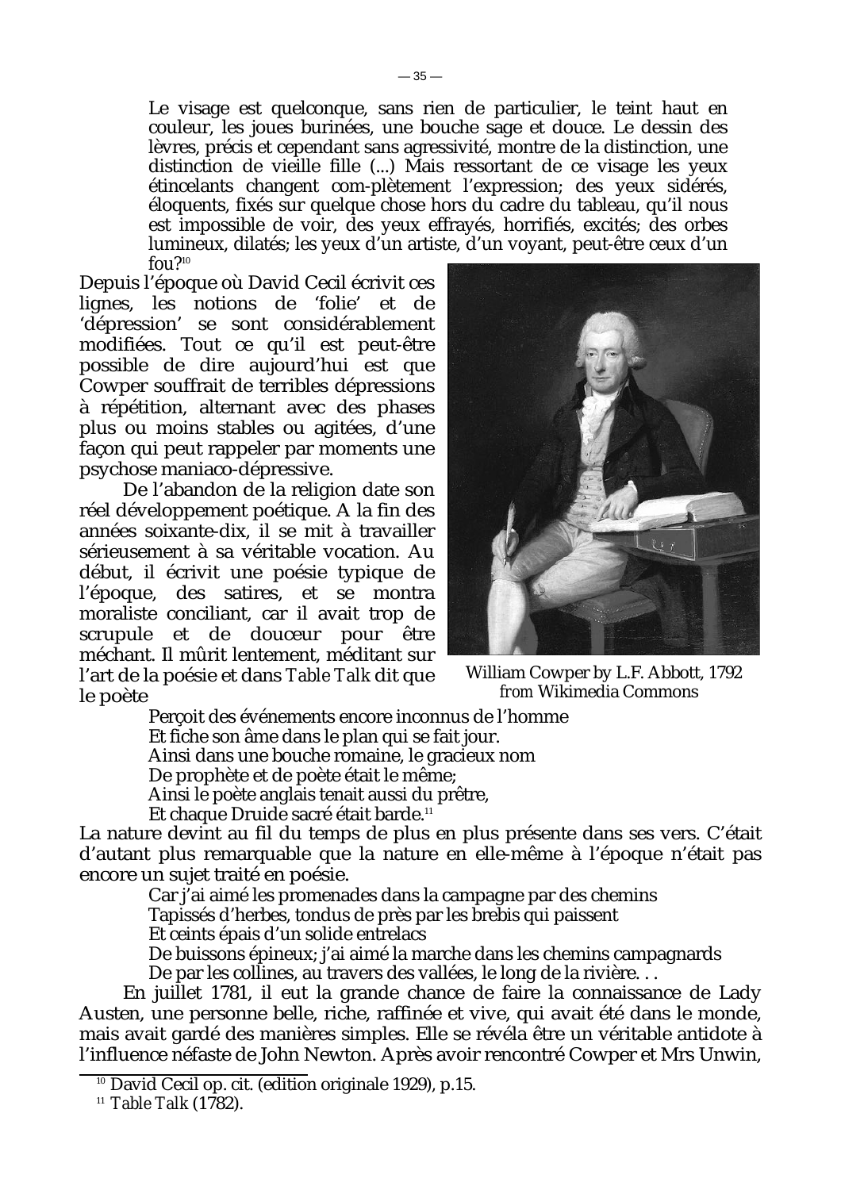> Le visage est quelconque, sans rien de particulier, le teint haut en couleur, les joues burinées, une bouche sage et douce. Le dessin des lèvres, précis et cependant sans agressivité, montre de la distinction, une distinction de vieille fille (...) Mais ressortant de ce visage les yeux étincelants changent com-plètement l'expression; des yeux sidérés, éloquents, fixés sur quelque chose hors du cadre du tableau, qu'il nous est impossible de voir, des yeux effrayés, horrifiés, excités; des orbes lumineux, dilatés; les yeux d'un artiste, d'un voyant, peut-être ceux d'un fou?[10]

Depuis l'époque où David Cecil écrivit ces lignes, les notions de 'folie' et de 'dépression' se sont considérablement modifiées. Tout ce qu'il est peut-être possible de dire aujourd'hui est que Cowper souffrait de terribles dépressions à répétition, alternant avec des phases plus ou moins stables ou agitées, d'une façon qui peut rappeler par moments une psychose maniaco-dépressive.

William Cowper by L.F. Abbott, 1792
*from* Wikimedia Commons

De l'abandon de la religion date son réel développement poétique. A la fin des années soixante-dix, il se mit à travailler sérieusement à sa véritable vocation. Au début, il écrivit une poésie typique de l'époque, des satires, et se montra moraliste conciliant, car il avait trop de scrupule et de douceur pour être méchant. Il mûrit lentement, méditant sur l'art de la poésie et dans *Table Talk* dit que le poète

> Perçoit des événements encore inconnus de l'homme
> Et fiche son âme dans le plan qui se fait jour.
> Ainsi dans une bouche romaine, le gracieux nom
> De prophète et de poète était le même;
> Ainsi le poète anglais tenait aussi du prêtre,
> Et chaque Druide sacré était barde.[11]

La nature devint au fil du temps de plus en plus présente dans ses vers. C'était d'autant plus remarquable que la nature en elle-même à l'époque n'était pas encore un sujet traité en poésie.

> Car j'ai aimé les promenades dans la campagne par des chemins
> Tapissés d'herbes, tondus de près par les brebis qui paissent
> Et ceints épais d'un solide entrelacs
> De buissons épineux; j'ai aimé la marche dans les chemins campagnards
> De par les collines, au travers des vallées, le long de la rivière. . .

En juillet 1781, il eut la grande chance de faire la connaissance de Lady Austen, une personne belle, riche, raffinée et vive, qui avait été dans le monde, mais avait gardé des manières simples. Elle se révéla être un véritable antidote à l'influence néfaste de John Newton. Après avoir rencontré Cowper et Mrs Unwin,

---

[10] David Cecil op. cit. (edition originale 1929), p.15.

[11] *Table Talk* (1782).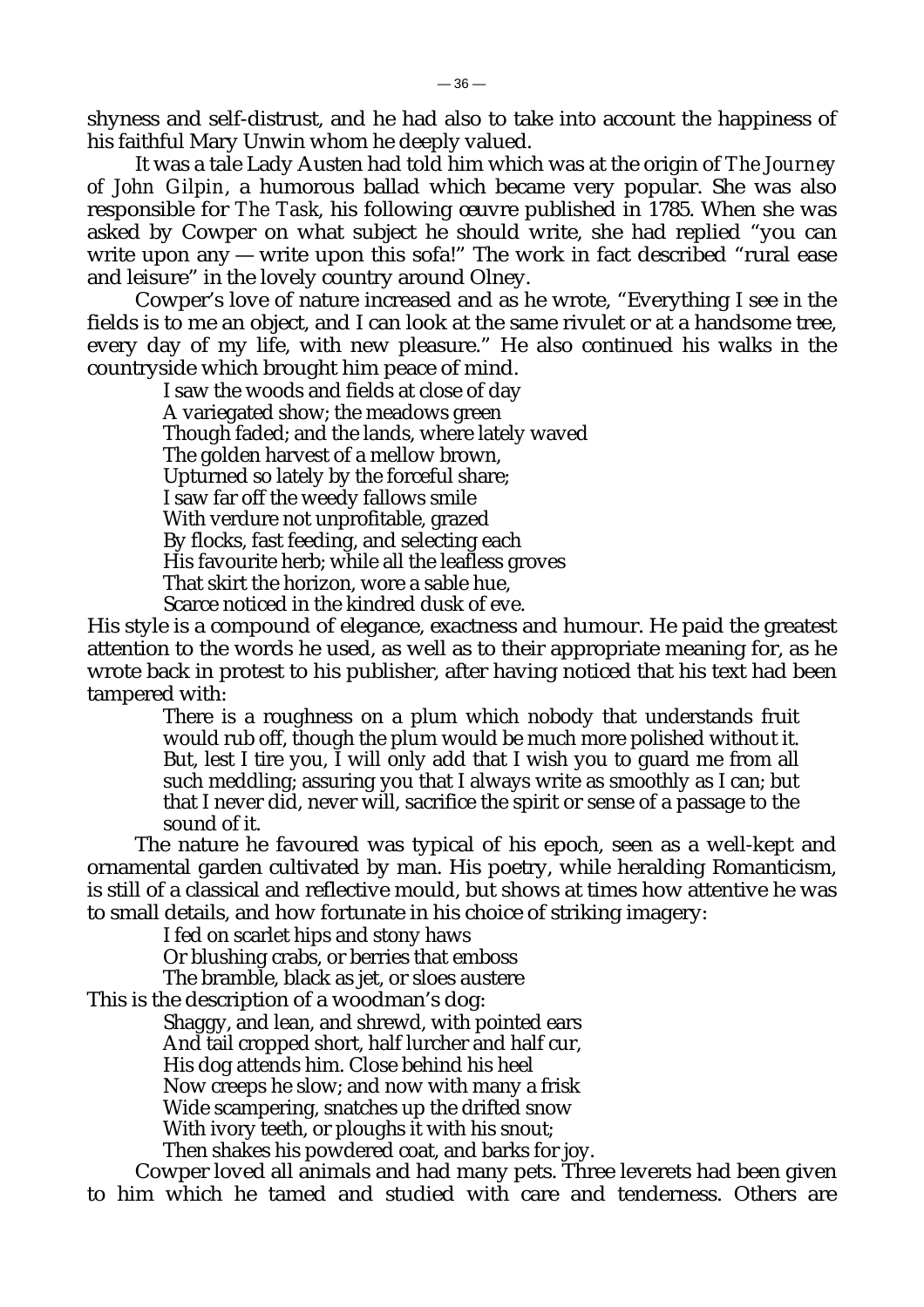shyness and self-distrust, and he had also to take into account the happiness of his faithful Mary Unwin whom he deeply valued.

It was a tale Lady Austen had told him which was at the origin of *The Journey of John Gilpin*, a humorous ballad which became very popular. She was also responsible for *The Task*, his following œuvre published in 1785. When she was asked by Cowper on what subject he should write, she had replied "you can write upon any — write upon this sofa!" The work in fact described "rural ease and leisure" in the lovely country around Olney.

Cowper's love of nature increased and as he wrote, "Everything I see in the fields is to me an object, and I can look at the same rivulet or at a handsome tree, every day of my life, with new pleasure." He also continued his walks in the countryside which brought him peace of mind.

> I saw the woods and fields at close of day
> A variegated show; the meadows green
> Though faded; and the lands, where lately waved
> The golden harvest of a mellow brown,
> Upturned so lately by the forceful share;
> I saw far off the weedy fallows smile
> With verdure not unprofitable, grazed
> By flocks, fast feeding, and selecting each
> His favourite herb; while all the leafless groves
> That skirt the horizon, wore a sable hue,
> Scarce noticed in the kindred dusk of eve.

His style is a compound of elegance, exactness and humour. He paid the greatest attention to the words he used, as well as to their appropriate meaning for, as he wrote back in protest to his publisher, after having noticed that his text had been tampered with:

> There is a roughness on a plum which nobody that understands fruit would rub off, though the plum would be much more polished without it. But, lest I tire you, I will only add that I wish you to guard me from all such meddling; assuring you that I always write as smoothly as I can; but that I never did, never will, sacrifice the spirit or sense of a passage to the sound of it.

The nature he favoured was typical of his epoch, seen as a well-kept and ornamental garden cultivated by man. His poetry, while heralding Romanticism, is still of a classical and reflective mould, but shows at times how attentive he was to small details, and how fortunate in his choice of striking imagery:

> I fed on scarlet hips and stony haws
> Or blushing crabs, or berries that emboss
> The bramble, black as jet, or sloes austere

This is the description of a woodman's dog:

> Shaggy, and lean, and shrewd, with pointed ears
> And tail cropped short, half lurcher and half cur,
> His dog attends him. Close behind his heel
> Now creeps he slow; and now with many a frisk
> Wide scampering, snatches up the drifted snow
> With ivory teeth, or ploughs it with his snout;
> Then shakes his powdered coat, and barks for joy.

Cowper loved all animals and had many pets. Three leverets had been given to him which he tamed and studied with care and tenderness. Others are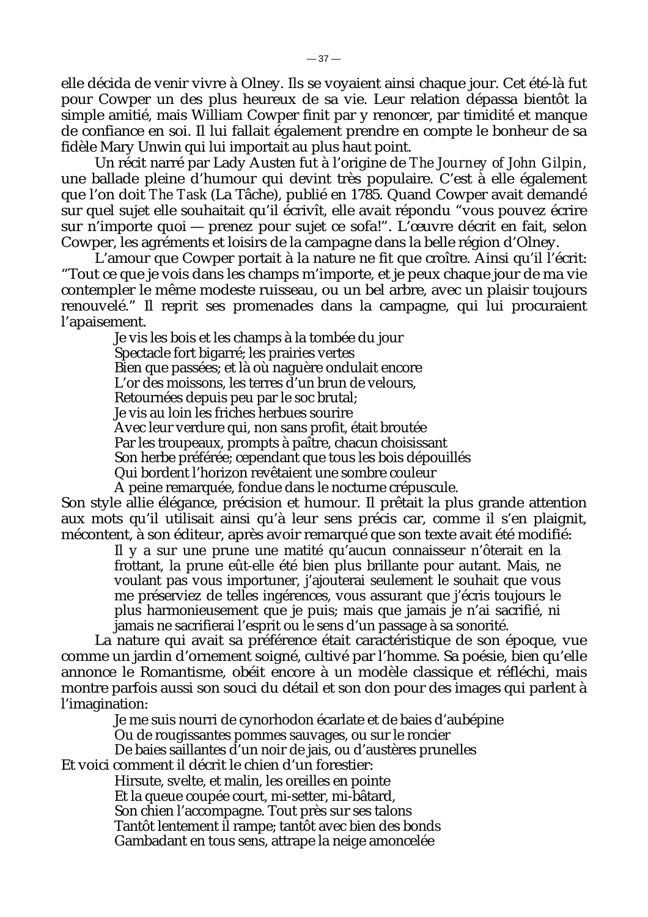elle décida de venir vivre à Olney. Ils se voyaient ainsi chaque jour. Cet été-là fut pour Cowper un des plus heureux de sa vie. Leur relation dépassa bientôt la simple amitié, mais William Cowper finit par y renoncer, par timidité et manque de confiance en soi. Il lui fallait également prendre en compte le bonheur de sa fidèle Mary Unwin qui lui importait au plus haut point.

Un récit narré par Lady Austen fut à l'origine de *The Journey of John Gilpin*, une ballade pleine d'humour qui devint très populaire. C'est à elle également que l'on doit *The Task* (La Tâche), publié en 1785. Quand Cowper avait demandé sur quel sujet elle souhaitait qu'il écrivît, elle avait répondu "vous pouvez écrire sur n'importe quoi — prenez pour sujet ce sofa!". L'œuvre décrit en fait, selon Cowper, les agréments et loisirs de la campagne dans la belle région d'Olney.

L'amour que Cowper portait à la nature ne fit que croître. Ainsi qu'il l'écrit: "Tout ce que je vois dans les champs m'importe, et je peux chaque jour de ma vie contempler le même modeste ruisseau, ou un bel arbre, avec un plaisir toujours renouvelé." Il reprit ses promenades dans la campagne, qui lui procuraient l'apaisement.

> Je vis les bois et les champs à la tombée du jour
> Spectacle fort bigarré; les prairies vertes
> Bien que passées; et là où naguère ondulait encore
> L'or des moissons, les terres d'un brun de velours,
> Retournées depuis peu par le soc brutal;
> Je vis au loin les friches herbues sourire
> Avec leur verdure qui, non sans profit, était broutée
> Par les troupeaux, prompts à paître, chacun choisissant
> Son herbe préférée; cependant que tous les bois dépouillés
> Qui bordent l'horizon revêtaient une sombre couleur
> A peine remarquée, fondue dans le nocturne crépuscule.

Son style allie élégance, précision et humour. Il prêtait la plus grande attention aux mots qu'il utilisait ainsi qu'à leur sens précis car, comme il s'en plaignit, mécontent, à son éditeur, après avoir remarqué que son texte avait été modifié:

> Il y a sur une prune une matité qu'aucun connaisseur n'ôterait en la frottant, la prune eût-elle été bien plus brillante pour autant. Mais, ne voulant pas vous importuner, j'ajouterai seulement le souhait que vous me préserviez de telles ingérences, vous assurant que j'écris toujours le plus harmonieusement que je puis; mais que jamais je n'ai sacrifié, ni jamais ne sacrifierai l'esprit ou le sens d'un passage à sa sonorité.

La nature qui avait sa préférence était caractéristique de son époque, vue comme un jardin d'ornement soigné, cultivé par l'homme. Sa poésie, bien qu'elle annonce le Romantisme, obéit encore à un modèle classique et réfléchi, mais montre parfois aussi son souci du détail et son don pour des images qui parlent à l'imagination:

> Je me suis nourri de cynorhodon écarlate et de baies d'aubépine
> Ou de rougissantes pommes sauvages, ou sur le roncier
> De baies saillantes d'un noir de jais, ou d'austères prunelles

Et voici comment il décrit le chien d'un forestier:

> Hirsute, svelte, et malin, les oreilles en pointe
> Et la queue coupée court, mi-setter, mi-bâtard,
> Son chien l'accompagne. Tout près sur ses talons
> Tantôt lentement il rampe; tantôt avec bien des bonds
> Gambadant en tous sens, attrape la neige amoncelée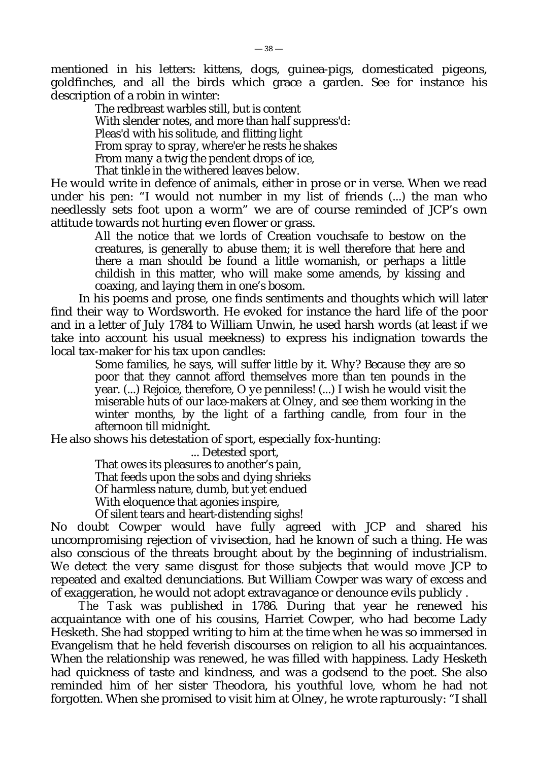mentioned in his letters: kittens, dogs, guinea-pigs, domesticated pigeons, goldfinches, and all the birds which grace a garden. See for instance his description of a robin in winter:

> The redbreast warbles still, but is content
> With slender notes, and more than half suppress'd:
> Pleas'd with his solitude, and flitting light
> From spray to spray, where'er he rests he shakes
> From many a twig the pendent drops of ice,
> That tinkle in the withered leaves below.

He would write in defence of animals, either in prose or in verse. When we read under his pen: "I would not number in my list of friends (...) the man who needlessly sets foot upon a worm" we are of course reminded of JCP's own attitude towards not hurting even flower or grass.

> All the notice that we lords of Creation vouchsafe to bestow on the creatures, is generally to abuse them; it is well therefore that here and there a man should be found a little womanish, or perhaps a little childish in this matter, who will make some amends, by kissing and coaxing, and laying them in one's bosom.

In his poems and prose, one finds sentiments and thoughts which will later find their way to Wordsworth. He evoked for instance the hard life of the poor and in a letter of July 1784 to William Unwin, he used harsh words (at least if we take into account his usual meekness) to express his indignation towards the local tax-maker for his tax upon candles:

> Some families, he says, will suffer little by it. Why? Because they are so poor that they cannot afford themselves more than ten pounds in the year. (...) Rejoice, therefore, O ye penniless! (...) I wish he would visit the miserable huts of our lace-makers at Olney, and see them working in the winter months, by the light of a farthing candle, from four in the afternoon till midnight.

He also shows his detestation of sport, especially fox-hunting:

> ... Detested sport,
> That owes its pleasures to another's pain,
> That feeds upon the sobs and dying shrieks
> Of harmless nature, dumb, but yet endued
> With eloquence that agonies inspire,
> Of silent tears and heart-distending sighs!

No doubt Cowper would have fully agreed with JCP and shared his uncompromising rejection of vivisection, had he known of such a thing. He was also conscious of the threats brought about by the beginning of industrialism. We detect the very same disgust for those subjects that would move JCP to repeated and exalted denunciations. But William Cowper was wary of excess and of exaggeration, he would not adopt extravagance or denounce evils publicly .

*The Task* was published in 1786. During that year he renewed his acquaintance with one of his cousins, Harriet Cowper, who had become Lady Hesketh. She had stopped writing to him at the time when he was so immersed in Evangelism that he held feverish discourses on religion to all his acquaintances. When the relationship was renewed, he was filled with happiness. Lady Hesketh had quickness of taste and kindness, and was a godsend to the poet. She also reminded him of her sister Theodora, his youthful love, whom he had not forgotten. When she promised to visit him at Olney, he wrote rapturously: "I shall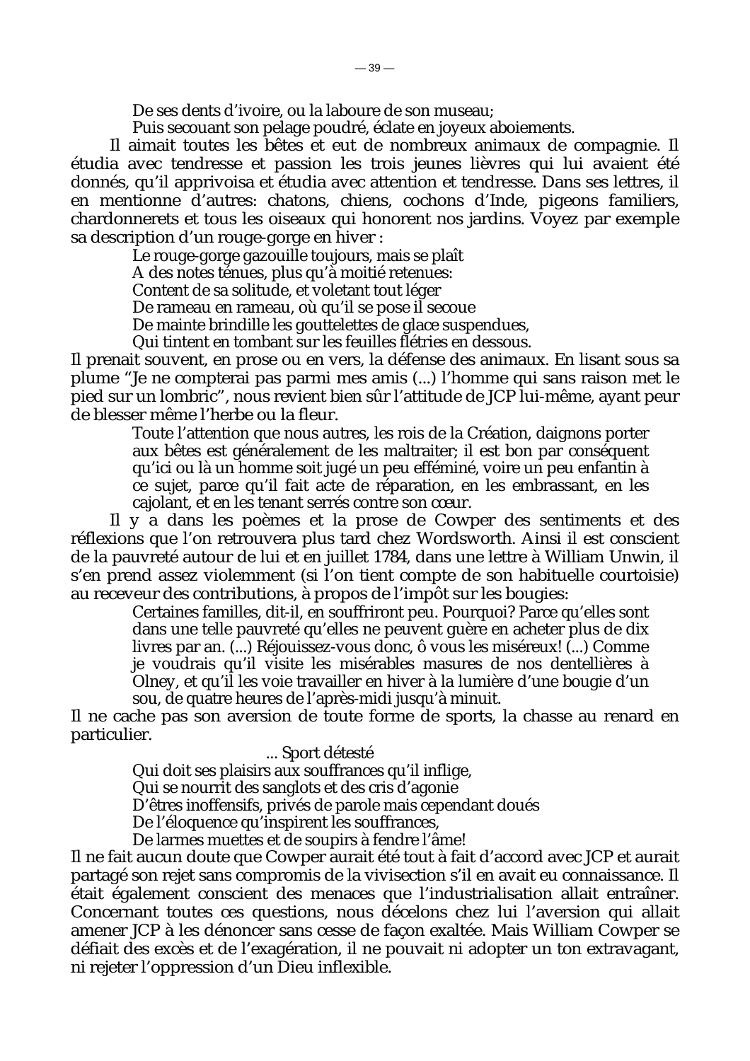> De ses dents d'ivoire, ou la laboure de son museau;
> Puis secouant son pelage poudré, éclate en joyeux aboiements.

Il aimait toutes les bêtes et eut de nombreux animaux de compagnie. Il étudia avec tendresse et passion les trois jeunes lièvres qui lui avaient été donnés, qu'il apprivoisa et étudia avec attention et tendresse. Dans ses lettres, il en mentionne d'autres: chatons, chiens, cochons d'Inde, pigeons familiers, chardonnerets et tous les oiseaux qui honorent nos jardins. Voyez par exemple sa description d'un rouge-gorge en hiver :

> Le rouge-gorge gazouille toujours, mais se plaît
> A des notes ténues, plus qu'à moitié retenues:
> Content de sa solitude, et voletant tout léger
> De rameau en rameau, où qu'il se pose il secoue
> De mainte brindille les gouttelettes de glace suspendues,
> Qui tintent en tombant sur les feuilles flétries en dessous.

Il prenait souvent, en prose ou en vers, la défense des animaux. En lisant sous sa plume "Je ne compterai pas parmi mes amis (...) l'homme qui sans raison met le pied sur un lombric", nous revient bien sûr l'attitude de JCP lui-même, ayant peur de blesser même l'herbe ou la fleur.

> Toute l'attention que nous autres, les rois de la Création, daignons porter aux bêtes est généralement de les maltraiter; il est bon par conséquent qu'ici ou là un homme soit jugé un peu efféminé, voire un peu enfantin à ce sujet, parce qu'il fait acte de réparation, en les embrassant, en les cajolant, et en les tenant serrés contre son cœur.

Il y a dans les poèmes et la prose de Cowper des sentiments et des réflexions que l'on retrouvera plus tard chez Wordsworth. Ainsi il est conscient de la pauvreté autour de lui et en juillet 1784, dans une lettre à William Unwin, il s'en prend assez violemment (si l'on tient compte de son habituelle courtoisie) au receveur des contributions, à propos de l'impôt sur les bougies:

> Certaines familles, dit-il, en souffriront peu. Pourquoi? Parce qu'elles sont dans une telle pauvreté qu'elles ne peuvent guère en acheter plus de dix livres par an. (...) Réjouissez-vous donc, ô vous les miséreux! (...) Comme je voudrais qu'il visite les misérables masures de nos dentellières à Olney, et qu'il les voie travailler en hiver à la lumière d'une bougie d'un sou, de quatre heures de l'après-midi jusqu'à minuit.

Il ne cache pas son aversion de toute forme de sports, la chasse au renard en particulier.

> ... Sport détesté
> Qui doit ses plaisirs aux souffrances qu'il inflige,
> Qui se nourrit des sanglots et des cris d'agonie
> D'êtres inoffensifs, privés de parole mais cependant doués
> De l'éloquence qu'inspirent les souffrances,
> De larmes muettes et de soupirs à fendre l'âme!

Il ne fait aucun doute que Cowper aurait été tout à fait d'accord avec JCP et aurait partagé son rejet sans compromis de la vivisection s'il en avait eu connaissance. Il était également conscient des menaces que l'industrialisation allait entraîner. Concernant toutes ces questions, nous décelons chez lui l'aversion qui allait amener JCP à les dénoncer sans cesse de façon exaltée. Mais William Cowper se défiait des excès et de l'exagération, il ne pouvait ni adopter un ton extravagant, ni rejeter l'oppression d'un Dieu inflexible.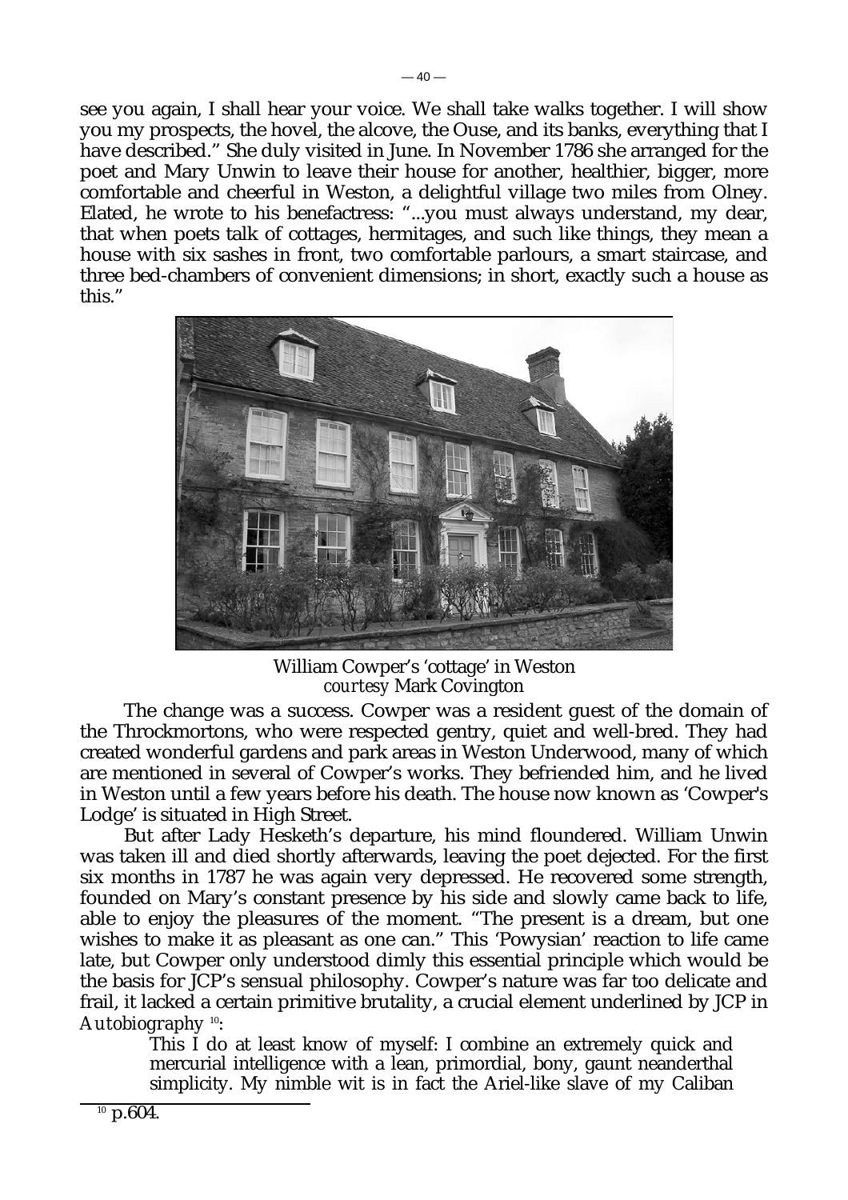see you again, I shall hear your voice. We shall take walks together. I will show you my prospects, the hovel, the alcove, the Ouse, and its banks, everything that I have described." She duly visited in June. In November 1786 she arranged for the poet and Mary Unwin to leave their house for another, healthier, bigger, more comfortable and cheerful in Weston, a delightful village two miles from Olney. Elated, he wrote to his benefactress: "...you must always understand, my dear, that when poets talk of cottages, hermitages, and such like things, they mean a house with six sashes in front, two comfortable parlours, a smart staircase, and three bed-chambers of convenient dimensions; in short, exactly such a house as this."

William Cowper's 'cottage' in Weston
*courtesy* Mark Covington

The change was a success. Cowper was a resident guest of the domain of the Throckmortons, who were respected gentry, quiet and well-bred. They had created wonderful gardens and park areas in Weston Underwood, many of which are mentioned in several of Cowper's works. They befriended him, and he lived in Weston until a few years before his death. The house now known as 'Cowper's Lodge' is situated in High Street.

But after Lady Hesketh's departure, his mind floundered. William Unwin was taken ill and died shortly afterwards, leaving the poet dejected. For the first six months in 1787 he was again very depressed. He recovered some strength, founded on Mary's constant presence by his side and slowly came back to life, able to enjoy the pleasures of the moment. "The present is a dream, but one wishes to make it as pleasant as one can." This 'Powysian' reaction to life came late, but Cowper only understood dimly this essential principle which would be the basis for JCP's sensual philosophy. Cowper's nature was far too delicate and frail, it lacked a certain primitive brutality, a crucial element underlined by JCP in *Autobiography* [10]:

> This I do at least know of myself: I combine an extremely quick and mercurial intelligence with a lean, primordial, bony, gaunt neanderthal simplicity. My nimble wit is in fact the Ariel-like slave of my Caliban

[10] p.604.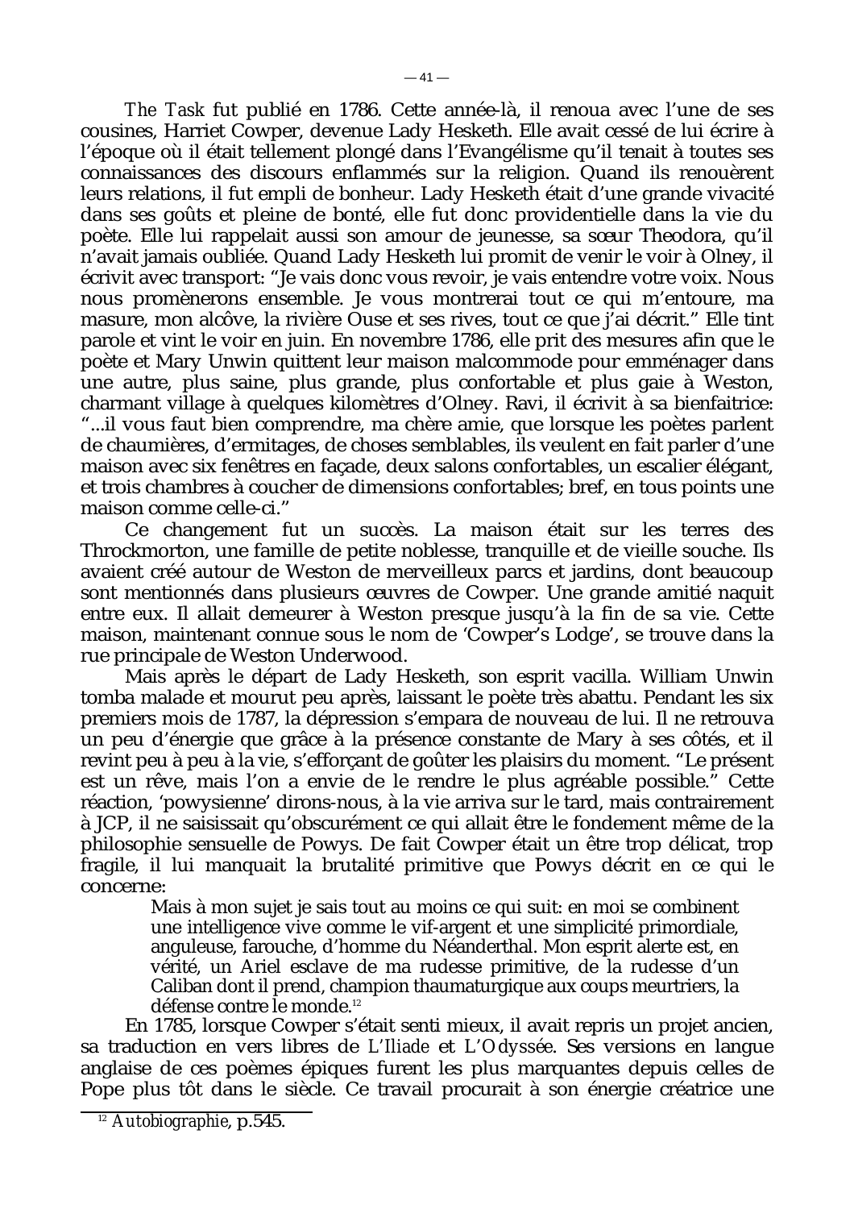*The Task* fut publié en 1786. Cette année-là, il renoua avec l'une de ses cousines, Harriet Cowper, devenue Lady Hesketh. Elle avait cessé de lui écrire à l'époque où il était tellement plongé dans l'Evangélisme qu'il tenait à toutes ses connaissances des discours enflammés sur la religion. Quand ils renouèrent leurs relations, il fut empli de bonheur. Lady Hesketh était d'une grande vivacité dans ses goûts et pleine de bonté, elle fut donc providentielle dans la vie du poète. Elle lui rappelait aussi son amour de jeunesse, sa sœur Theodora, qu'il n'avait jamais oubliée. Quand Lady Hesketh lui promit de venir le voir à Olney, il écrivit avec transport: "Je vais donc vous revoir, je vais entendre votre voix. Nous nous promènerons ensemble. Je vous montrerai tout ce qui m'entoure, ma masure, mon alcôve, la rivière Ouse et ses rives, tout ce que j'ai décrit." Elle tint parole et vint le voir en juin. En novembre 1786, elle prit des mesures afin que le poète et Mary Unwin quittent leur maison malcommode pour emménager dans une autre, plus saine, plus grande, plus confortable et plus gaie à Weston, charmant village à quelques kilomètres d'Olney. Ravi, il écrivit à sa bienfaitrice: "...il vous faut bien comprendre, ma chère amie, que lorsque les poètes parlent de chaumières, d'ermitages, de choses semblables, ils veulent en fait parler d'une maison avec six fenêtres en façade, deux salons confortables, un escalier élégant, et trois chambres à coucher de dimensions confortables; bref, en tous points une maison comme celle-ci."

Ce changement fut un succès. La maison était sur les terres des Throckmorton, une famille de petite noblesse, tranquille et de vieille souche. Ils avaient créé autour de Weston de merveilleux parcs et jardins, dont beaucoup sont mentionnés dans plusieurs œuvres de Cowper. Une grande amitié naquit entre eux. Il allait demeurer à Weston presque jusqu'à la fin de sa vie. Cette maison, maintenant connue sous le nom de 'Cowper's Lodge', se trouve dans la rue principale de Weston Underwood.

Mais après le départ de Lady Hesketh, son esprit vacilla. William Unwin tomba malade et mourut peu après, laissant le poète très abattu. Pendant les six premiers mois de 1787, la dépression s'empara de nouveau de lui. Il ne retrouva un peu d'énergie que grâce à la présence constante de Mary à ses côtés, et il revint peu à peu à la vie, s'efforçant de goûter les plaisirs du moment. "Le présent est un rêve, mais l'on a envie de le rendre le plus agréable possible." Cette réaction, 'powysienne' dirons-nous, à la vie arriva sur le tard, mais contrairement à JCP, il ne saisissait qu'obscurément ce qui allait être le fondement même de la philosophie sensuelle de Powys. De fait Cowper était un être trop délicat, trop fragile, il lui manquait la brutalité primitive que Powys décrit en ce qui le concerne:

> Mais à mon sujet je sais tout au moins ce qui suit: en moi se combinent une intelligence vive comme le vif-argent et une simplicité primordiale, anguleuse, farouche, d'homme du Néanderthal. Mon esprit alerte est, en vérité, un Ariel esclave de ma rudesse primitive, de la rudesse d'un Caliban dont il prend, champion thaumaturgique aux coups meurtriers, la défense contre le monde.[12]

En 1785, lorsque Cowper s'était senti mieux, il avait repris un projet ancien, sa traduction en vers libres de *L'Iliade* et *L'Odyssée*. Ses versions en langue anglaise de ces poèmes épiques furent les plus marquantes depuis celles de Pope plus tôt dans le siècle. Ce travail procurait à son énergie créatrice une

[12] *Autobiographie*, p.545.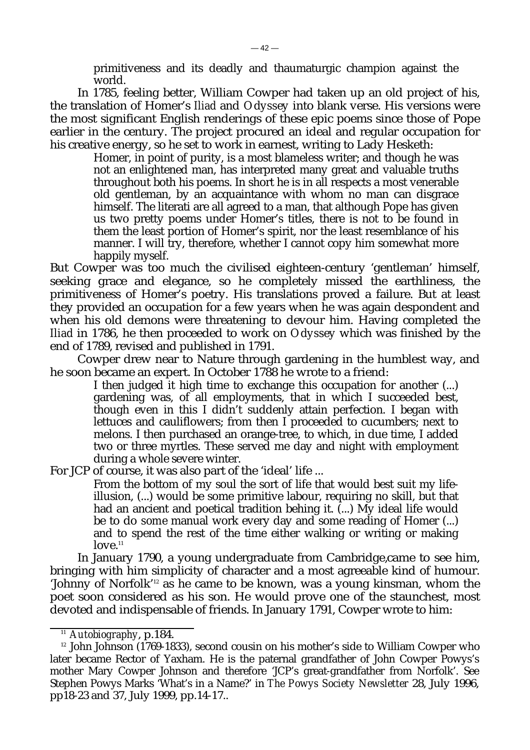primitiveness and its deadly and thaumaturgic champion against the world.

In 1785, feeling better, William Cowper had taken up an old project of his, the translation of Homer's *Iliad* and *Odyssey* into blank verse. His versions were the most significant English renderings of these epic poems since those of Pope earlier in the century. The project procured an ideal and regular occupation for his creative energy, so he set to work in earnest, writing to Lady Hesketh:

> Homer, in point of purity, is a most blameless writer; and though he was not an enlightened man, has interpreted many great and valuable truths throughout both his poems. In short he is in all respects a most venerable old gentleman, by an acquaintance with whom no man can disgrace himself. The literati are all agreed to a man, that although Pope has given us two pretty poems under Homer's titles, there is not to be found in them the least portion of Homer's spirit, nor the least resemblance of his manner. I will try, therefore, whether I cannot copy him somewhat more happily myself.

But Cowper was too much the civilised eighteen-century 'gentleman' himself, seeking grace and elegance, so he completely missed the earthliness, the primitiveness of Homer's poetry. His translations proved a failure. But at least they provided an occupation for a few years when he was again despondent and when his old demons were threatening to devour him. Having completed the *Iliad* in 1786, he then proceeded to work on *Odyssey* which was finished by the end of 1789, revised and published in 1791.

Cowper drew near to Nature through gardening in the humblest way, and he soon became an expert. In October 1788 he wrote to a friend:

> I then judged it high time to exchange this occupation for another (...) gardening was, of all employments, that in which I succeeded best, though even in this I didn't suddenly attain perfection. I began with lettuces and cauliflowers; from then I proceeded to cucumbers; next to melons. I then purchased an orange-tree, to which, in due time, I added two or three myrtles. These served me day and night with employment during a whole severe winter.

For JCP of course, it was also part of the 'ideal' life ...

> From the bottom of my soul the sort of life that would best suit my life-illusion, (...) would be some primitive labour, requiring no skill, but that had an ancient and poetical tradition behing it. (...) My ideal life would be to do some manual work every day and some reading of Homer (...) and to spend the rest of the time either walking or writing or making love.[11]

In January 1790, a young undergraduate from Cambridge,came to see him, bringing with him simplicity of character and a most agreeable kind of humour. 'Johnny of Norfolk'[12] as he came to be known, was a young kinsman, whom the poet soon considered as his son. He would prove one of the staunchest, most devoted and indispensable of friends. In January 1791, Cowper wrote to him:

---

[11] *Autobiography*, p.184.

[12] John Johnson (1769-1833), second cousin on his mother's side to William Cowper who later became Rector of Yaxham. He is the paternal grandfather of John Cowper Powys's mother Mary Cowper Johnson and therefore 'JCP's great-grandfather from Norfolk'. See Stephen Powys Marks 'What's in a Name?' in *The Powys Society Newsletter* 28, July 1996, pp18-23 and 37, July 1999, pp.14-17..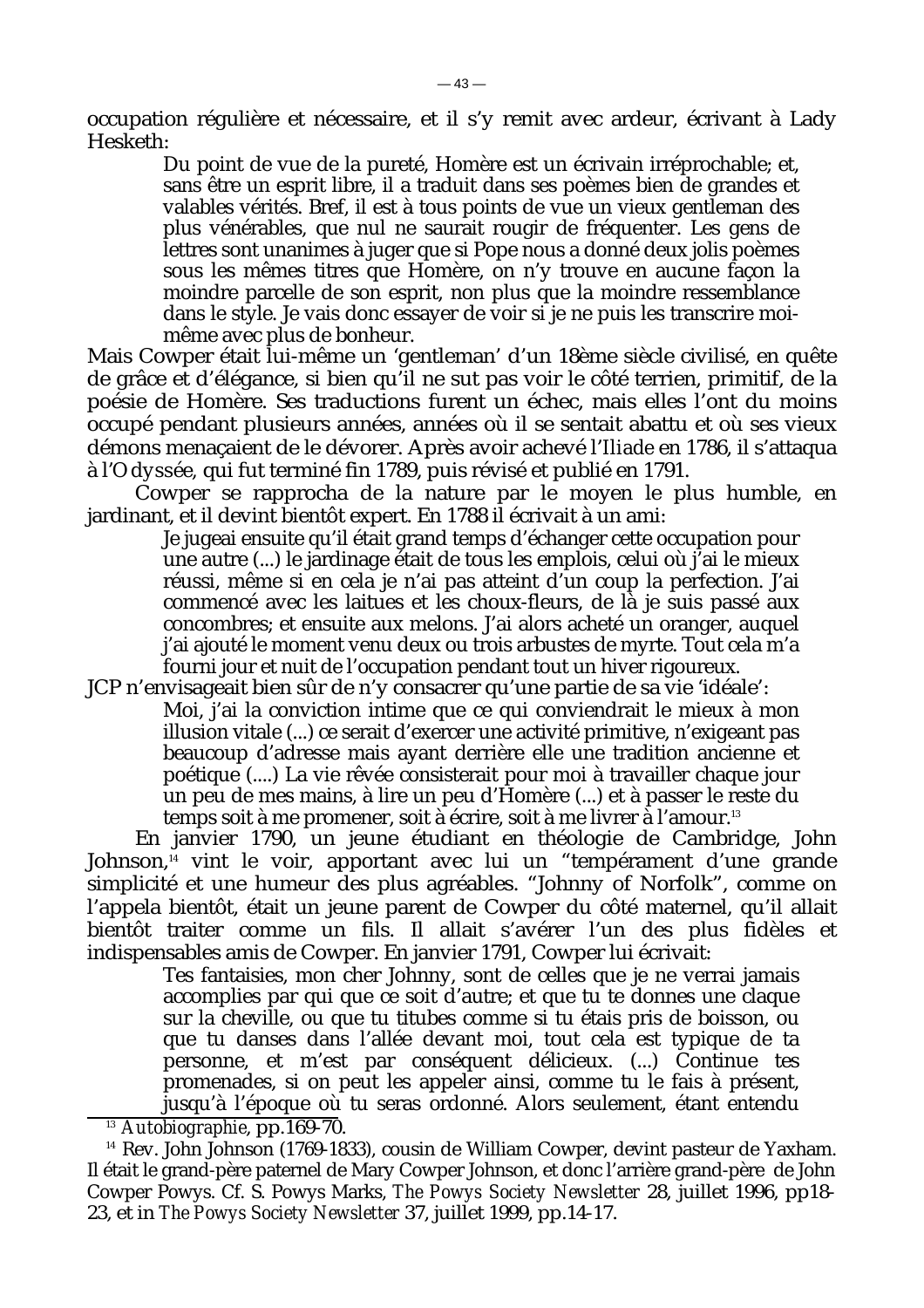occupation régulière et nécessaire, et il s'y remit avec ardeur, écrivant à Lady Hesketh:

> Du point de vue de la pureté, Homère est un écrivain irréprochable; et, sans être un esprit libre, il a traduit dans ses poèmes bien de grandes et valables vérités. Bref, il est à tous points de vue un vieux gentleman des plus vénérables, que nul ne saurait rougir de fréquenter. Les gens de lettres sont unanimes à juger que si Pope nous a donné deux jolis poèmes sous les mêmes titres que Homère, on n'y trouve en aucune façon la moindre parcelle de son esprit, non plus que la moindre ressemblance dans le style. Je vais donc essayer de voir si je ne puis les transcrire moi-même avec plus de bonheur.

Mais Cowper était lui-même un 'gentleman' d'un 18ème siècle civilisé, en quête de grâce et d'élégance, si bien qu'il ne sut pas voir le côté terrien, primitif, de la poésie de Homère. Ses traductions furent un échec, mais elles l'ont du moins occupé pendant plusieurs années, années où il se sentait abattu et où ses vieux démons menaçaient de le dévorer. Après avoir achevé l'*Iliade* en 1786, il s'attaqua à l'*Odyssée*, qui fut terminé fin 1789, puis révisé et publié en 1791.

Cowper se rapprocha de la nature par le moyen le plus humble, en jardinant, et il devint bientôt expert. En 1788 il écrivait à un ami:

> Je jugeai ensuite qu'il était grand temps d'échanger cette occupation pour une autre (...) le jardinage était de tous les emplois, celui où j'ai le mieux réussi, même si en cela je n'ai pas atteint d'un coup la perfection. J'ai commencé avec les laitues et les choux-fleurs, de là je suis passé aux concombres; et ensuite aux melons. J'ai alors acheté un oranger, auquel j'ai ajouté le moment venu deux ou trois arbustes de myrte. Tout cela m'a fourni jour et nuit de l'occupation pendant tout un hiver rigoureux.

JCP n'envisageait bien sûr de n'y consacrer qu'une partie de sa vie 'idéale':

> Moi, j'ai la conviction intime que ce qui conviendrait le mieux à mon illusion vitale (...) ce serait d'exercer une activité primitive, n'exigeant pas beaucoup d'adresse mais ayant derrière elle une tradition ancienne et poétique (....) La vie rêvée consisterait pour moi à travailler chaque jour un peu de mes mains, à lire un peu d'Homère (...) et à passer le reste du temps soit à me promener, soit à écrire, soit à me livrer à l'amour.[13]

En janvier 1790, un jeune étudiant en théologie de Cambridge, John Johnson,[14] vint le voir, apportant avec lui un "tempérament d'une grande simplicité et une humeur des plus agréables. "Johnny of Norfolk", comme on l'appela bientôt, était un jeune parent de Cowper du côté maternel, qu'il allait bientôt traiter comme un fils. Il allait s'avérer l'un des plus fidèles et indispensables amis de Cowper. En janvier 1791, Cowper lui écrivait:

> Tes fantaisies, mon cher Johnny, sont de celles que je ne verrai jamais accomplies par qui que ce soit d'autre; et que tu te donnes une claque sur la cheville, ou que tu titubes comme si tu étais pris de boisson, ou que tu danses dans l'allée devant moi, tout cela est typique de ta personne, et m'est par conséquent délicieux. (...) Continue tes promenades, si on peut les appeler ainsi, comme tu le fais à présent, jusqu'à l'époque où tu seras ordonné. Alors seulement, étant entendu

---

[13] *Autobiographie*, pp.169-70.

[14] Rev. John Johnson (1769-1833), cousin de William Cowper, devint pasteur de Yaxham. Il était le grand-père paternel de Mary Cowper Johnson, et donc l'arrière grand-père de John Cowper Powys. Cf. S. Powys Marks, *The Powys Society Newsletter* 28, juillet 1996, pp18-23, et in *The Powys Society Newsletter* 37, juillet 1999, pp.14-17.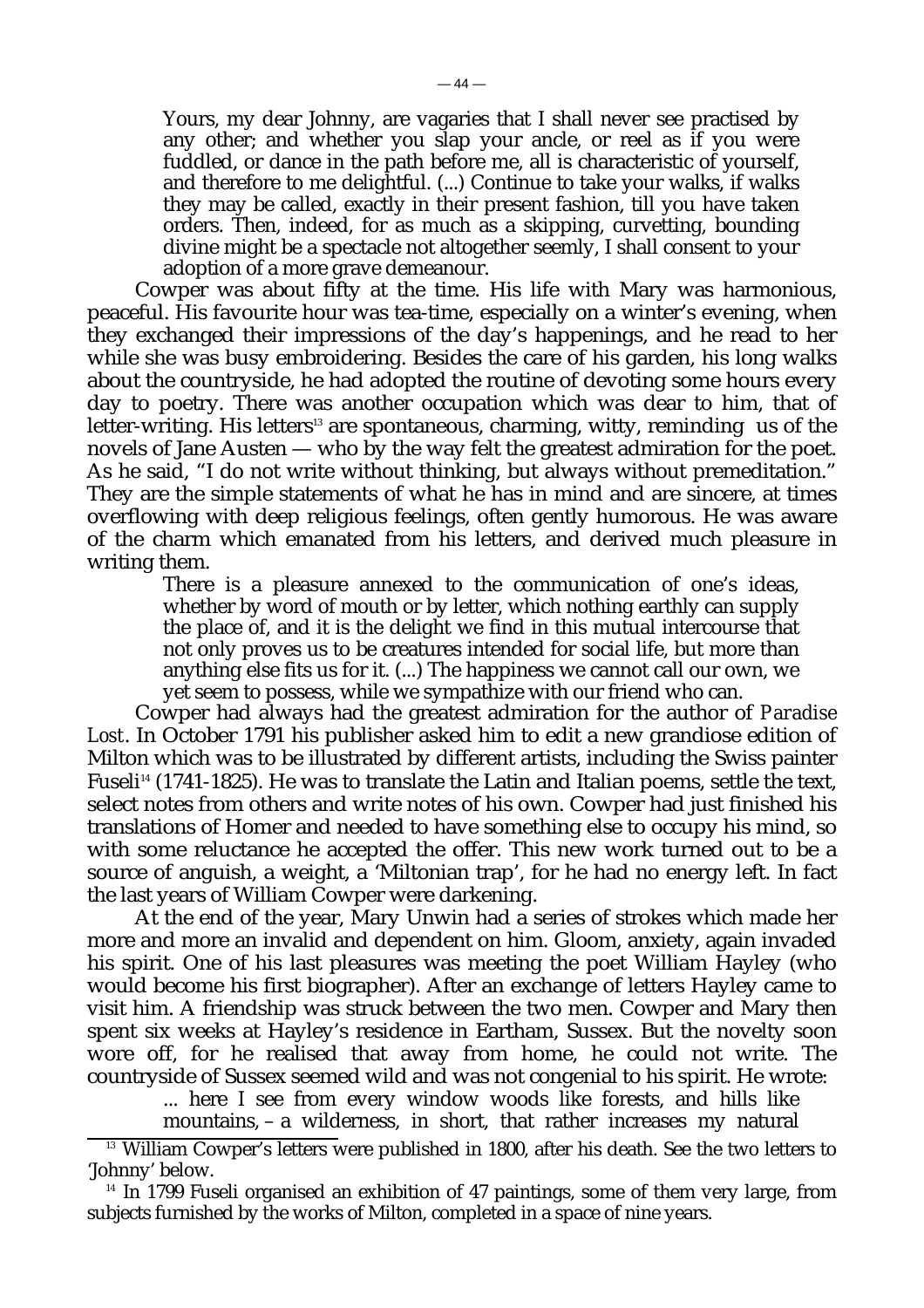> Yours, my dear Johnny, are vagaries that I shall never see practised by any other; and whether you slap your ancle, or reel as if you were fuddled, or dance in the path before me, all is characteristic of yourself, and therefore to me delightful. (...) Continue to take your walks, if walks they may be called, exactly in their present fashion, till you have taken orders. Then, indeed, for as much as a skipping, curvetting, bounding divine might be a spectacle not altogether seemly, I shall consent to your adoption of a more grave demeanour.

Cowper was about fifty at the time. His life with Mary was harmonious, peaceful. His favourite hour was tea-time, especially on a winter's evening, when they exchanged their impressions of the day's happenings, and he read to her while she was busy embroidering. Besides the care of his garden, his long walks about the countryside, he had adopted the routine of devoting some hours every day to poetry. There was another occupation which was dear to him, that of letter-writing. His letters[13] are spontaneous, charming, witty, reminding us of the novels of Jane Austen — who by the way felt the greatest admiration for the poet. As he said, "I do not write without thinking, but always without premeditation." They are the simple statements of what he has in mind and are sincere, at times overflowing with deep religious feelings, often gently humorous. He was aware of the charm which emanated from his letters, and derived much pleasure in writing them.

> There is a pleasure annexed to the communication of one's ideas, whether by word of mouth or by letter, which nothing earthly can supply the place of, and it is the delight we find in this mutual intercourse that not only proves us to be creatures intended for social life, but more than anything else fits us for it. (...) The happiness we cannot call our own, we yet seem to possess, while we sympathize with our friend who can.

Cowper had always had the greatest admiration for the author of *Paradise Lost*. In October 1791 his publisher asked him to edit a new grandiose edition of Milton which was to be illustrated by different artists, including the Swiss painter Fuseli[14] (1741-1825). He was to translate the Latin and Italian poems, settle the text, select notes from others and write notes of his own. Cowper had just finished his translations of Homer and needed to have something else to occupy his mind, so with some reluctance he accepted the offer. This new work turned out to be a source of anguish, a weight, a 'Miltonian trap', for he had no energy left. In fact the last years of William Cowper were darkening.

At the end of the year, Mary Unwin had a series of strokes which made her more and more an invalid and dependent on him. Gloom, anxiety, again invaded his spirit. One of his last pleasures was meeting the poet William Hayley (who would become his first biographer). After an exchange of letters Hayley came to visit him. A friendship was struck between the two men. Cowper and Mary then spent six weeks at Hayley's residence in Eartham, Sussex. But the novelty soon wore off, for he realised that away from home, he could not write. The countryside of Sussex seemed wild and was not congenial to his spirit. He wrote:

> ... here I see from every window woods like forests, and hills like mountains, – a wilderness, in short, that rather increases my natural

---

[13] William Cowper's letters were published in 1800, after his death. See the two letters to 'Johnny' below.

[14] In 1799 Fuseli organised an exhibition of 47 paintings, some of them very large, from subjects furnished by the works of Milton, completed in a space of nine years.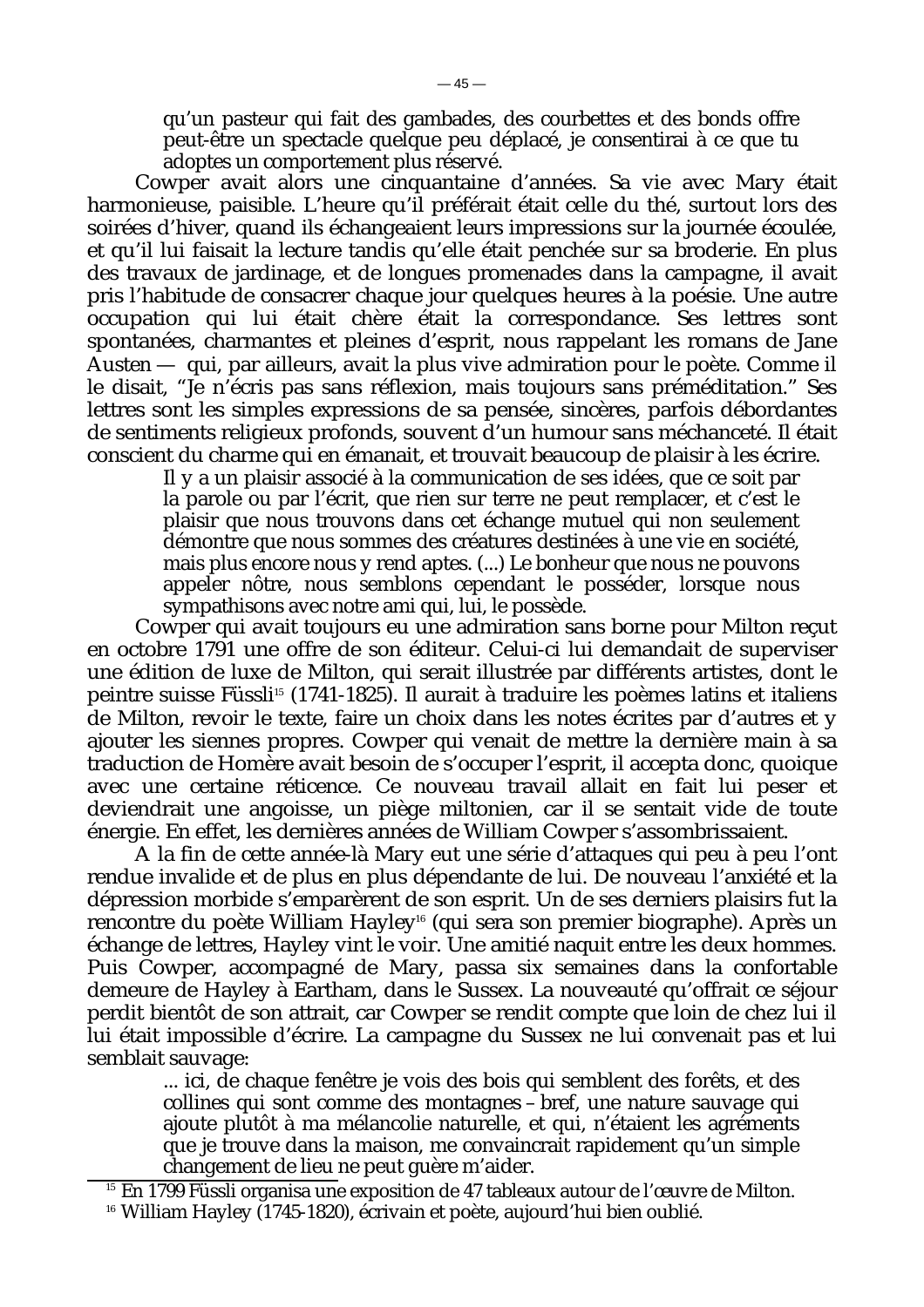> qu'un pasteur qui fait des gambades, des courbettes et des bonds offre peut-être un spectacle quelque peu déplacé, je consentirai à ce que tu adoptes un comportement plus réservé.

Cowper avait alors une cinquantaine d'années. Sa vie avec Mary était harmonieuse, paisible. L'heure qu'il préférait était celle du thé, surtout lors des soirées d'hiver, quand ils échangeaient leurs impressions sur la journée écoulée, et qu'il lui faisait la lecture tandis qu'elle était penchée sur sa broderie. En plus des travaux de jardinage, et de longues promenades dans la campagne, il avait pris l'habitude de consacrer chaque jour quelques heures à la poésie. Une autre occupation qui lui était chère était la correspondance. Ses lettres sont spontanées, charmantes et pleines d'esprit, nous rappelant les romans de Jane Austen — qui, par ailleurs, avait la plus vive admiration pour le poète. Comme il le disait, "Je n'écris pas sans réflexion, mais toujours sans préméditation." Ses lettres sont les simples expressions de sa pensée, sincères, parfois débordantes de sentiments religieux profonds, souvent d'un humour sans méchanceté. Il était conscient du charme qui en émanait, et trouvait beaucoup de plaisir à les écrire.

> Il y a un plaisir associé à la communication de ses idées, que ce soit par la parole ou par l'écrit, que rien sur terre ne peut remplacer, et c'est le plaisir que nous trouvons dans cet échange mutuel qui non seulement démontre que nous sommes des créatures destinées à une vie en société, mais plus encore nous y rend aptes. (...) Le bonheur que nous ne pouvons appeler nôtre, nous semblons cependant le posséder, lorsque nous sympathisons avec notre ami qui, lui, le possède.

Cowper qui avait toujours eu une admiration sans borne pour Milton reçut en octobre 1791 une offre de son éditeur. Celui-ci lui demandait de superviser une édition de luxe de Milton, qui serait illustrée par différents artistes, dont le peintre suisse Füssli[15] (1741-1825). Il aurait à traduire les poèmes latins et italiens de Milton, revoir le texte, faire un choix dans les notes écrites par d'autres et y ajouter les siennes propres. Cowper qui venait de mettre la dernière main à sa traduction de Homère avait besoin de s'occuper l'esprit, il accepta donc, quoique avec une certaine réticence. Ce nouveau travail allait en fait lui peser et deviendrait une angoisse, un piège miltonien, car il se sentait vide de toute énergie. En effet, les dernières années de William Cowper s'assombrissaient.

A la fin de cette année-là Mary eut une série d'attaques qui peu à peu l'ont rendue invalide et de plus en plus dépendante de lui. De nouveau l'anxiété et la dépression morbide s'emparèrent de son esprit. Un de ses derniers plaisirs fut la rencontre du poète William Hayley[16] (qui sera son premier biographe). Après un échange de lettres, Hayley vint le voir. Une amitié naquit entre les deux hommes. Puis Cowper, accompagné de Mary, passa six semaines dans la confortable demeure de Hayley à Eartham, dans le Sussex. La nouveauté qu'offrait ce séjour perdit bientôt de son attrait, car Cowper se rendit compte que loin de chez lui il lui était impossible d'écrire. La campagne du Sussex ne lui convenait pas et lui semblait sauvage:

> ... ici, de chaque fenêtre je vois des bois qui semblent des forêts, et des collines qui sont comme des montagnes – bref, une nature sauvage qui ajoute plutôt à ma mélancolie naturelle, et qui, n'étaient les agréments que je trouve dans la maison, me convaincrait rapidement qu'un simple changement de lieu ne peut guère m'aider.

[15] En 1799 Füssli organisa une exposition de 47 tableaux autour de l'œuvre de Milton.

[16] William Hayley (1745-1820), écrivain et poète, aujourd'hui bien oublié.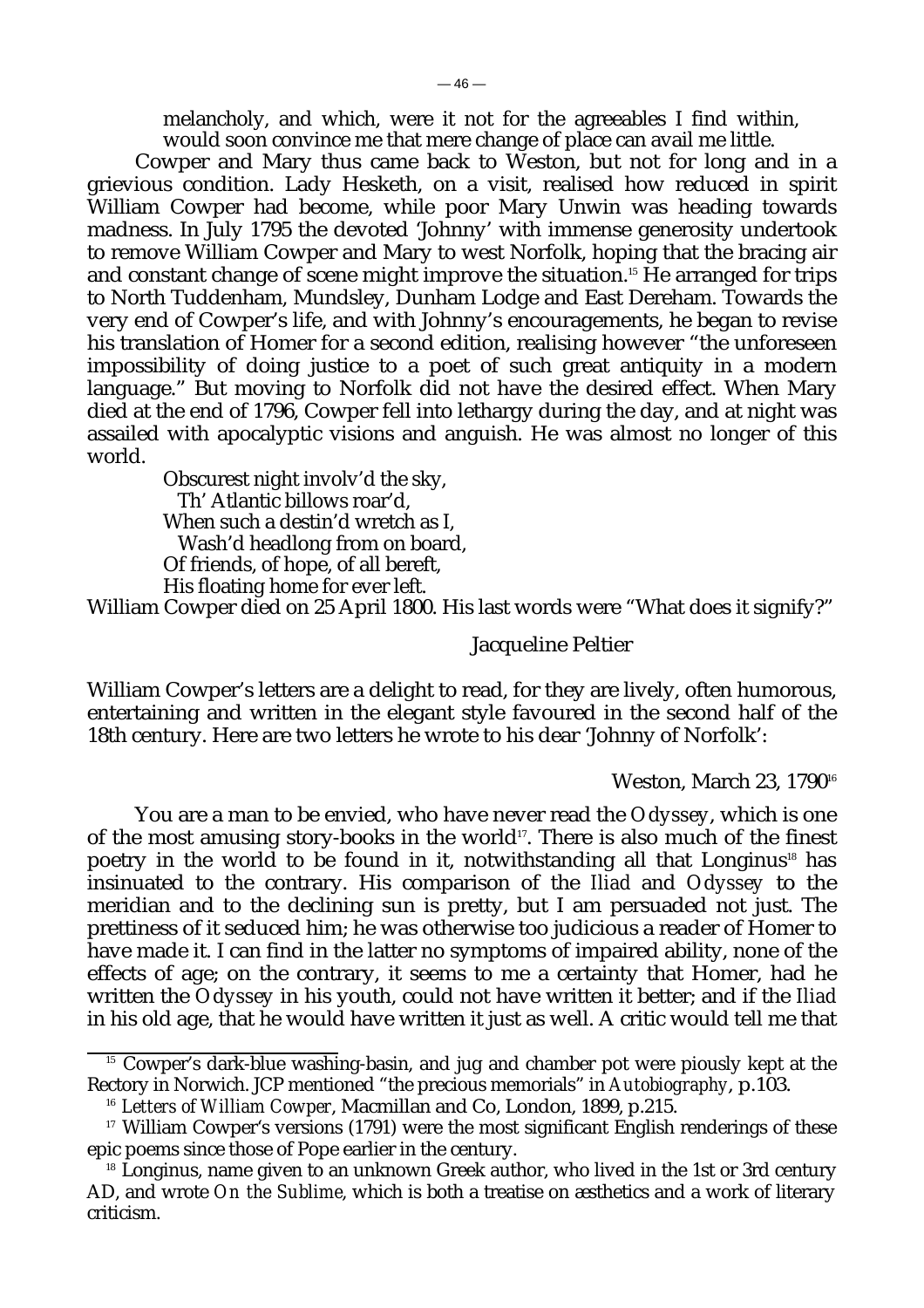melancholy, and which, were it not for the agreeables I find within, would soon convince me that mere change of place can avail me little.

Cowper and Mary thus came back to Weston, but not for long and in a grievious condition. Lady Hesketh, on a visit, realised how reduced in spirit William Cowper had become, while poor Mary Unwin was heading towards madness. In July 1795 the devoted 'Johnny' with immense generosity undertook to remove William Cowper and Mary to west Norfolk, hoping that the bracing air and constant change of scene might improve the situation.[15] He arranged for trips to North Tuddenham, Mundsley, Dunham Lodge and East Dereham. Towards the very end of Cowper's life, and with Johnny's encouragements, he began to revise his translation of Homer for a second edition, realising however "the unforeseen impossibility of doing justice to a poet of such great antiquity in a modern language." But moving to Norfolk did not have the desired effect. When Mary died at the end of 1796, Cowper fell into lethargy during the day, and at night was assailed with apocalyptic visions and anguish. He was almost no longer of this world.

Obscurest night involv'd the sky,
  Th' Atlantic billows roar'd,
When such a destin'd wretch as I,
  Wash'd headlong from on board,
Of friends, of hope, of all bereft,
His floating home for ever left.

William Cowper died on 25 April 1800. His last words were "What does it signify?"

Jacqueline Peltier

William Cowper's letters are a delight to read, for they are lively, often humorous, entertaining and written in the elegant style favoured in the second half of the 18th century. Here are two letters he wrote to his dear 'Johnny of Norfolk':

Weston, March 23, 1790[16]

You are a man to be envied, who have never read the *Odyssey*, which is one of the most amusing story-books in the world[17]. There is also much of the finest poetry in the world to be found in it, notwithstanding all that Longinus[18] has insinuated to the contrary. His comparison of the *Iliad* and *Odyssey* to the meridian and to the declining sun is pretty, but I am persuaded not just. The prettiness of it seduced him; he was otherwise too judicious a reader of Homer to have made it. I can find in the latter no symptoms of impaired ability, none of the effects of age; on the contrary, it seems to me a certainty that Homer, had he written the *Odyssey* in his youth, could not have written it better; and if the *Iliad* in his old age, that he would have written it just as well. A critic would tell me that

---

[15] Cowper's dark-blue washing-basin, and jug and chamber pot were piously kept at the Rectory in Norwich. JCP mentioned "the precious memorials" in *Autobiography*, p.103.

[16] *Letters of William Cowper*, Macmillan and Co, London, 1899, p.215.

[17] William Cowper's versions (1791) were the most significant English renderings of these epic poems since those of Pope earlier in the century.

[18] Longinus, name given to an unknown Greek author, who lived in the 1st or 3rd century AD, and wrote *On the Sublime*, which is both a treatise on æsthetics and a work of literary criticism.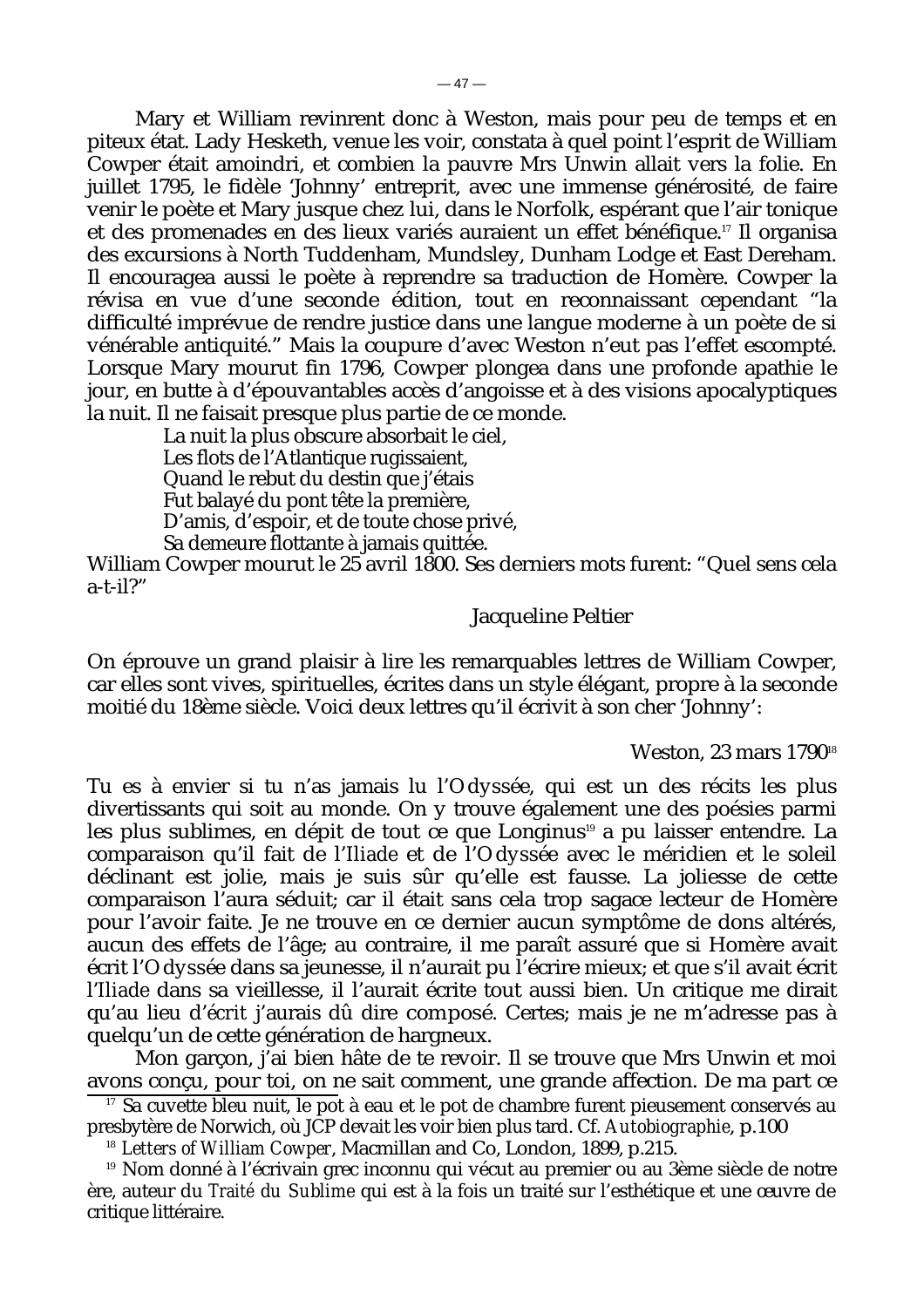Mary et William revinrent donc à Weston, mais pour peu de temps et en piteux état. Lady Hesketh, venue les voir, constata à quel point l'esprit de William Cowper était amoindri, et combien la pauvre Mrs Unwin allait vers la folie. En juillet 1795, le fidèle 'Johnny' entreprit, avec une immense générosité, de faire venir le poète et Mary jusque chez lui, dans le Norfolk, espérant que l'air tonique et des promenades en des lieux variés auraient un effet bénéfique.[17] Il organisa des excursions à North Tuddenham, Mundsley, Dunham Lodge et East Dereham. Il encouragea aussi le poète à reprendre sa traduction de Homère. Cowper la révisa en vue d'une seconde édition, tout en reconnaissant cependant "la difficulté imprévue de rendre justice dans une langue moderne à un poète de si vénérable antiquité." Mais la coupure d'avec Weston n'eut pas l'effet escompté. Lorsque Mary mourut fin 1796, Cowper plongea dans une profonde apathie le jour, en butte à d'épouvantables accès d'angoisse et à des visions apocalyptiques la nuit. Il ne faisait presque plus partie de ce monde.

> La nuit la plus obscure absorbait le ciel,
> Les flots de l'Atlantique rugissaient,
> Quand le rebut du destin que j'étais
> Fut balayé du pont tête la première,
> D'amis, d'espoir, et de toute chose privé,
> Sa demeure flottante à jamais quittée.

William Cowper mourut le 25 avril 1800. Ses derniers mots furent: "Quel sens cela a-t-il?"

Jacqueline Peltier

On éprouve un grand plaisir à lire les remarquables lettres de William Cowper, car elles sont vives, spirituelles, écrites dans un style élégant, propre à la seconde moitié du 18ème siècle. Voici deux lettres qu'il écrivit à son cher 'Johnny':

Weston, 23 mars 1790[18]

Tu es à envier si tu n'as jamais lu l'*Odyssée*, qui est un des récits les plus divertissants qui soit au monde. On y trouve également une des poésies parmi les plus sublimes, en dépit de tout ce que Longinus[19] a pu laisser entendre. La comparaison qu'il fait de l'*Iliade* et de l'*Odyssée* avec le méridien et le soleil déclinant est jolie, mais je suis sûr qu'elle est fausse. La joliesse de cette comparaison l'aura séduit; car il était sans cela trop sagace lecteur de Homère pour l'avoir faite. Je ne trouve en ce dernier aucun symptôme de dons altérés, aucun des effets de l'âge; au contraire, il me paraît assuré que si Homère avait écrit l'*Odyssée* dans sa jeunesse, il n'aurait pu l'écrire mieux; et que s'il avait écrit l'*Iliade* dans sa vieillesse, il l'aurait écrite tout aussi bien. Un critique me dirait qu'au lieu d'*écrit* j'aurais dû dire *composé*. Certes; mais je ne m'adresse pas à quelqu'un de cette génération de hargneux.

Mon garçon, j'ai bien hâte de te revoir. Il se trouve que Mrs Unwin et moi avons conçu, pour toi, on ne sait comment, une grande affection. De ma part ce

---

[17] Sa cuvette bleu nuit, le pot à eau et le pot de chambre furent pieusement conservés au presbytère de Norwich, où JCP devait les voir bien plus tard. Cf. *Autobiographie*, p.100

[18] *Letters of William Cowper*, Macmillan and Co, London, 1899, p.215.

[19] Nom donné à l'écrivain grec inconnu qui vécut au premier ou au 3ème siècle de notre ère, auteur du *Traité du Sublime* qui est à la fois un traité sur l'esthétique et une œuvre de critique littéraire.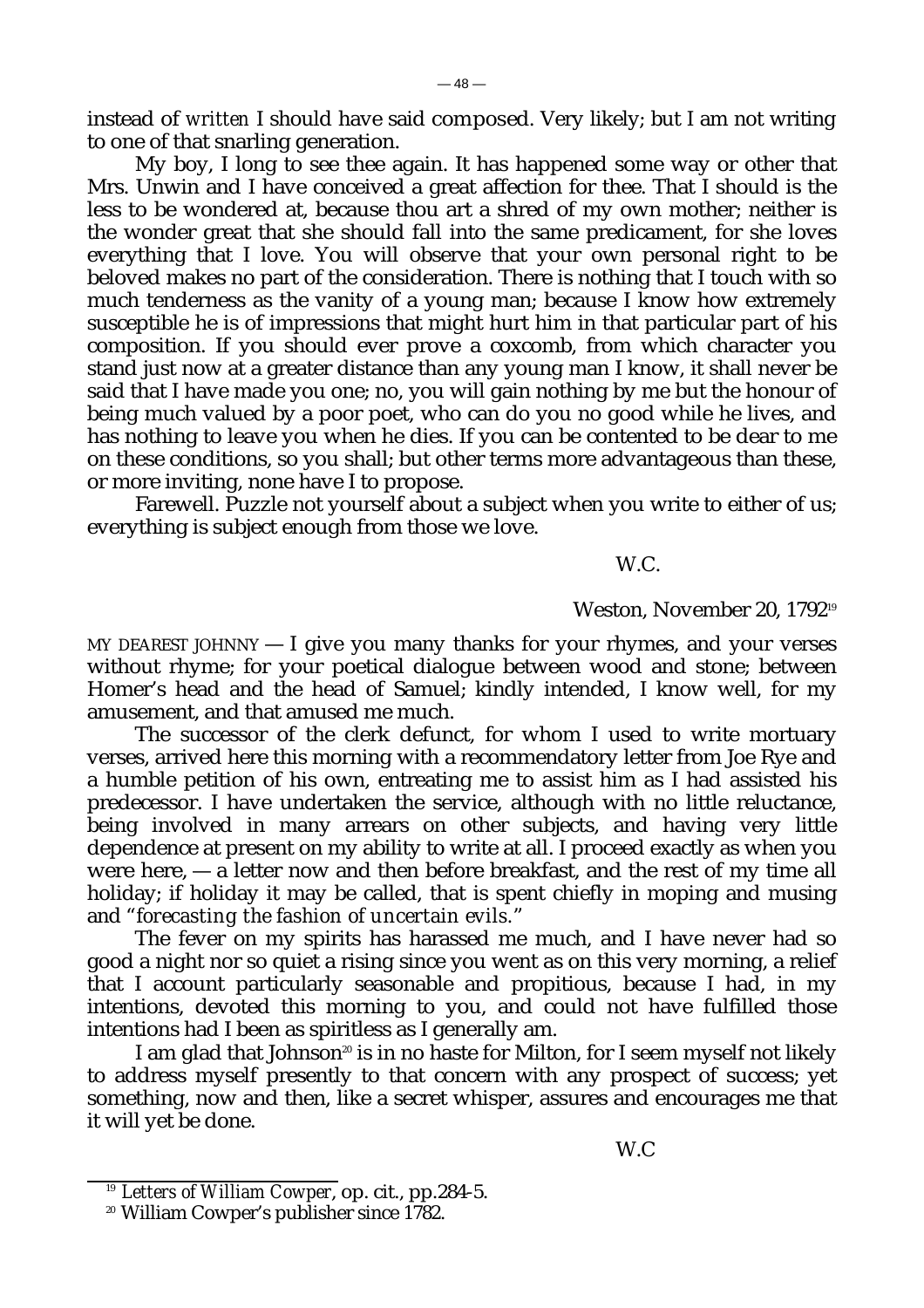instead of *written* I should have said composed. Very likely; but I am not writing to one of that snarling generation.

My boy, I long to see thee again. It has happened some way or other that Mrs. Unwin and I have conceived a great affection for thee. That I should is the less to be wondered at, because thou art a shred of my own mother; neither is the wonder great that she should fall into the same predicament, for she loves everything that I love. You will observe that your own personal right to be beloved makes no part of the consideration. There is nothing that I touch with so much tenderness as the vanity of a young man; because I know how extremely susceptible he is of impressions that might hurt him in that particular part of his composition. If you should ever prove a coxcomb, from which character you stand just now at a greater distance than any young man I know, it shall never be said that I have made you one; no, you will gain nothing by me but the honour of being much valued by a poor poet, who can do you no good while he lives, and has nothing to leave you when he dies. If you can be contented to be dear to me on these conditions, so you shall; but other terms more advantageous than these, or more inviting, none have I to propose.

Farewell. Puzzle not yourself about a subject when you write to either of us; everything is subject enough from those we love.

W.C.

Weston, November 20, 1792[19]

MY DEAREST JOHNNY — I give you many thanks for your rhymes, and your verses without rhyme; for your poetical dialogue between wood and stone; between Homer's head and the head of Samuel; kindly intended, I know well, for my amusement, and that amused me much.

The successor of the clerk defunct, for whom I used to write mortuary verses, arrived here this morning with a recommendatory letter from Joe Rye and a humble petition of his own, entreating me to assist him as I had assisted his predecessor. I have undertaken the service, although with no little reluctance, being involved in many arrears on other subjects, and having very little dependence at present on my ability to write at all. I proceed exactly as when you were here, — a letter now and then before breakfast, and the rest of my time all holiday; if holiday it may be called, that is spent chiefly in moping and musing and "*forecasting the fashion of uncertain evils.*"

The fever on my spirits has harassed me much, and I have never had so good a night nor so quiet a rising since you went as on this very morning, a relief that I account particularly seasonable and propitious, because I had, in my intentions, devoted this morning to you, and could not have fulfilled those intentions had I been as spiritless as I generally am.

I am glad that Johnson[20] is in no haste for Milton, for I seem myself not likely to address myself presently to that concern with any prospect of success; yet something, now and then, like a secret whisper, assures and encourages me that it will yet be done.

W.C

---

[19] *Letters of William Cowper*, op. cit., pp.284-5.

[20] William Cowper's publisher since 1782.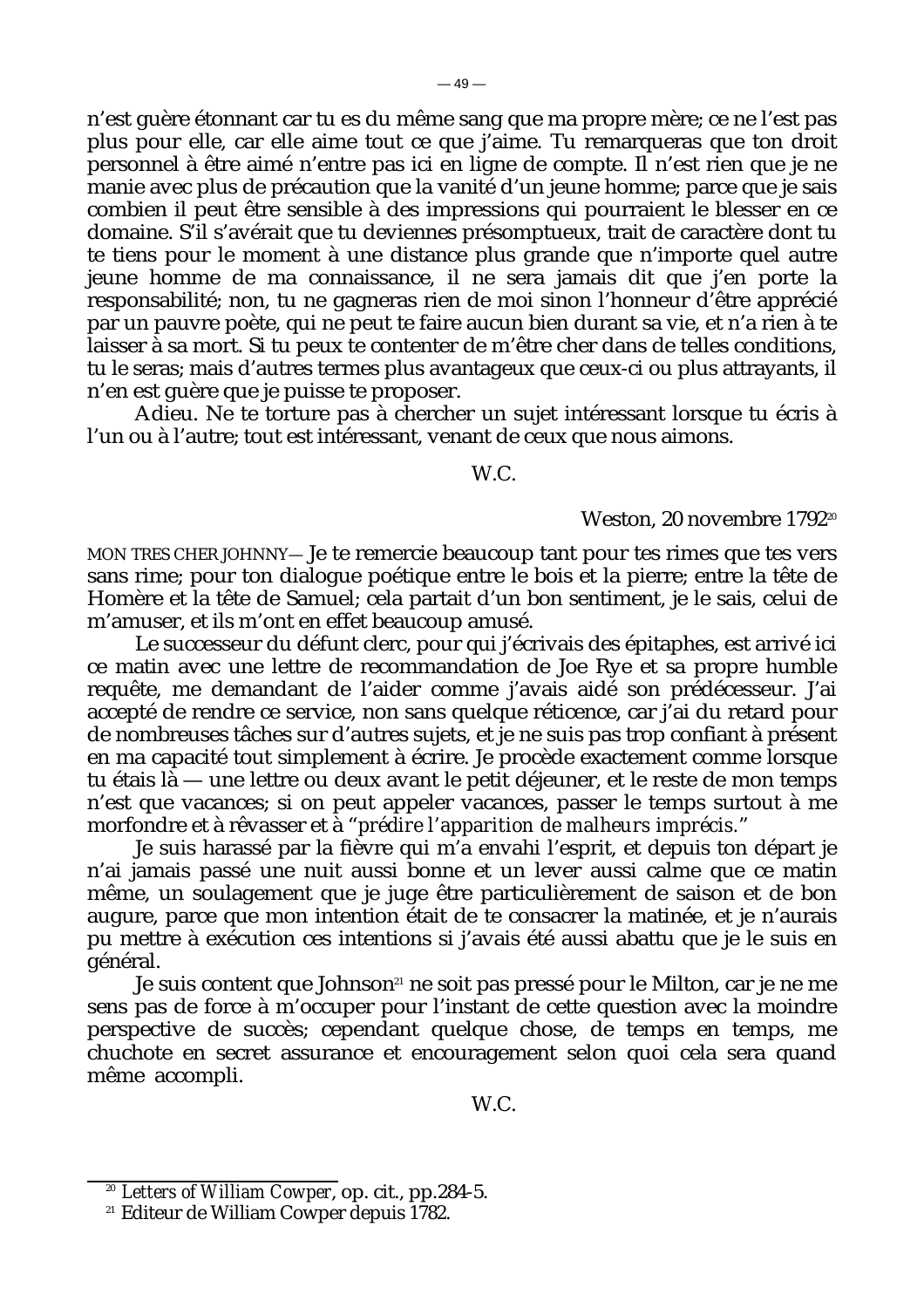n'est guère étonnant car tu es du même sang que ma propre mère; ce ne l'est pas plus pour elle, car elle aime tout ce que j'aime. Tu remarqueras que ton droit personnel à être aimé n'entre pas ici en ligne de compte. Il n'est rien que je ne manie avec plus de précaution que la vanité d'un jeune homme; parce que je sais combien il peut être sensible à des impressions qui pourraient le blesser en ce domaine. S'il s'avérait que tu deviennes présomptueux, trait de caractère dont tu te tiens pour le moment à une distance plus grande que n'importe quel autre jeune homme de ma connaissance, il ne sera jamais dit que j'en porte la responsabilité; non, tu ne gagneras rien de moi sinon l'honneur d'être apprécié par un pauvre poète, qui ne peut te faire aucun bien durant sa vie, et n'a rien à te laisser à sa mort. Si tu peux te contenter de m'être cher dans de telles conditions, tu le seras; mais d'autres termes plus avantageux que ceux-ci ou plus attrayants, il n'en est guère que je puisse te proposer.

Adieu. Ne te torture pas à chercher un sujet intéressant lorsque tu écris à l'un ou à l'autre; tout est intéressant, venant de ceux que nous aimons.

W.C.

Weston, 20 novembre 1792[20]

MON TRES CHER JOHNNY— Je te remercie beaucoup tant pour tes rimes que tes vers sans rime; pour ton dialogue poétique entre le bois et la pierre; entre la tête de Homère et la tête de Samuel; cela partait d'un bon sentiment, je le sais, celui de m'amuser, et ils m'ont en effet beaucoup amusé.

Le successeur du défunt clerc, pour qui j'écrivais des épitaphes, est arrivé ici ce matin avec une lettre de recommandation de Joe Rye et sa propre humble requête, me demandant de l'aider comme j'avais aidé son prédécesseur. J'ai accepté de rendre ce service, non sans quelque réticence, car j'ai du retard pour de nombreuses tâches sur d'autres sujets, et je ne suis pas trop confiant à présent en ma capacité tout simplement à écrire. Je procède exactement comme lorsque tu étais là — une lettre ou deux avant le petit déjeuner, et le reste de mon temps n'est que vacances; si on peut appeler vacances, passer le temps surtout à me morfondre et à rêvasser et à "*prédire l'apparition de malheurs imprécis*."

Je suis harassé par la fièvre qui m'a envahi l'esprit, et depuis ton départ je n'ai jamais passé une nuit aussi bonne et un lever aussi calme que ce matin même, un soulagement que je juge être particulièrement de saison et de bon augure, parce que mon intention était de te consacrer la matinée, et je n'aurais pu mettre à exécution ces intentions si j'avais été aussi abattu que je le suis en général.

Je suis content que Johnson[21] ne soit pas pressé pour le Milton, car je ne me sens pas de force à m'occuper pour l'instant de cette question avec la moindre perspective de succès; cependant quelque chose, de temps en temps, me chuchote en secret assurance et encouragement selon quoi cela sera quand même accompli.

W.C.

---

[20] *Letters of William Cowper*, op. cit., pp.284-5.

[21] Editeur de William Cowper depuis 1782.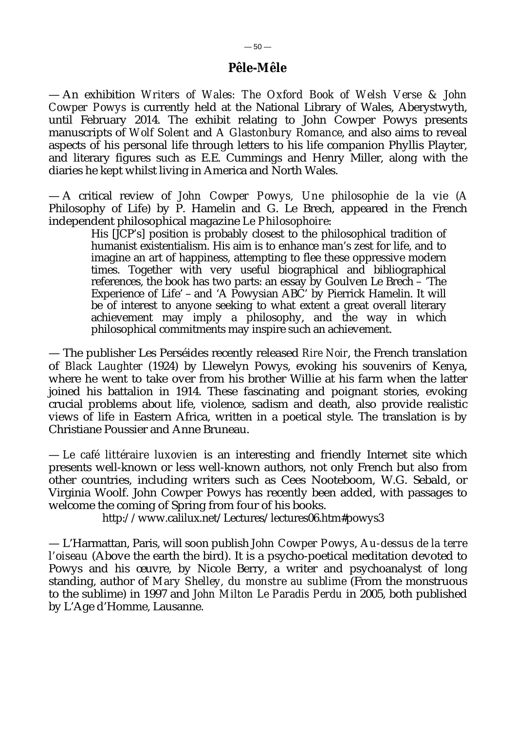## Pêle-Mêle

— An exhibition *Writers of Wales: The Oxford Book of Welsh Verse & John Cowper Powys* is currently held at the National Library of Wales, Aberystwyth, until February 2014. The exhibit relating to John Cowper Powys presents manuscripts of *Wolf Solent* and *A Glastonbury Romance*, and also aims to reveal aspects of his personal life through letters to his life companion Phyllis Playter, and literary figures such as E.E. Cummings and Henry Miller, along with the diaries he kept whilst living in America and North Wales.

— A critical review of *John Cowper Powys, Une philosophie de la vie* (A Philosophy of Life) by P. Hamelin and G. Le Brech, appeared in the French independent philosophical magazine *Le Philosophoire*:

> His [JCP's] position is probably closest to the philosophical tradition of humanist existentialism. His aim is to enhance man's zest for life, and to imagine an art of happiness, attempting to flee these oppressive modern times. Together with very useful biographical and bibliographical references, the book has two parts: an essay by Goulven Le Brech – 'The Experience of Life' – and 'A Powysian ABC' by Pierrick Hamelin. It will be of interest to anyone seeking to what extent a great overall literary achievement may imply a philosophy, and the way in which philosophical commitments may inspire such an achievement.

— The publisher Les Perséides recently released *Rire Noir*, the French translation of *Black Laughter* (1924) by Llewelyn Powys, evoking his souvenirs of Kenya, where he went to take over from his brother Willie at his farm when the latter joined his battalion in 1914. These fascinating and poignant stories, evoking crucial problems about life, violence, sadism and death, also provide realistic views of life in Eastern Africa, written in a poetical style. The translation is by Christiane Poussier and Anne Bruneau.

— *Le café littéraire luxovien* is an interesting and friendly Internet site which presents well-known or less well-known authors, not only French but also from other countries, including writers such as Cees Nooteboom, W.G. Sebald, or Virginia Woolf. John Cowper Powys has recently been added, with passages to welcome the coming of Spring from four of his books.

http://www.calilux.net/Lectures/lectures06.htm#powys3

— L'Harmattan, Paris, will soon publish *John Cowper Powys, Au-dessus de la terre l'oiseau* (Above the earth the bird). It is a psycho-poetical meditation devoted to Powys and his œuvre, by Nicole Berry, a writer and psychoanalyst of long standing, author of *Mary Shelley, du monstre au sublime* (From the monstruous to the sublime) in 1997 and *John Milton Le Paradis Perdu* in 2005, both published by L'Age d'Homme, Lausanne.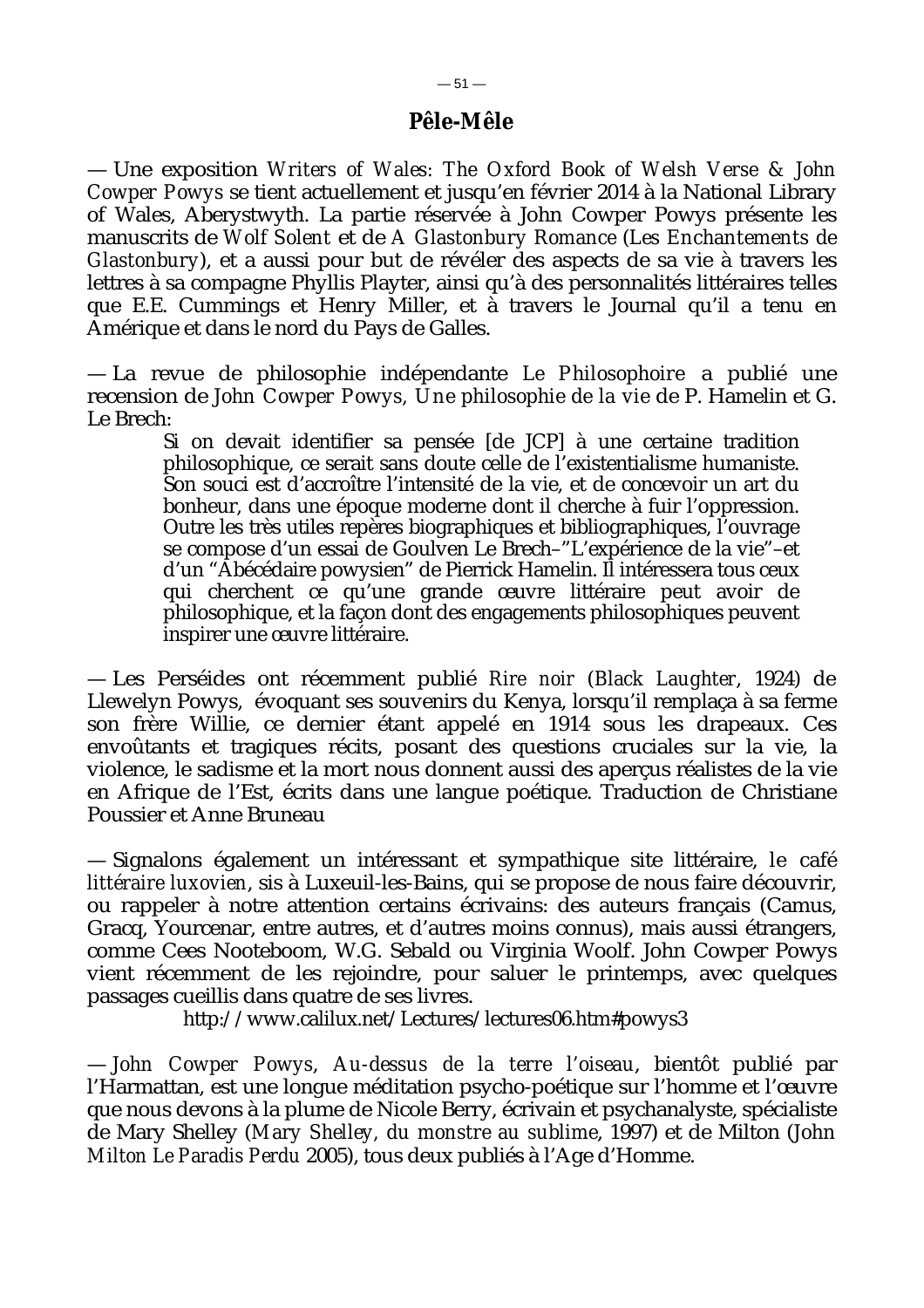## Pêle-Mêle

— Une exposition *Writers of Wales: The Oxford Book of Welsh Verse & John Cowper Powys* se tient actuellement et jusqu'en février 2014 à la National Library of Wales, Aberystwyth. La partie réservée à John Cowper Powys présente les manuscrits de *Wolf Solent* et de *A Glastonbury Romance* (*Les Enchantements de Glastonbury*), et a aussi pour but de révéler des aspects de sa vie à travers les lettres à sa compagne Phyllis Playter, ainsi qu'à des personnalités littéraires telles que E.E. Cummings et Henry Miller, et à travers le Journal qu'il a tenu en Amérique et dans le nord du Pays de Galles.

— La revue de philosophie indépendante *Le Philosophoire* a publié une recension de *John Cowper Powys, Une philosophie de la vie* de P. Hamelin et G. Le Brech:

> Si on devait identifier sa pensée [de JCP] à une certaine tradition philosophique, ce serait sans doute celle de l'existentialisme humaniste. Son souci est d'accroître l'intensité de la vie, et de concevoir un art du bonheur, dans une époque moderne dont il cherche à fuir l'oppression. Outre les très utiles repères biographiques et bibliographiques, l'ouvrage se compose d'un essai de Goulven Le Brech–"L'expérience de la vie"–et d'un "Abécédaire powysien" de Pierrick Hamelin. Il intéressera tous ceux qui cherchent ce qu'une grande œuvre littéraire peut avoir de philosophique, et la façon dont des engagements philosophiques peuvent inspirer une œuvre littéraire.

— Les Perséides ont récemment publié *Rire noir* (*Black Laughter*, 1924) de Llewelyn Powys, évoquant ses souvenirs du Kenya, lorsqu'il remplaça à sa ferme son frère Willie, ce dernier étant appelé en 1914 sous les drapeaux. Ces envoûtants et tragiques récits, posant des questions cruciales sur la vie, la violence, le sadisme et la mort nous donnent aussi des aperçus réalistes de la vie en Afrique de l'Est, écrits dans une langue poétique. Traduction de Christiane Poussier et Anne Bruneau

— Signalons également un intéressant et sympathique site littéraire, le *café littéraire luxovien*, sis à Luxeuil-les-Bains, qui se propose de nous faire découvrir, ou rappeler à notre attention certains écrivains: des auteurs français (Camus, Gracq, Yourcenar, entre autres, et d'autres moins connus), mais aussi étrangers, comme Cees Nooteboom, W.G. Sebald ou Virginia Woolf. John Cowper Powys vient récemment de les rejoindre, pour saluer le printemps, avec quelques passages cueillis dans quatre de ses livres.

http://www.calilux.net/Lectures/lectures06.htm#powys3

— *John Cowper Powys, Au-dessus de la terre l'oiseau*, bientôt publié par l'Harmattan, est une longue méditation psycho-poétique sur l'homme et l'œuvre que nous devons à la plume de Nicole Berry, écrivain et psychanalyste, spécialiste de Mary Shelley (*Mary Shelley, du monstre au sublime*, 1997) et de Milton (*John Milton Le Paradis Perdu* 2005), tous deux publiés à l'Age d'Homme.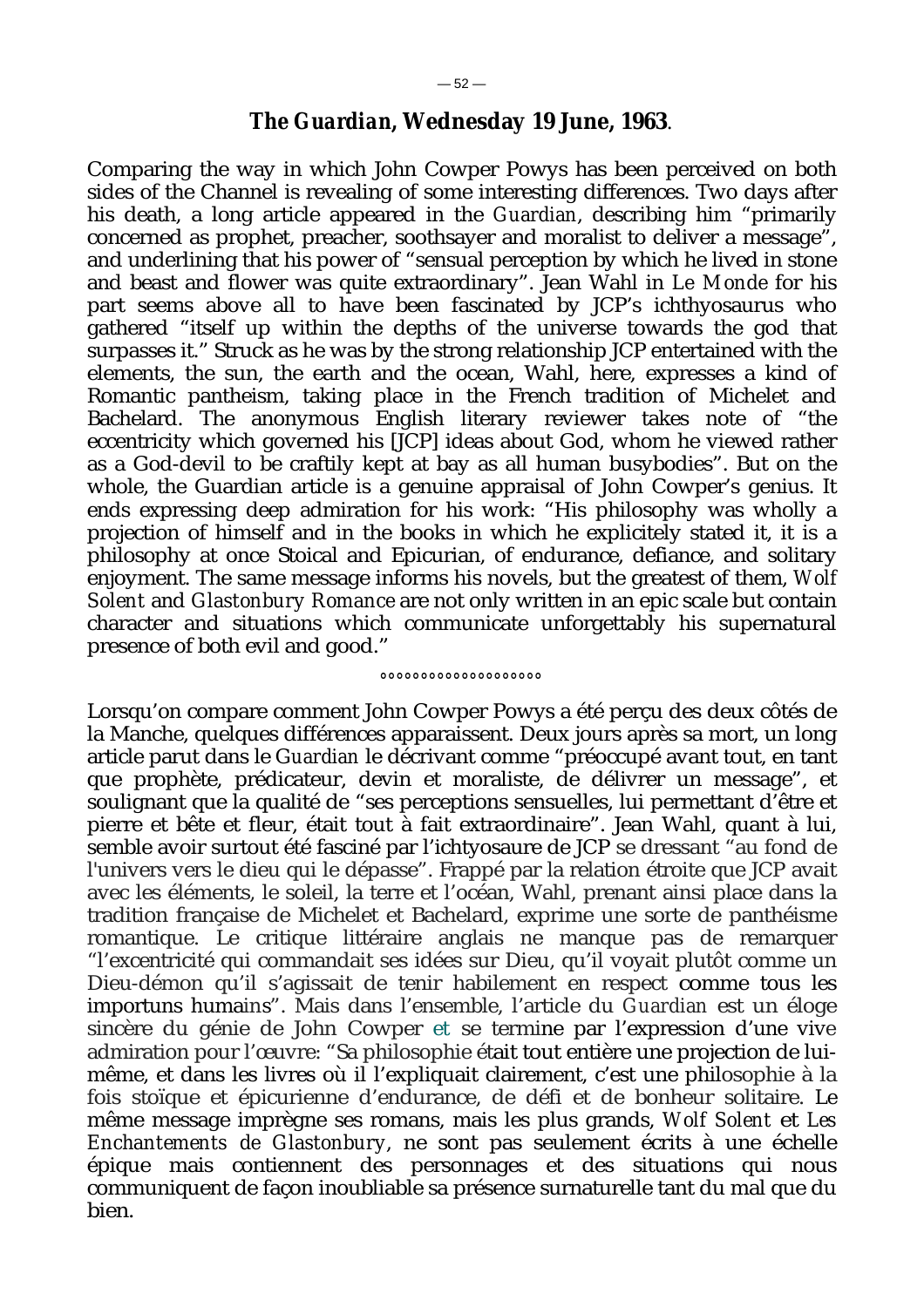## *The Guardian*, Wednesday 19 June, 1963.

Comparing the way in which John Cowper Powys has been perceived on both sides of the Channel is revealing of some interesting differences. Two days after his death, a long article appeared in the *Guardian*, describing him "primarily concerned as prophet, preacher, soothsayer and moralist to deliver a message", and underlining that his power of "sensual perception by which he lived in stone and beast and flower was quite extraordinary". Jean Wahl in *Le Monde* for his part seems above all to have been fascinated by JCP's ichthyosaurus who gathered "itself up within the depths of the universe towards the god that surpasses it." Struck as he was by the strong relationship JCP entertained with the elements, the sun, the earth and the ocean, Wahl, here, expresses a kind of Romantic pantheism, taking place in the French tradition of Michelet and Bachelard. The anonymous English literary reviewer takes note of "the eccentricity which governed his [JCP] ideas about God, whom he viewed rather as a God-devil to be craftily kept at bay as all human busybodies". But on the whole, the Guardian article is a genuine appraisal of John Cowper's genius. It ends expressing deep admiration for his work: "His philosophy was wholly a projection of himself and in the books in which he explicitely stated it, it is a philosophy at once Stoical and Epicurian, of endurance, defiance, and solitary enjoyment. The same message informs his novels, but the greatest of them, *Wolf Solent* and *Glastonbury Romance* are not only written in an epic scale but contain character and situations which communicate unforgettably his supernatural presence of both evil and good."

°°°°°°°°°°°°°°°°°°°

Lorsqu'on compare comment John Cowper Powys a été perçu des deux côtés de la Manche, quelques différences apparaissent. Deux jours après sa mort, un long article parut dans le *Guardian* le décrivant comme "préoccupé avant tout, en tant que prophète, prédicateur, devin et moraliste, de délivrer un message", et soulignant que la qualité de "ses perceptions sensuelles, lui permettant d'être et pierre et bête et fleur, était tout à fait extraordinaire". Jean Wahl, quant à lui, semble avoir surtout été fasciné par l'ichtyosaure de JCP se dressant "au fond de l'univers vers le dieu qui le dépasse". Frappé par la relation étroite que JCP avait avec les éléments, le soleil, la terre et l'océan, Wahl, prenant ainsi place dans la tradition française de Michelet et Bachelard, exprime une sorte de panthéisme romantique. Le critique littéraire anglais ne manque pas de remarquer "l'excentricité qui commandait ses idées sur Dieu, qu'il voyait plutôt comme un Dieu-démon qu'il s'agissait de tenir habilement en respect comme tous les importuns humains". Mais dans l'ensemble, l'article du *Guardian* est un éloge sincère du génie de John Cowper et se termine par l'expression d'une vive admiration pour l'œuvre: "Sa philosophie était tout entière une projection de lui-même, et dans les livres où il l'expliquait clairement, c'est une philosophie à la fois stoïque et épicurienne d'endurance, de défi et de bonheur solitaire. Le même message imprègne ses romans, mais les plus grands, *Wolf Solent* et *Les Enchantements de Glastonbury*, ne sont pas seulement écrits à une échelle épique mais contiennent des personnages et des situations qui nous communiquent de façon inoubliable sa présence surnaturelle tant du mal que du bien.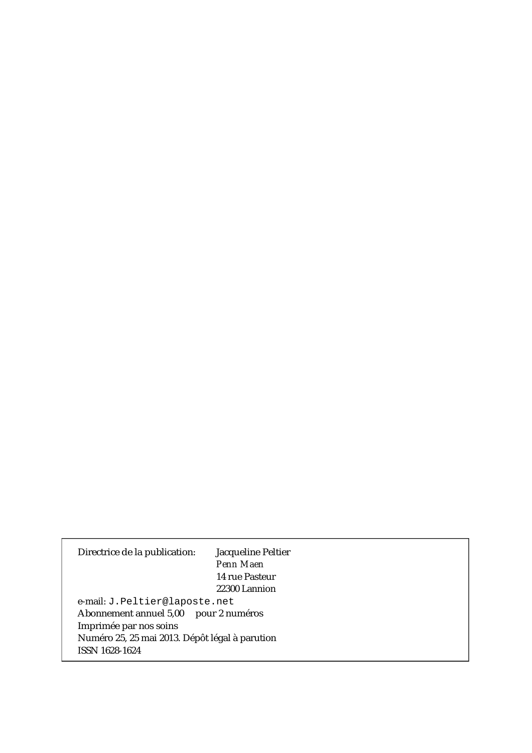Directrice de la publication: Jacqueline Peltier
*Penn Maen*
14 rue Pasteur
22300 Lannion

e-mail: `J.Peltier@laposte.net`
Abonnement annuel 5,00 pour 2 numéros
Imprimée par nos soins
Numéro 25, 25 mai 2013. Dépôt légal à parution
ISSN 1628-1624